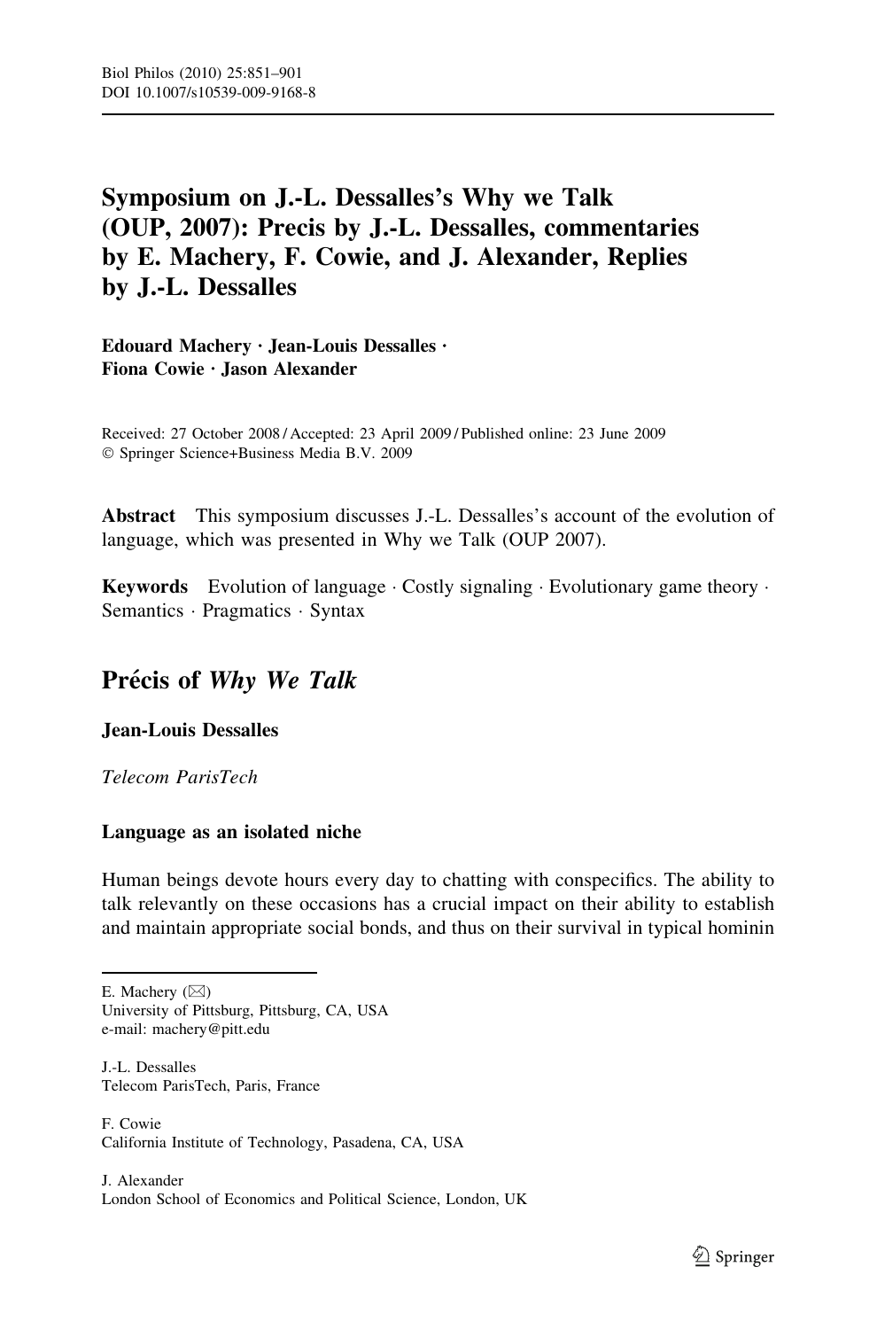# Symposium on J.-L. Dessalles's Why we Talk (OUP, 2007): Precis by J.-L. Dessalles, commentaries by E. Machery, F. Cowie, and J. Alexander, Replies by J.-L. Dessalles

**Edouard Machery · Jean-Louis Dessalles · Fiona Cowie · Jason Alexander**

Received: 27 October 2008 / Accepted: 23 April 2009 / Published online: 23 June 2009
© Springer Science+Business Media B.V. 2009

**Abstract** This symposium discusses J.-L. Dessalles's account of the evolution of language, which was presented in Why we Talk (OUP 2007).

**Keywords** Evolution of language · Costly signaling · Evolutionary game theory · Semantics · Pragmatics · Syntax

## Précis of *Why We Talk*

**Jean-Louis Dessalles**

*Telecom ParisTech*

### Language as an isolated niche

Human beings devote hours every day to chatting with conspecifics. The ability to talk relevantly on these occasions has a crucial impact on their ability to establish and maintain appropriate social bonds, and thus on their survival in typical hominin

---

E. Machery (✉)
University of Pittsburg, Pittsburg, CA, USA
e-mail: machery@pitt.edu

J.-L. Dessalles
Telecom ParisTech, Paris, France

F. Cowie
California Institute of Technology, Pasadena, CA, USA

J. Alexander
London School of Economics and Political Science, London, UK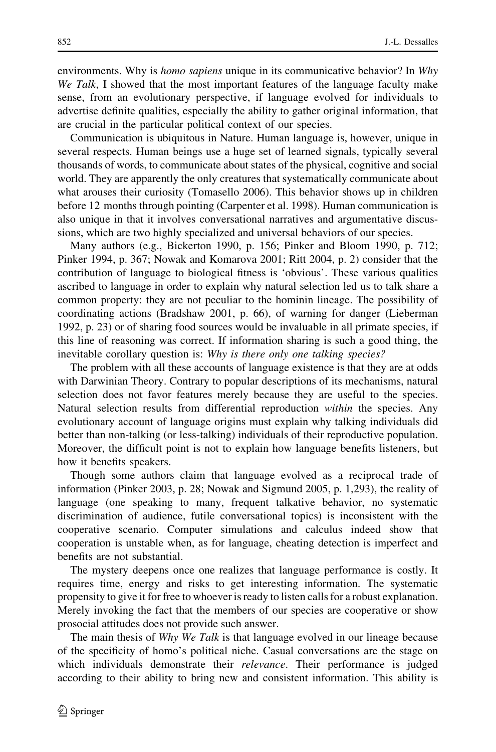environments. Why is *homo sapiens* unique in its communicative behavior? In *Why We Talk*, I showed that the most important features of the language faculty make sense, from an evolutionary perspective, if language evolved for individuals to advertise definite qualities, especially the ability to gather original information, that are crucial in the particular political context of our species.

Communication is ubiquitous in Nature. Human language is, however, unique in several respects. Human beings use a huge set of learned signals, typically several thousands of words, to communicate about states of the physical, cognitive and social world. They are apparently the only creatures that systematically communicate about what arouses their curiosity (Tomasello 2006). This behavior shows up in children before 12 months through pointing (Carpenter et al. 1998). Human communication is also unique in that it involves conversational narratives and argumentative discussions, which are two highly specialized and universal behaviors of our species.

Many authors (e.g., Bickerton 1990, p. 156; Pinker and Bloom 1990, p. 712; Pinker 1994, p. 367; Nowak and Komarova 2001; Ritt 2004, p. 2) consider that the contribution of language to biological fitness is 'obvious'. These various qualities ascribed to language in order to explain why natural selection led us to talk share a common property: they are not peculiar to the hominin lineage. The possibility of coordinating actions (Bradshaw 2001, p. 66), of warning for danger (Lieberman 1992, p. 23) or of sharing food sources would be invaluable in all primate species, if this line of reasoning was correct. If information sharing is such a good thing, the inevitable corollary question is: *Why is there only one talking species?*

The problem with all these accounts of language existence is that they are at odds with Darwinian Theory. Contrary to popular descriptions of its mechanisms, natural selection does not favor features merely because they are useful to the species. Natural selection results from differential reproduction *within* the species. Any evolutionary account of language origins must explain why talking individuals did better than non-talking (or less-talking) individuals of their reproductive population. Moreover, the difficult point is not to explain how language benefits listeners, but how it benefits speakers.

Though some authors claim that language evolved as a reciprocal trade of information (Pinker 2003, p. 28; Nowak and Sigmund 2005, p. 1,293), the reality of language (one speaking to many, frequent talkative behavior, no systematic discrimination of audience, futile conversational topics) is inconsistent with the cooperative scenario. Computer simulations and calculus indeed show that cooperation is unstable when, as for language, cheating detection is imperfect and benefits are not substantial.

The mystery deepens once one realizes that language performance is costly. It requires time, energy and risks to get interesting information. The systematic propensity to give it for free to whoever is ready to listen calls for a robust explanation. Merely invoking the fact that the members of our species are cooperative or show prosocial attitudes does not provide such answer.

The main thesis of *Why We Talk* is that language evolved in our lineage because of the specificity of homo's political niche. Casual conversations are the stage on which individuals demonstrate their *relevance*. Their performance is judged according to their ability to bring new and consistent information. This ability is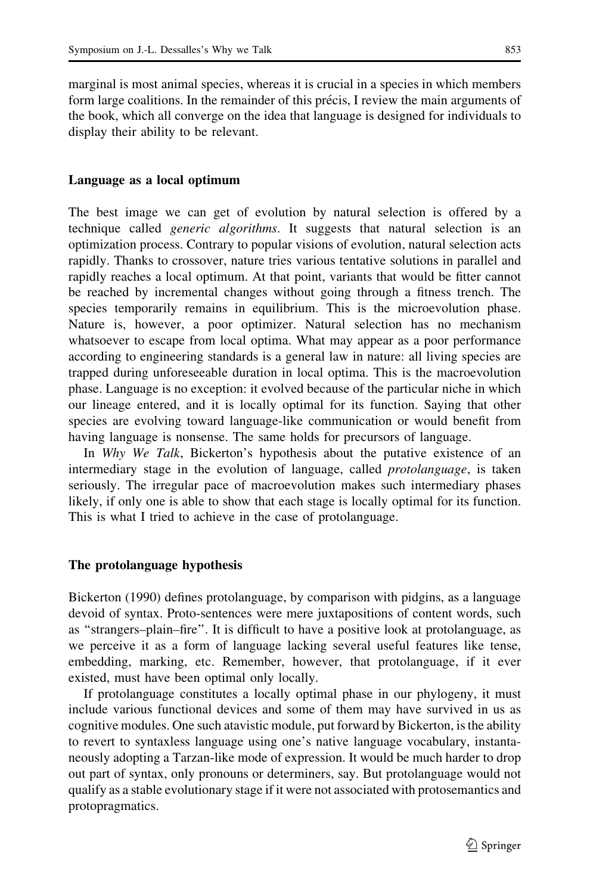marginal is most animal species, whereas it is crucial in a species in which members form large coalitions. In the remainder of this précis, I review the main arguments of the book, which all converge on the idea that language is designed for individuals to display their ability to be relevant.

### Language as a local optimum

The best image we can get of evolution by natural selection is offered by a technique called *generic algorithms*. It suggests that natural selection is an optimization process. Contrary to popular visions of evolution, natural selection acts rapidly. Thanks to crossover, nature tries various tentative solutions in parallel and rapidly reaches a local optimum. At that point, variants that would be fitter cannot be reached by incremental changes without going through a fitness trench. The species temporarily remains in equilibrium. This is the microevolution phase. Nature is, however, a poor optimizer. Natural selection has no mechanism whatsoever to escape from local optima. What may appear as a poor performance according to engineering standards is a general law in nature: all living species are trapped during unforeseeable duration in local optima. This is the macroevolution phase. Language is no exception: it evolved because of the particular niche in which our lineage entered, and it is locally optimal for its function. Saying that other species are evolving toward language-like communication or would benefit from having language is nonsense. The same holds for precursors of language.

In *Why We Talk*, Bickerton's hypothesis about the putative existence of an intermediary stage in the evolution of language, called *protolanguage*, is taken seriously. The irregular pace of macroevolution makes such intermediary phases likely, if only one is able to show that each stage is locally optimal for its function. This is what I tried to achieve in the case of protolanguage.

### The protolanguage hypothesis

Bickerton (1990) defines protolanguage, by comparison with pidgins, as a language devoid of syntax. Proto-sentences were mere juxtapositions of content words, such as "strangers–plain–fire". It is difficult to have a positive look at protolanguage, as we perceive it as a form of language lacking several useful features like tense, embedding, marking, etc. Remember, however, that protolanguage, if it ever existed, must have been optimal only locally.

If protolanguage constitutes a locally optimal phase in our phylogeny, it must include various functional devices and some of them may have survived in us as cognitive modules. One such atavistic module, put forward by Bickerton, is the ability to revert to syntaxless language using one's native language vocabulary, instantaneously adopting a Tarzan-like mode of expression. It would be much harder to drop out part of syntax, only pronouns or determiners, say. But protolanguage would not qualify as a stable evolutionary stage if it were not associated with protosemantics and protopragmatics.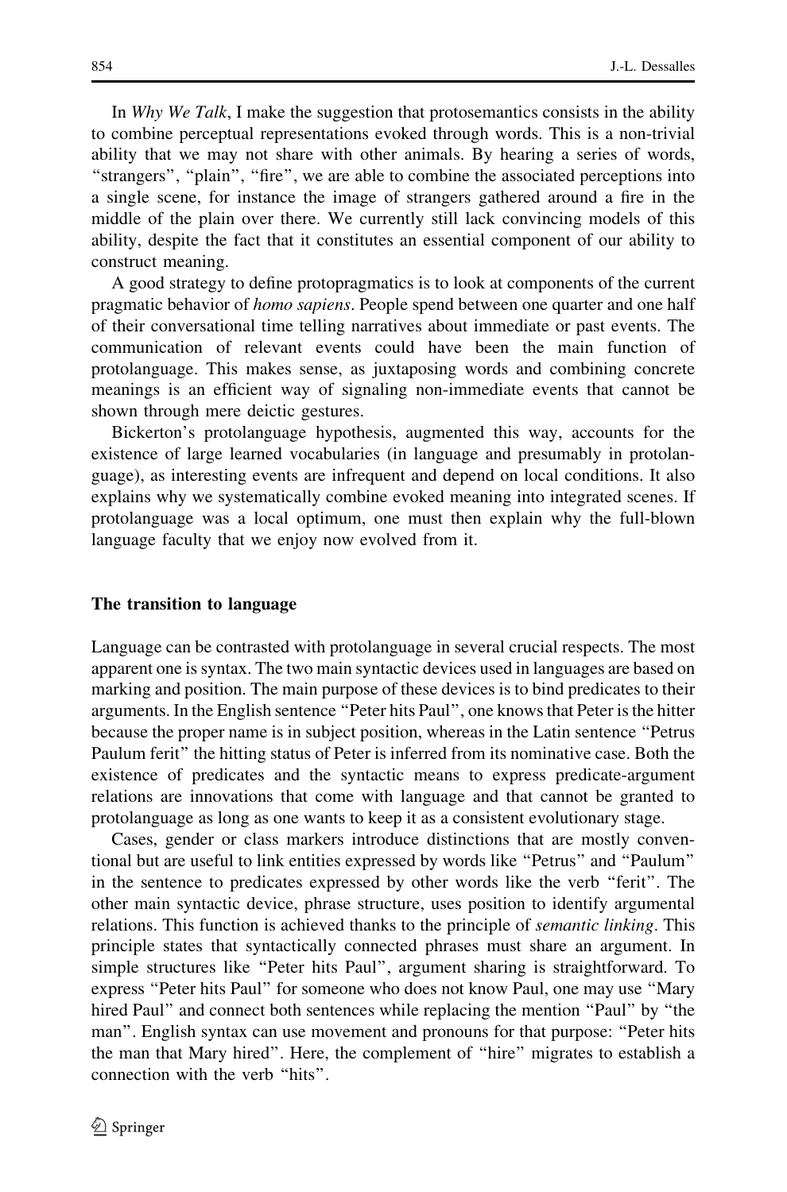In *Why We Talk*, I make the suggestion that protosemantics consists in the ability to combine perceptual representations evoked through words. This is a non-trivial ability that we may not share with other animals. By hearing a series of words, "strangers", "plain", "fire", we are able to combine the associated perceptions into a single scene, for instance the image of strangers gathered around a fire in the middle of the plain over there. We currently still lack convincing models of this ability, despite the fact that it constitutes an essential component of our ability to construct meaning.

A good strategy to define protopragmatics is to look at components of the current pragmatic behavior of *homo sapiens*. People spend between one quarter and one half of their conversational time telling narratives about immediate or past events. The communication of relevant events could have been the main function of protolanguage. This makes sense, as juxtaposing words and combining concrete meanings is an efficient way of signaling non-immediate events that cannot be shown through mere deictic gestures.

Bickerton's protolanguage hypothesis, augmented this way, accounts for the existence of large learned vocabularies (in language and presumably in protolanguage), as interesting events are infrequent and depend on local conditions. It also explains why we systematically combine evoked meaning into integrated scenes. If protolanguage was a local optimum, one must then explain why the full-blown language faculty that we enjoy now evolved from it.

## The transition to language

Language can be contrasted with protolanguage in several crucial respects. The most apparent one is syntax. The two main syntactic devices used in languages are based on marking and position. The main purpose of these devices is to bind predicates to their arguments. In the English sentence "Peter hits Paul", one knows that Peter is the hitter because the proper name is in subject position, whereas in the Latin sentence "Petrus Paulum ferit" the hitting status of Peter is inferred from its nominative case. Both the existence of predicates and the syntactic means to express predicate-argument relations are innovations that come with language and that cannot be granted to protolanguage as long as one wants to keep it as a consistent evolutionary stage.

Cases, gender or class markers introduce distinctions that are mostly conventional but are useful to link entities expressed by words like "Petrus" and "Paulum" in the sentence to predicates expressed by other words like the verb "ferit". The other main syntactic device, phrase structure, uses position to identify argumental relations. This function is achieved thanks to the principle of *semantic linking*. This principle states that syntactically connected phrases must share an argument. In simple structures like "Peter hits Paul", argument sharing is straightforward. To express "Peter hits Paul" for someone who does not know Paul, one may use "Mary hired Paul" and connect both sentences while replacing the mention "Paul" by "the man". English syntax can use movement and pronouns for that purpose: "Peter hits the man that Mary hired". Here, the complement of "hire" migrates to establish a connection with the verb "hits".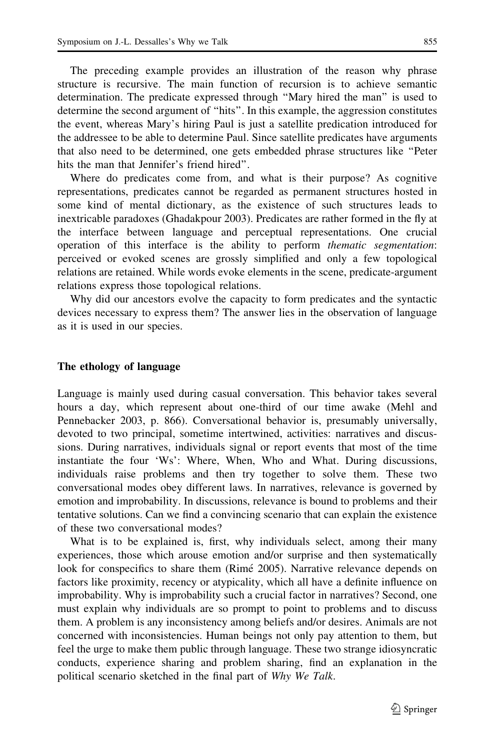The preceding example provides an illustration of the reason why phrase structure is recursive. The main function of recursion is to achieve semantic determination. The predicate expressed through "Mary hired the man" is used to determine the second argument of "hits". In this example, the aggression constitutes the event, whereas Mary's hiring Paul is just a satellite predication introduced for the addressee to be able to determine Paul. Since satellite predicates have arguments that also need to be determined, one gets embedded phrase structures like "Peter hits the man that Jennifer's friend hired".

Where do predicates come from, and what is their purpose? As cognitive representations, predicates cannot be regarded as permanent structures hosted in some kind of mental dictionary, as the existence of such structures leads to inextricable paradoxes (Ghadakpour 2003). Predicates are rather formed in the fly at the interface between language and perceptual representations. One crucial operation of this interface is the ability to perform *thematic segmentation*: perceived or evoked scenes are grossly simplified and only a few topological relations are retained. While words evoke elements in the scene, predicate-argument relations express those topological relations.

Why did our ancestors evolve the capacity to form predicates and the syntactic devices necessary to express them? The answer lies in the observation of language as it is used in our species.

## The ethology of language

Language is mainly used during casual conversation. This behavior takes several hours a day, which represent about one-third of our time awake (Mehl and Pennebacker 2003, p. 866). Conversational behavior is, presumably universally, devoted to two principal, sometime intertwined, activities: narratives and discussions. During narratives, individuals signal or report events that most of the time instantiate the four 'Ws': Where, When, Who and What. During discussions, individuals raise problems and then try together to solve them. These two conversational modes obey different laws. In narratives, relevance is governed by emotion and improbability. In discussions, relevance is bound to problems and their tentative solutions. Can we find a convincing scenario that can explain the existence of these two conversational modes?

What is to be explained is, first, why individuals select, among their many experiences, those which arouse emotion and/or surprise and then systematically look for conspecifics to share them (Rimé 2005). Narrative relevance depends on factors like proximity, recency or atypicality, which all have a definite influence on improbability. Why is improbability such a crucial factor in narratives? Second, one must explain why individuals are so prompt to point to problems and to discuss them. A problem is any inconsistency among beliefs and/or desires. Animals are not concerned with inconsistencies. Human beings not only pay attention to them, but feel the urge to make them public through language. These two strange idiosyncratic conducts, experience sharing and problem sharing, find an explanation in the political scenario sketched in the final part of *Why We Talk*.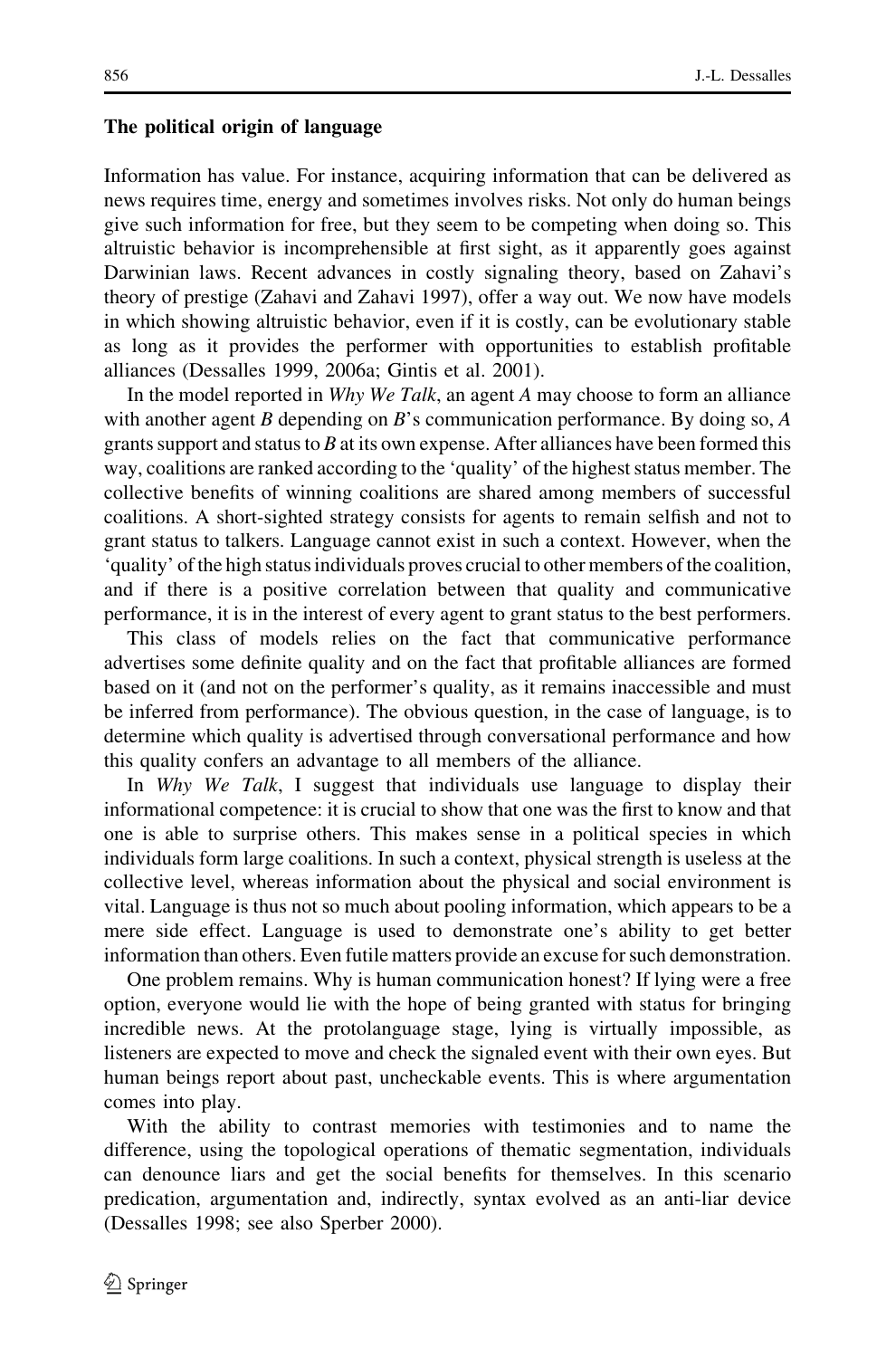### The political origin of language

Information has value. For instance, acquiring information that can be delivered as news requires time, energy and sometimes involves risks. Not only do human beings give such information for free, but they seem to be competing when doing so. This altruistic behavior is incomprehensible at first sight, as it apparently goes against Darwinian laws. Recent advances in costly signaling theory, based on Zahavi's theory of prestige (Zahavi and Zahavi 1997), offer a way out. We now have models in which showing altruistic behavior, even if it is costly, can be evolutionary stable as long as it provides the performer with opportunities to establish profitable alliances (Dessalles 1999, 2006a; Gintis et al. 2001).

In the model reported in *Why We Talk*, an agent *A* may choose to form an alliance with another agent *B* depending on *B*'s communication performance. By doing so, *A* grants support and status to *B* at its own expense. After alliances have been formed this way, coalitions are ranked according to the 'quality' of the highest status member. The collective benefits of winning coalitions are shared among members of successful coalitions. A short-sighted strategy consists for agents to remain selfish and not to grant status to talkers. Language cannot exist in such a context. However, when the 'quality' of the high status individuals proves crucial to other members of the coalition, and if there is a positive correlation between that quality and communicative performance, it is in the interest of every agent to grant status to the best performers.

This class of models relies on the fact that communicative performance advertises some definite quality and on the fact that profitable alliances are formed based on it (and not on the performer's quality, as it remains inaccessible and must be inferred from performance). The obvious question, in the case of language, is to determine which quality is advertised through conversational performance and how this quality confers an advantage to all members of the alliance.

In *Why We Talk*, I suggest that individuals use language to display their informational competence: it is crucial to show that one was the first to know and that one is able to surprise others. This makes sense in a political species in which individuals form large coalitions. In such a context, physical strength is useless at the collective level, whereas information about the physical and social environment is vital. Language is thus not so much about pooling information, which appears to be a mere side effect. Language is used to demonstrate one's ability to get better information than others. Even futile matters provide an excuse for such demonstration.

One problem remains. Why is human communication honest? If lying were a free option, everyone would lie with the hope of being granted with status for bringing incredible news. At the protolanguage stage, lying is virtually impossible, as listeners are expected to move and check the signaled event with their own eyes. But human beings report about past, uncheckable events. This is where argumentation comes into play.

With the ability to contrast memories with testimonies and to name the difference, using the topological operations of thematic segmentation, individuals can denounce liars and get the social benefits for themselves. In this scenario predication, argumentation and, indirectly, syntax evolved as an anti-liar device (Dessalles 1998; see also Sperber 2000).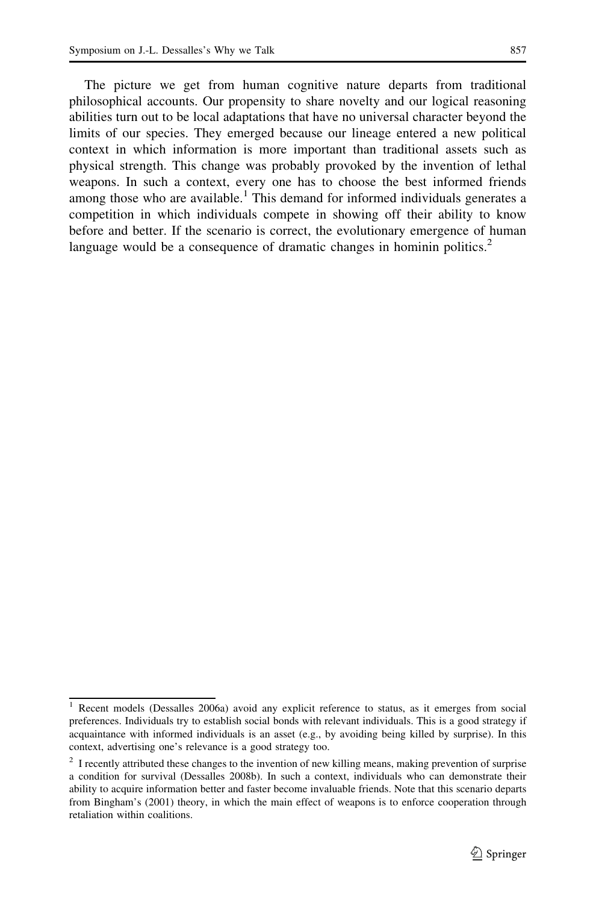The picture we get from human cognitive nature departs from traditional philosophical accounts. Our propensity to share novelty and our logical reasoning abilities turn out to be local adaptations that have no universal character beyond the limits of our species. They emerged because our lineage entered a new political context in which information is more important than traditional assets such as physical strength. This change was probably provoked by the invention of lethal weapons. In such a context, every one has to choose the best informed friends among those who are available.[1] This demand for informed individuals generates a competition in which individuals compete in showing off their ability to know before and better. If the scenario is correct, the evolutionary emergence of human language would be a consequence of dramatic changes in hominin politics.[2]

---

[1] Recent models (Dessalles 2006a) avoid any explicit reference to status, as it emerges from social preferences. Individuals try to establish social bonds with relevant individuals. This is a good strategy if acquaintance with informed individuals is an asset (e.g., by avoiding being killed by surprise). In this context, advertising one's relevance is a good strategy too.

[2] I recently attributed these changes to the invention of new killing means, making prevention of surprise a condition for survival (Dessalles 2008b). In such a context, individuals who can demonstrate their ability to acquire information better and faster become invaluable friends. Note that this scenario departs from Bingham's (2001) theory, in which the main effect of weapons is to enforce cooperation through retaliation within coalitions.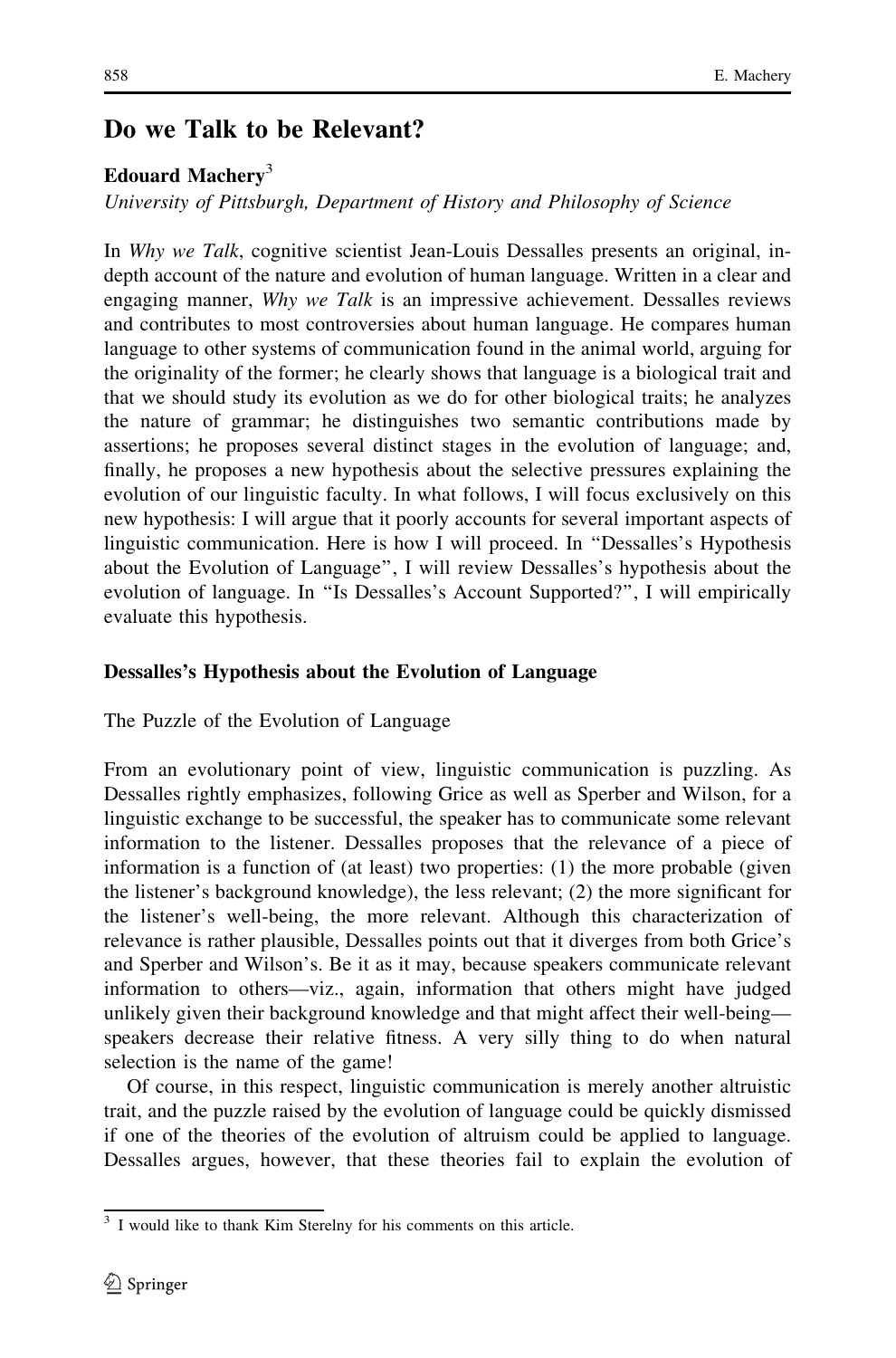## Do we Talk to be Relevant?

**Edouard Machery**[3]

*University of Pittsburgh, Department of History and Philosophy of Science*

In *Why we Talk*, cognitive scientist Jean-Louis Dessalles presents an original, in-depth account of the nature and evolution of human language. Written in a clear and engaging manner, *Why we Talk* is an impressive achievement. Dessalles reviews and contributes to most controversies about human language. He compares human language to other systems of communication found in the animal world, arguing for the originality of the former; he clearly shows that language is a biological trait and that we should study its evolution as we do for other biological traits; he analyzes the nature of grammar; he distinguishes two semantic contributions made by assertions; he proposes several distinct stages in the evolution of language; and, finally, he proposes a new hypothesis about the selective pressures explaining the evolution of our linguistic faculty. In what follows, I will focus exclusively on this new hypothesis: I will argue that it poorly accounts for several important aspects of linguistic communication. Here is how I will proceed. In "Dessalles's Hypothesis about the Evolution of Language", I will review Dessalles's hypothesis about the evolution of language. In "Is Dessalles's Account Supported?", I will empirically evaluate this hypothesis.

### Dessalles's Hypothesis about the Evolution of Language

The Puzzle of the Evolution of Language

From an evolutionary point of view, linguistic communication is puzzling. As Dessalles rightly emphasizes, following Grice as well as Sperber and Wilson, for a linguistic exchange to be successful, the speaker has to communicate some relevant information to the listener. Dessalles proposes that the relevance of a piece of information is a function of (at least) two properties: (1) the more probable (given the listener's background knowledge), the less relevant; (2) the more significant for the listener's well-being, the more relevant. Although this characterization of relevance is rather plausible, Dessalles points out that it diverges from both Grice's and Sperber and Wilson's. Be it as it may, because speakers communicate relevant information to others—viz., again, information that others might have judged unlikely given their background knowledge and that might affect their well-being—speakers decrease their relative fitness. A very silly thing to do when natural selection is the name of the game!

Of course, in this respect, linguistic communication is merely another altruistic trait, and the puzzle raised by the evolution of language could be quickly dismissed if one of the theories of the evolution of altruism could be applied to language. Dessalles argues, however, that these theories fail to explain the evolution of

[3] I would like to thank Kim Sterelny for his comments on this article.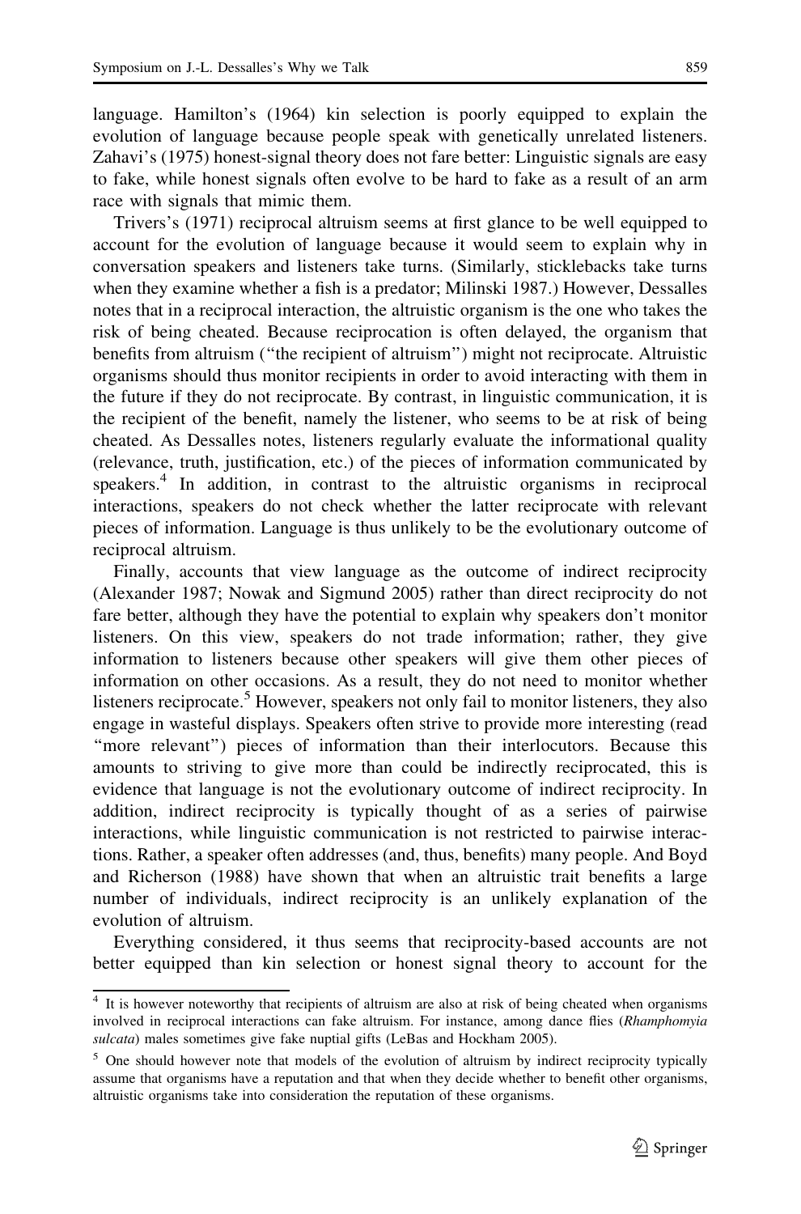language. Hamilton's (1964) kin selection is poorly equipped to explain the evolution of language because people speak with genetically unrelated listeners. Zahavi's (1975) honest-signal theory does not fare better: Linguistic signals are easy to fake, while honest signals often evolve to be hard to fake as a result of an arm race with signals that mimic them.

Trivers's (1971) reciprocal altruism seems at first glance to be well equipped to account for the evolution of language because it would seem to explain why in conversation speakers and listeners take turns. (Similarly, sticklebacks take turns when they examine whether a fish is a predator; Milinski 1987.) However, Dessalles notes that in a reciprocal interaction, the altruistic organism is the one who takes the risk of being cheated. Because reciprocation is often delayed, the organism that benefits from altruism ("the recipient of altruism") might not reciprocate. Altruistic organisms should thus monitor recipients in order to avoid interacting with them in the future if they do not reciprocate. By contrast, in linguistic communication, it is the recipient of the benefit, namely the listener, who seems to be at risk of being cheated. As Dessalles notes, listeners regularly evaluate the informational quality (relevance, truth, justification, etc.) of the pieces of information communicated by speakers.[4] In addition, in contrast to the altruistic organisms in reciprocal interactions, speakers do not check whether the latter reciprocate with relevant pieces of information. Language is thus unlikely to be the evolutionary outcome of reciprocal altruism.

Finally, accounts that view language as the outcome of indirect reciprocity (Alexander 1987; Nowak and Sigmund 2005) rather than direct reciprocity do not fare better, although they have the potential to explain why speakers don't monitor listeners. On this view, speakers do not trade information; rather, they give information to listeners because other speakers will give them other pieces of information on other occasions. As a result, they do not need to monitor whether listeners reciprocate.[5] However, speakers not only fail to monitor listeners, they also engage in wasteful displays. Speakers often strive to provide more interesting (read "more relevant") pieces of information than their interlocutors. Because this amounts to striving to give more than could be indirectly reciprocated, this is evidence that language is not the evolutionary outcome of indirect reciprocity. In addition, indirect reciprocity is typically thought of as a series of pairwise interactions, while linguistic communication is not restricted to pairwise interactions. Rather, a speaker often addresses (and, thus, benefits) many people. And Boyd and Richerson (1988) have shown that when an altruistic trait benefits a large number of individuals, indirect reciprocity is an unlikely explanation of the evolution of altruism.

Everything considered, it thus seems that reciprocity-based accounts are not better equipped than kin selection or honest signal theory to account for the

[4] It is however noteworthy that recipients of altruism are also at risk of being cheated when organisms involved in reciprocal interactions can fake altruism. For instance, among dance flies (*Rhamphomyia sulcata*) males sometimes give fake nuptial gifts (LeBas and Hockham 2005).

[5] One should however note that models of the evolution of altruism by indirect reciprocity typically assume that organisms have a reputation and that when they decide whether to benefit other organisms, altruistic organisms take into consideration the reputation of these organisms.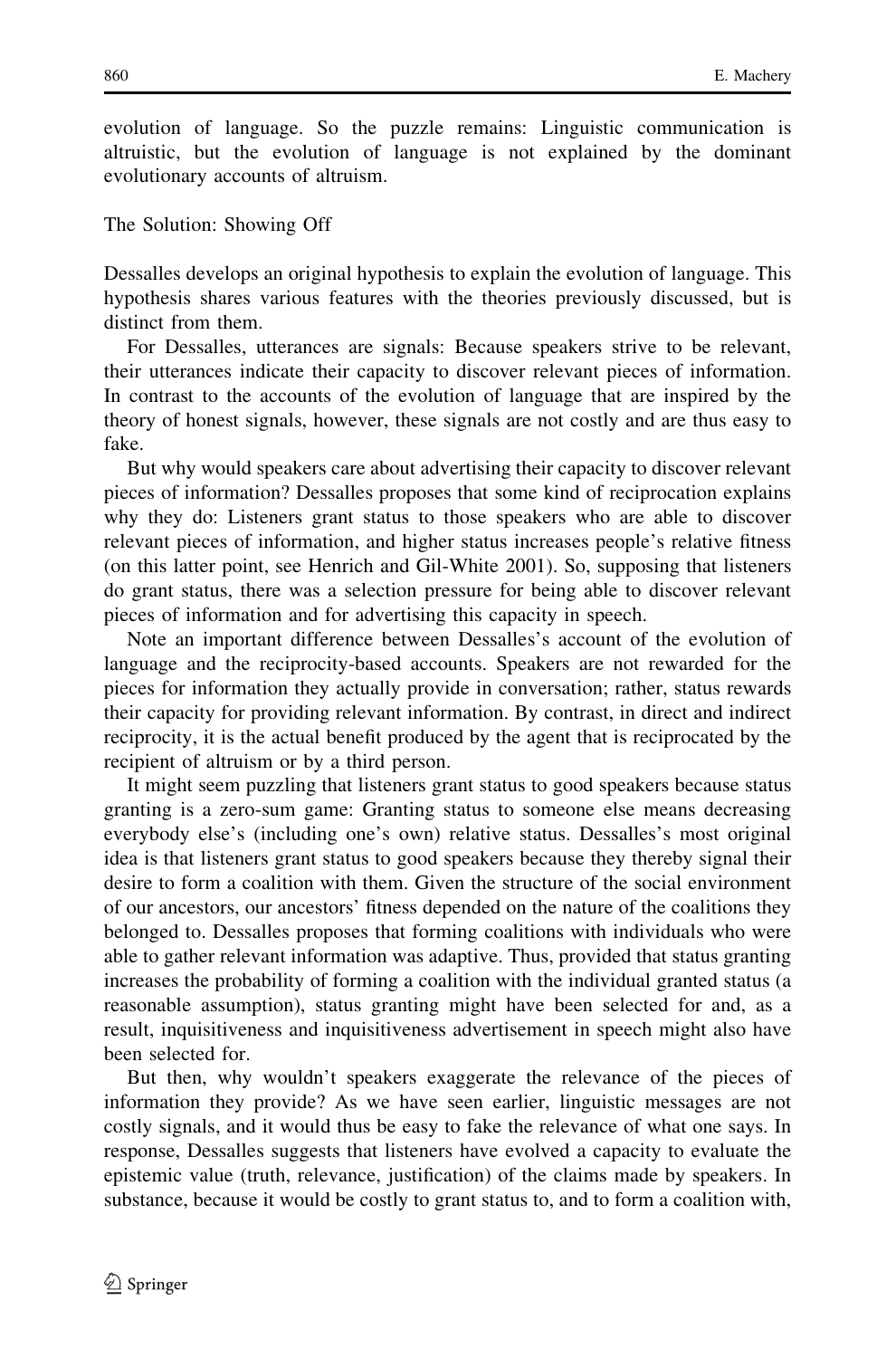evolution of language. So the puzzle remains: Linguistic communication is altruistic, but the evolution of language is not explained by the dominant evolutionary accounts of altruism.

## The Solution: Showing Off

Dessalles develops an original hypothesis to explain the evolution of language. This hypothesis shares various features with the theories previously discussed, but is distinct from them.

For Dessalles, utterances are signals: Because speakers strive to be relevant, their utterances indicate their capacity to discover relevant pieces of information. In contrast to the accounts of the evolution of language that are inspired by the theory of honest signals, however, these signals are not costly and are thus easy to fake.

But why would speakers care about advertising their capacity to discover relevant pieces of information? Dessalles proposes that some kind of reciprocation explains why they do: Listeners grant status to those speakers who are able to discover relevant pieces of information, and higher status increases people's relative fitness (on this latter point, see Henrich and Gil-White 2001). So, supposing that listeners do grant status, there was a selection pressure for being able to discover relevant pieces of information and for advertising this capacity in speech.

Note an important difference between Dessalles's account of the evolution of language and the reciprocity-based accounts. Speakers are not rewarded for the pieces for information they actually provide in conversation; rather, status rewards their capacity for providing relevant information. By contrast, in direct and indirect reciprocity, it is the actual benefit produced by the agent that is reciprocated by the recipient of altruism or by a third person.

It might seem puzzling that listeners grant status to good speakers because status granting is a zero-sum game: Granting status to someone else means decreasing everybody else's (including one's own) relative status. Dessalles's most original idea is that listeners grant status to good speakers because they thereby signal their desire to form a coalition with them. Given the structure of the social environment of our ancestors, our ancestors' fitness depended on the nature of the coalitions they belonged to. Dessalles proposes that forming coalitions with individuals who were able to gather relevant information was adaptive. Thus, provided that status granting increases the probability of forming a coalition with the individual granted status (a reasonable assumption), status granting might have been selected for and, as a result, inquisitiveness and inquisitiveness advertisement in speech might also have been selected for.

But then, why wouldn't speakers exaggerate the relevance of the pieces of information they provide? As we have seen earlier, linguistic messages are not costly signals, and it would thus be easy to fake the relevance of what one says. In response, Dessalles suggests that listeners have evolved a capacity to evaluate the epistemic value (truth, relevance, justification) of the claims made by speakers. In substance, because it would be costly to grant status to, and to form a coalition with,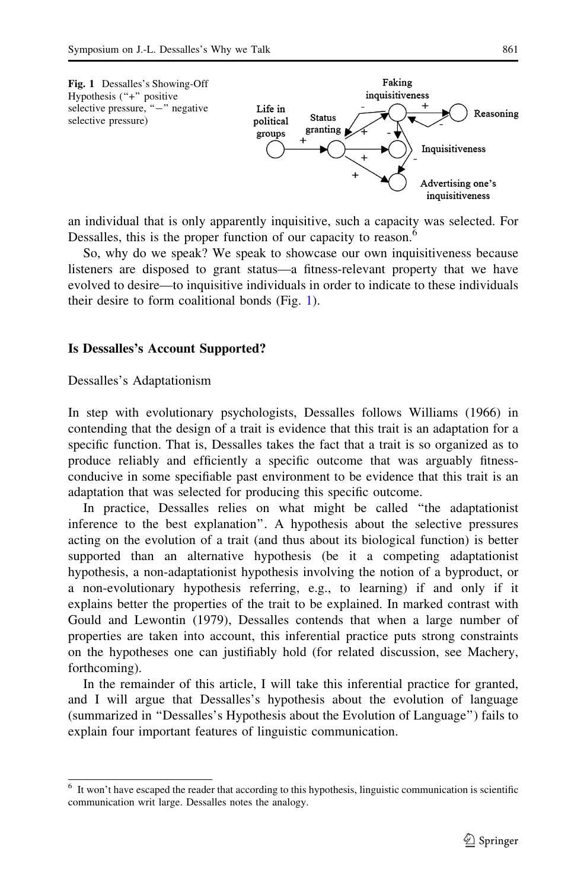**Fig. 1** Dessalles's Showing-Off Hypothesis ("+" positive selective pressure, "−" negative selective pressure)

an individual that is only apparently inquisitive, such a capacity was selected. For Dessalles, this is the proper function of our capacity to reason.[6]

So, why do we speak? We speak to showcase our own inquisitiveness because listeners are disposed to grant status—a fitness-relevant property that we have evolved to desire—to inquisitive individuals in order to indicate to these individuals their desire to form coalitional bonds (Fig. 1).

## Is Dessalles's Account Supported?

### Dessalles's Adaptationism

In step with evolutionary psychologists, Dessalles follows Williams (1966) in contending that the design of a trait is evidence that this trait is an adaptation for a specific function. That is, Dessalles takes the fact that a trait is so organized as to produce reliably and efficiently a specific outcome that was arguably fitness-conducive in some specifiable past environment to be evidence that this trait is an adaptation that was selected for producing this specific outcome.

In practice, Dessalles relies on what might be called "the adaptationist inference to the best explanation". A hypothesis about the selective pressures acting on the evolution of a trait (and thus about its biological function) is better supported than an alternative hypothesis (be it a competing adaptationist hypothesis, a non-adaptationist hypothesis involving the notion of a byproduct, or a non-evolutionary hypothesis referring, e.g., to learning) if and only if it explains better the properties of the trait to be explained. In marked contrast with Gould and Lewontin (1979), Dessalles contends that when a large number of properties are taken into account, this inferential practice puts strong constraints on the hypotheses one can justifiably hold (for related discussion, see Machery, forthcoming).

In the remainder of this article, I will take this inferential practice for granted, and I will argue that Dessalles's hypothesis about the evolution of language (summarized in "Dessalles's Hypothesis about the Evolution of Language") fails to explain four important features of linguistic communication.

[6] It won't have escaped the reader that according to this hypothesis, linguistic communication is scientific communication writ large. Dessalles notes the analogy.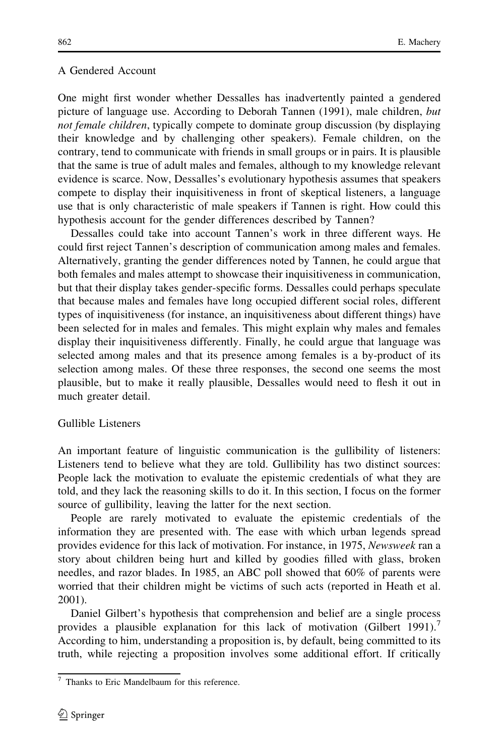### A Gendered Account

One might first wonder whether Dessalles has inadvertently painted a gendered picture of language use. According to Deborah Tannen (1991), male children, *but not female children*, typically compete to dominate group discussion (by displaying their knowledge and by challenging other speakers). Female children, on the contrary, tend to communicate with friends in small groups or in pairs. It is plausible that the same is true of adult males and females, although to my knowledge relevant evidence is scarce. Now, Dessalles's evolutionary hypothesis assumes that speakers compete to display their inquisitiveness in front of skeptical listeners, a language use that is only characteristic of male speakers if Tannen is right. How could this hypothesis account for the gender differences described by Tannen?

Dessalles could take into account Tannen's work in three different ways. He could first reject Tannen's description of communication among males and females. Alternatively, granting the gender differences noted by Tannen, he could argue that both females and males attempt to showcase their inquisitiveness in communication, but that their display takes gender-specific forms. Dessalles could perhaps speculate that because males and females have long occupied different social roles, different types of inquisitiveness (for instance, an inquisitiveness about different things) have been selected for in males and females. This might explain why males and females display their inquisitiveness differently. Finally, he could argue that language was selected among males and that its presence among females is a by-product of its selection among males. Of these three responses, the second one seems the most plausible, but to make it really plausible, Dessalles would need to flesh it out in much greater detail.

### Gullible Listeners

An important feature of linguistic communication is the gullibility of listeners: Listeners tend to believe what they are told. Gullibility has two distinct sources: People lack the motivation to evaluate the epistemic credentials of what they are told, and they lack the reasoning skills to do it. In this section, I focus on the former source of gullibility, leaving the latter for the next section.

People are rarely motivated to evaluate the epistemic credentials of the information they are presented with. The ease with which urban legends spread provides evidence for this lack of motivation. For instance, in 1975, *Newsweek* ran a story about children being hurt and killed by goodies filled with glass, broken needles, and razor blades. In 1985, an ABC poll showed that 60% of parents were worried that their children might be victims of such acts (reported in Heath et al. 2001).

Daniel Gilbert's hypothesis that comprehension and belief are a single process provides a plausible explanation for this lack of motivation (Gilbert 1991).[7] According to him, understanding a proposition is, by default, being committed to its truth, while rejecting a proposition involves some additional effort. If critically

[7] Thanks to Eric Mandelbaum for this reference.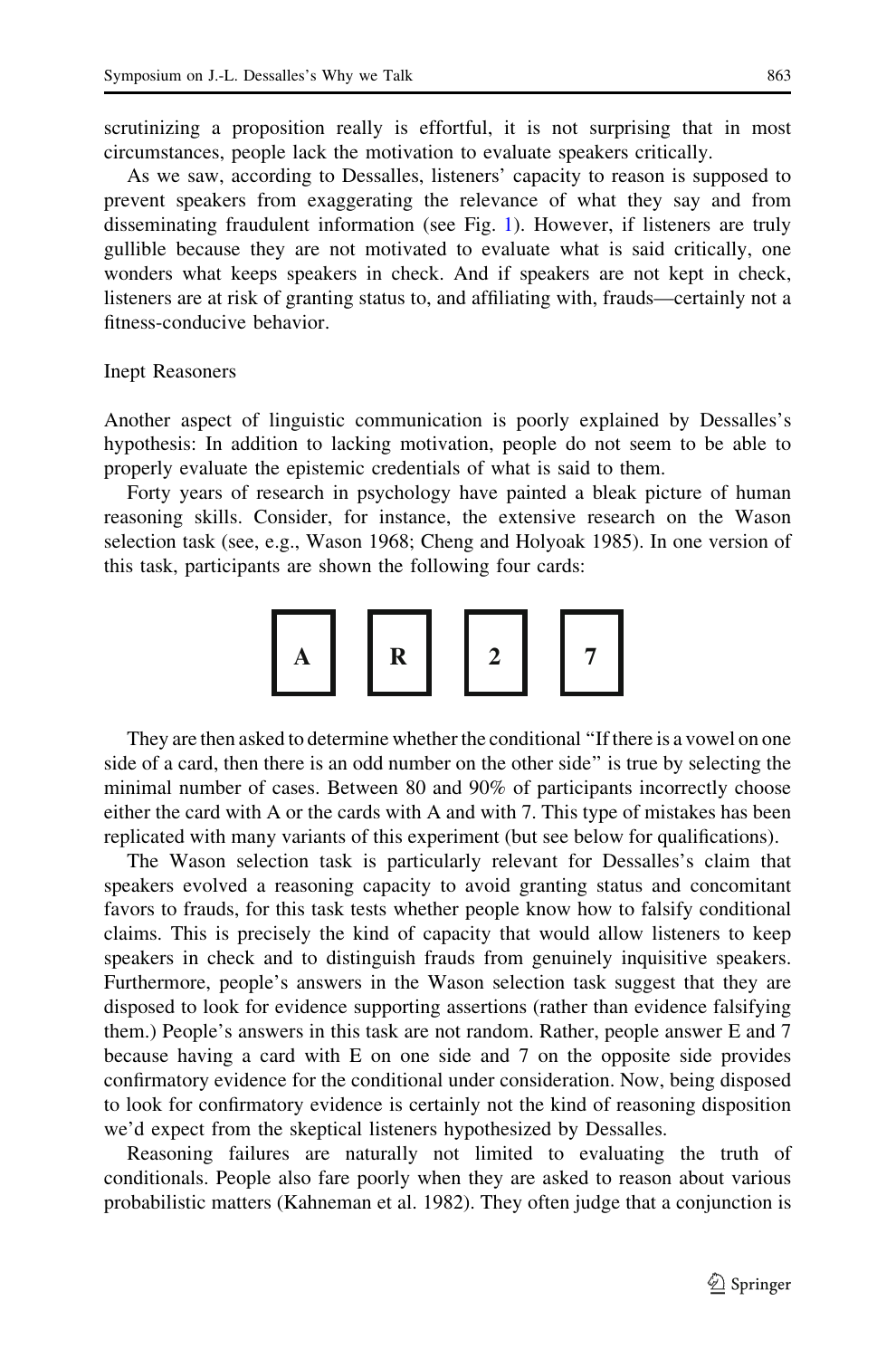scrutinizing a proposition really is effortful, it is not surprising that in most circumstances, people lack the motivation to evaluate speakers critically.

As we saw, according to Dessalles, listeners' capacity to reason is supposed to prevent speakers from exaggerating the relevance of what they say and from disseminating fraudulent information (see Fig. 1). However, if listeners are truly gullible because they are not motivated to evaluate what is said critically, one wonders what keeps speakers in check. And if speakers are not kept in check, listeners are at risk of granting status to, and affiliating with, frauds—certainly not a fitness-conducive behavior.

## Inept Reasoners

Another aspect of linguistic communication is poorly explained by Dessalles's hypothesis: In addition to lacking motivation, people do not seem to be able to properly evaluate the epistemic credentials of what is said to them.

Forty years of research in psychology have painted a bleak picture of human reasoning skills. Consider, for instance, the extensive research on the Wason selection task (see, e.g., Wason 1968; Cheng and Holyoak 1985). In one version of this task, participants are shown the following four cards:

**A** **R** **2** **7**

They are then asked to determine whether the conditional "If there is a vowel on one side of a card, then there is an odd number on the other side" is true by selecting the minimal number of cases. Between 80 and 90% of participants incorrectly choose either the card with A or the cards with A and with 7. This type of mistakes has been replicated with many variants of this experiment (but see below for qualifications).

The Wason selection task is particularly relevant for Dessalles's claim that speakers evolved a reasoning capacity to avoid granting status and concomitant favors to frauds, for this task tests whether people know how to falsify conditional claims. This is precisely the kind of capacity that would allow listeners to keep speakers in check and to distinguish frauds from genuinely inquisitive speakers. Furthermore, people's answers in the Wason selection task suggest that they are disposed to look for evidence supporting assertions (rather than evidence falsifying them.) People's answers in this task are not random. Rather, people answer E and 7 because having a card with E on one side and 7 on the opposite side provides confirmatory evidence for the conditional under consideration. Now, being disposed to look for confirmatory evidence is certainly not the kind of reasoning disposition we'd expect from the skeptical listeners hypothesized by Dessalles.

Reasoning failures are naturally not limited to evaluating the truth of conditionals. People also fare poorly when they are asked to reason about various probabilistic matters (Kahneman et al. 1982). They often judge that a conjunction is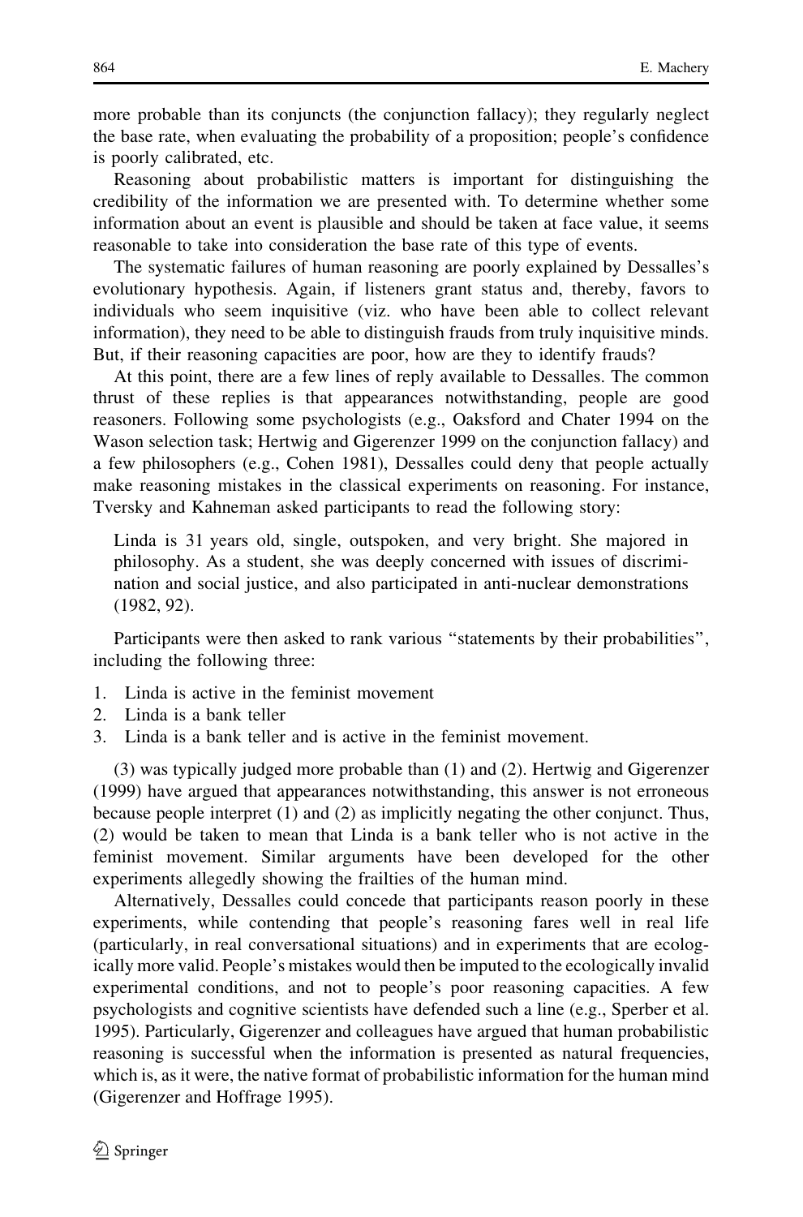more probable than its conjuncts (the conjunction fallacy); they regularly neglect the base rate, when evaluating the probability of a proposition; people's confidence is poorly calibrated, etc.

Reasoning about probabilistic matters is important for distinguishing the credibility of the information we are presented with. To determine whether some information about an event is plausible and should be taken at face value, it seems reasonable to take into consideration the base rate of this type of events.

The systematic failures of human reasoning are poorly explained by Dessalles's evolutionary hypothesis. Again, if listeners grant status and, thereby, favors to individuals who seem inquisitive (viz. who have been able to collect relevant information), they need to be able to distinguish frauds from truly inquisitive minds. But, if their reasoning capacities are poor, how are they to identify frauds?

At this point, there are a few lines of reply available to Dessalles. The common thrust of these replies is that appearances notwithstanding, people are good reasoners. Following some psychologists (e.g., Oaksford and Chater 1994 on the Wason selection task; Hertwig and Gigerenzer 1999 on the conjunction fallacy) and a few philosophers (e.g., Cohen 1981), Dessalles could deny that people actually make reasoning mistakes in the classical experiments on reasoning. For instance, Tversky and Kahneman asked participants to read the following story:

> Linda is 31 years old, single, outspoken, and very bright. She majored in philosophy. As a student, she was deeply concerned with issues of discrimination and social justice, and also participated in anti-nuclear demonstrations (1982, 92).

Participants were then asked to rank various "statements by their probabilities", including the following three:

1. Linda is active in the feminist movement
2. Linda is a bank teller
3. Linda is a bank teller and is active in the feminist movement.

(3) was typically judged more probable than (1) and (2). Hertwig and Gigerenzer (1999) have argued that appearances notwithstanding, this answer is not erroneous because people interpret (1) and (2) as implicitly negating the other conjunct. Thus, (2) would be taken to mean that Linda is a bank teller who is not active in the feminist movement. Similar arguments have been developed for the other experiments allegedly showing the frailties of the human mind.

Alternatively, Dessalles could concede that participants reason poorly in these experiments, while contending that people's reasoning fares well in real life (particularly, in real conversational situations) and in experiments that are ecologically more valid. People's mistakes would then be imputed to the ecologically invalid experimental conditions, and not to people's poor reasoning capacities. A few psychologists and cognitive scientists have defended such a line (e.g., Sperber et al. 1995). Particularly, Gigerenzer and colleagues have argued that human probabilistic reasoning is successful when the information is presented as natural frequencies, which is, as it were, the native format of probabilistic information for the human mind (Gigerenzer and Hoffrage 1995).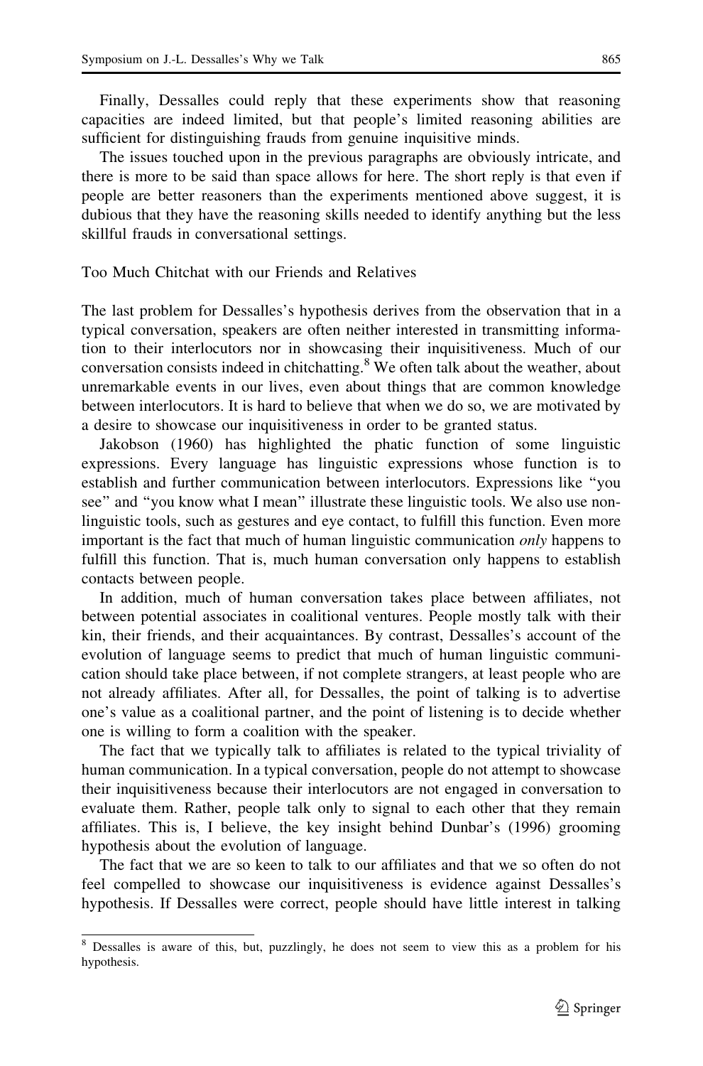Finally, Dessalles could reply that these experiments show that reasoning capacities are indeed limited, but that people's limited reasoning abilities are sufficient for distinguishing frauds from genuine inquisitive minds.

The issues touched upon in the previous paragraphs are obviously intricate, and there is more to be said than space allows for here. The short reply is that even if people are better reasoners than the experiments mentioned above suggest, it is dubious that they have the reasoning skills needed to identify anything but the less skillful frauds in conversational settings.

## Too Much Chitchat with our Friends and Relatives

The last problem for Dessalles's hypothesis derives from the observation that in a typical conversation, speakers are often neither interested in transmitting information to their interlocutors nor in showcasing their inquisitiveness. Much of our conversation consists indeed in chitchatting.[8] We often talk about the weather, about unremarkable events in our lives, even about things that are common knowledge between interlocutors. It is hard to believe that when we do so, we are motivated by a desire to showcase our inquisitiveness in order to be granted status.

Jakobson (1960) has highlighted the phatic function of some linguistic expressions. Every language has linguistic expressions whose function is to establish and further communication between interlocutors. Expressions like "you see" and "you know what I mean" illustrate these linguistic tools. We also use non-linguistic tools, such as gestures and eye contact, to fulfill this function. Even more important is the fact that much of human linguistic communication *only* happens to fulfill this function. That is, much human conversation only happens to establish contacts between people.

In addition, much of human conversation takes place between affiliates, not between potential associates in coalitional ventures. People mostly talk with their kin, their friends, and their acquaintances. By contrast, Dessalles's account of the evolution of language seems to predict that much of human linguistic communication should take place between, if not complete strangers, at least people who are not already affiliates. After all, for Dessalles, the point of talking is to advertise one's value as a coalitional partner, and the point of listening is to decide whether one is willing to form a coalition with the speaker.

The fact that we typically talk to affiliates is related to the typical triviality of human communication. In a typical conversation, people do not attempt to showcase their inquisitiveness because their interlocutors are not engaged in conversation to evaluate them. Rather, people talk only to signal to each other that they remain affiliates. This is, I believe, the key insight behind Dunbar's (1996) grooming hypothesis about the evolution of language.

The fact that we are so keen to talk to our affiliates and that we so often do not feel compelled to showcase our inquisitiveness is evidence against Dessalles's hypothesis. If Dessalles were correct, people should have little interest in talking

[8] Dessalles is aware of this, but, puzzlingly, he does not seem to view this as a problem for his hypothesis.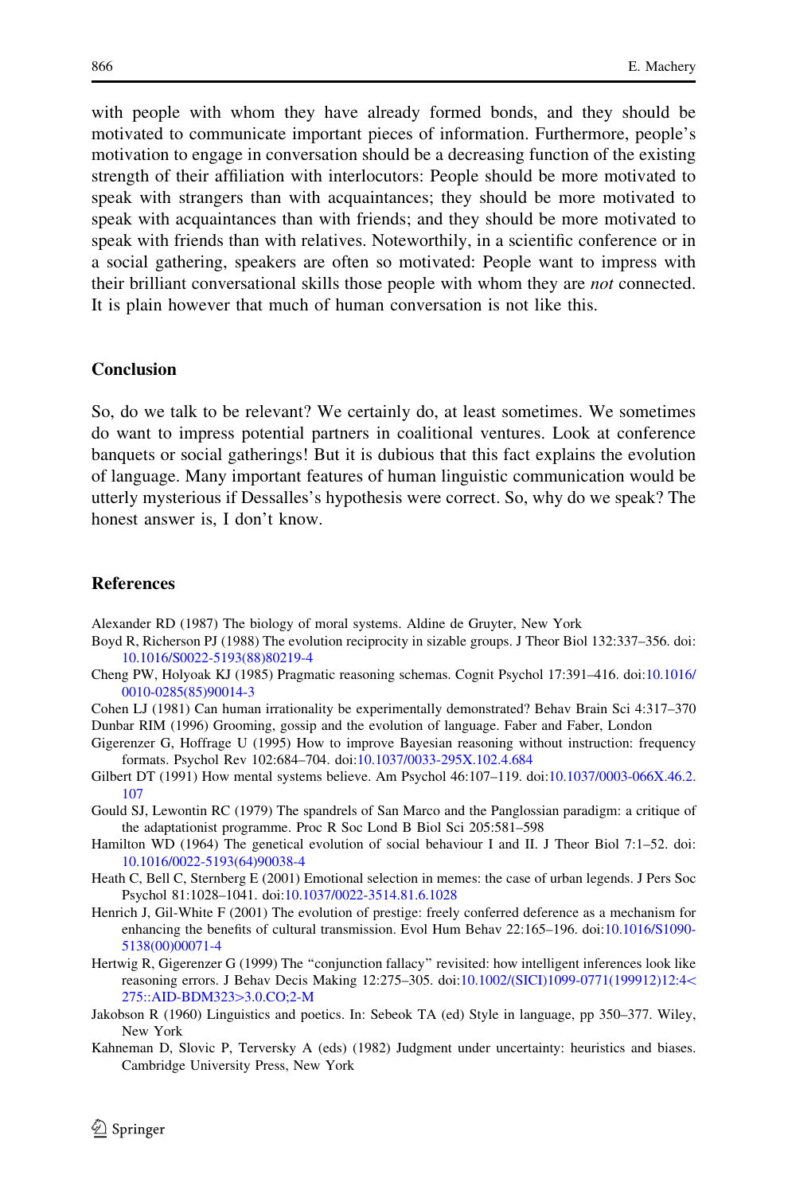with people with whom they have already formed bonds, and they should be motivated to communicate important pieces of information. Furthermore, people's motivation to engage in conversation should be a decreasing function of the existing strength of their affiliation with interlocutors: People should be more motivated to speak with strangers than with acquaintances; they should be more motivated to speak with acquaintances than with friends; and they should be more motivated to speak with friends than with relatives. Noteworthily, in a scientific conference or in a social gathering, speakers are often so motivated: People want to impress with their brilliant conversational skills those people with whom they are *not* connected. It is plain however that much of human conversation is not like this.

## Conclusion

So, do we talk to be relevant? We certainly do, at least sometimes. We sometimes do want to impress potential partners in coalitional ventures. Look at conference banquets or social gatherings! But it is dubious that this fact explains the evolution of language. Many important features of human linguistic communication would be utterly mysterious if Dessalles's hypothesis were correct. So, why do we speak? The honest answer is, I don't know.

## References

Alexander RD (1987) The biology of moral systems. Aldine de Gruyter, New York

Boyd R, Richerson PJ (1988) The evolution reciprocity in sizable groups. J Theor Biol 132:337–356. doi:10.1016/S0022-5193(88)80219-4

Cheng PW, Holyoak KJ (1985) Pragmatic reasoning schemas. Cognit Psychol 17:391–416. doi:10.1016/0010-0285(85)90014-3

Cohen LJ (1981) Can human irrationality be experimentally demonstrated? Behav Brain Sci 4:317–370

Dunbar RIM (1996) Grooming, gossip and the evolution of language. Faber and Faber, London

Gigerenzer G, Hoffrage U (1995) How to improve Bayesian reasoning without instruction: frequency formats. Psychol Rev 102:684–704. doi:10.1037/0033-295X.102.4.684

Gilbert DT (1991) How mental systems believe. Am Psychol 46:107–119. doi:10.1037/0003-066X.46.2.107

Gould SJ, Lewontin RC (1979) The spandrels of San Marco and the Panglossian paradigm: a critique of the adaptationist programme. Proc R Soc Lond B Biol Sci 205:581–598

Hamilton WD (1964) The genetical evolution of social behaviour I and II. J Theor Biol 7:1–52. doi:10.1016/0022-5193(64)90038-4

Heath C, Bell C, Sternberg E (2001) Emotional selection in memes: the case of urban legends. J Pers Soc Psychol 81:1028–1041. doi:10.1037/0022-3514.81.6.1028

Henrich J, Gil-White F (2001) The evolution of prestige: freely conferred deference as a mechanism for enhancing the benefits of cultural transmission. Evol Hum Behav 22:165–196. doi:10.1016/S1090-5138(00)00071-4

Hertwig R, Gigerenzer G (1999) The "conjunction fallacy" revisited: how intelligent inferences look like reasoning errors. J Behav Decis Making 12:275–305. doi:10.1002/(SICI)1099-0771(199912)12:4<275::AID-BDM323>3.0.CO;2-M

Jakobson R (1960) Linguistics and poetics. In: Sebeok TA (ed) Style in language, pp 350–377. Wiley, New York

Kahneman D, Slovic P, Tversky A (eds) (1982) Judgment under uncertainty: heuristics and biases. Cambridge University Press, New York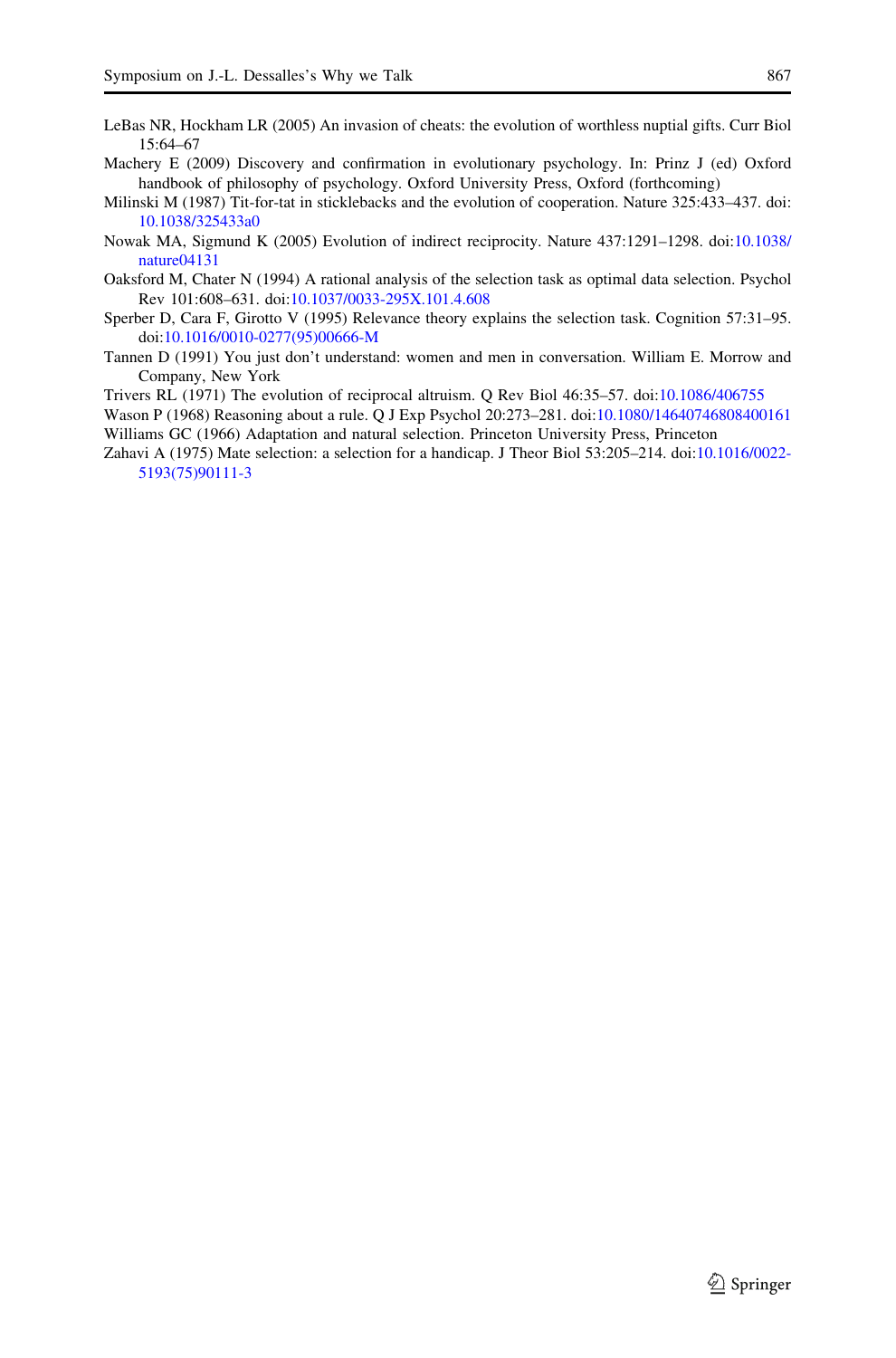LeBas NR, Hockham LR (2005) An invasion of cheats: the evolution of worthless nuptial gifts. Curr Biol 15:64–67

Machery E (2009) Discovery and confirmation in evolutionary psychology. In: Prinz J (ed) Oxford handbook of philosophy of psychology. Oxford University Press, Oxford (forthcoming)

Milinski M (1987) Tit-for-tat in sticklebacks and the evolution of cooperation. Nature 325:433–437. doi:10.1038/325433a0

Nowak MA, Sigmund K (2005) Evolution of indirect reciprocity. Nature 437:1291–1298. doi:10.1038/nature04131

Oaksford M, Chater N (1994) A rational analysis of the selection task as optimal data selection. Psychol Rev 101:608–631. doi:10.1037/0033-295X.101.4.608

Sperber D, Cara F, Girotto V (1995) Relevance theory explains the selection task. Cognition 57:31–95. doi:10.1016/0010-0277(95)00666-M

Tannen D (1991) You just don't understand: women and men in conversation. William E. Morrow and Company, New York

Trivers RL (1971) The evolution of reciprocal altruism. Q Rev Biol 46:35–57. doi:10.1086/406755

Wason P (1968) Reasoning about a rule. Q J Exp Psychol 20:273–281. doi:10.1080/14640746808400161

Williams GC (1966) Adaptation and natural selection. Princeton University Press, Princeton

Zahavi A (1975) Mate selection: a selection for a handicap. J Theor Biol 53:205–214. doi:10.1016/0022-5193(75)90111-3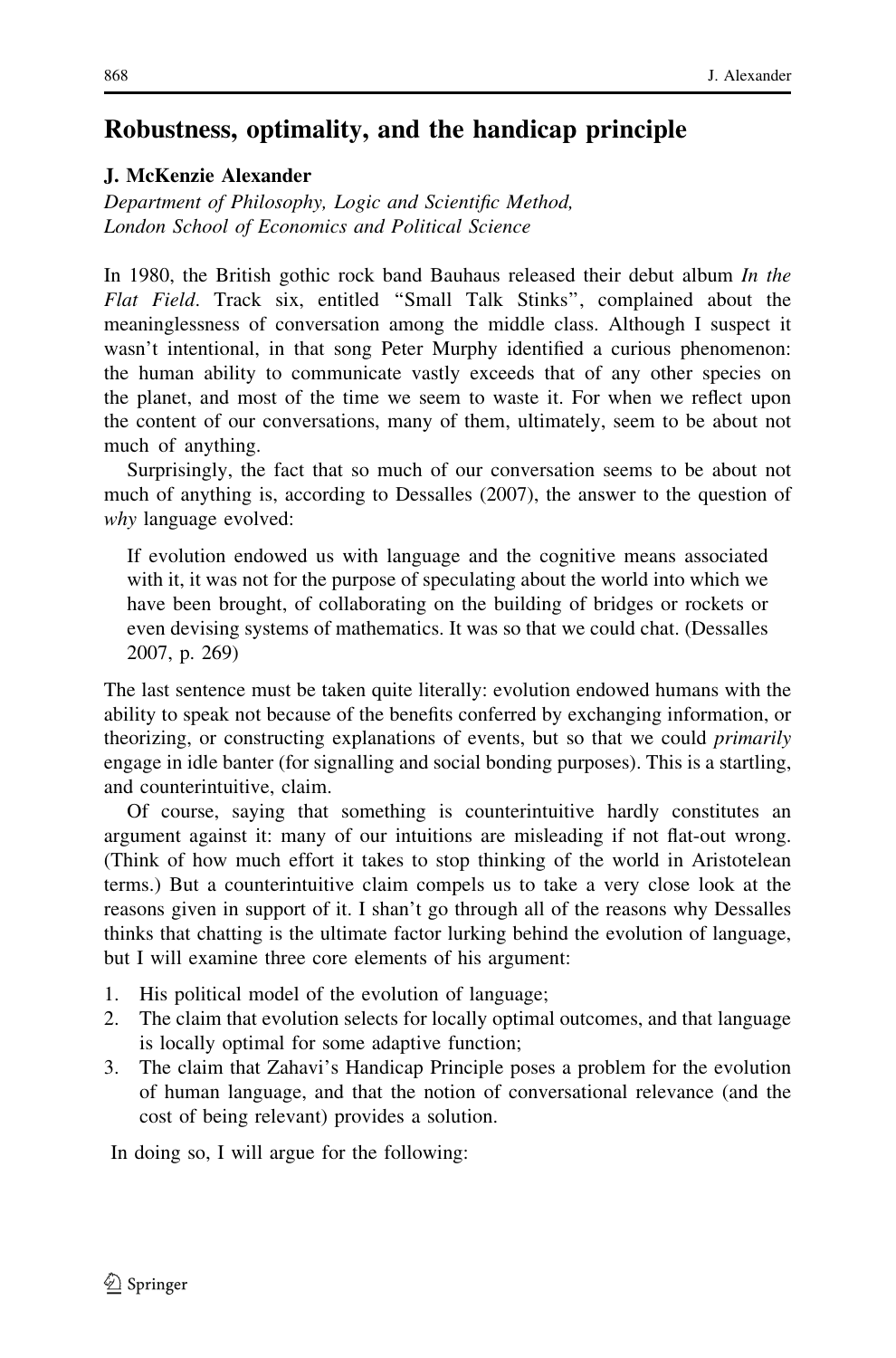## Robustness, optimality, and the handicap principle

**J. McKenzie Alexander**

*Department of Philosophy, Logic and Scientific Method, London School of Economics and Political Science*

In 1980, the British gothic rock band Bauhaus released their debut album *In the Flat Field*. Track six, entitled "Small Talk Stinks", complained about the meaninglessness of conversation among the middle class. Although I suspect it wasn't intentional, in that song Peter Murphy identified a curious phenomenon: the human ability to communicate vastly exceeds that of any other species on the planet, and most of the time we seem to waste it. For when we reflect upon the content of our conversations, many of them, ultimately, seem to be about not much of anything.

Surprisingly, the fact that so much of our conversation seems to be about not much of anything is, according to Dessalles (2007), the answer to the question of *why* language evolved:

> If evolution endowed us with language and the cognitive means associated with it, it was not for the purpose of speculating about the world into which we have been brought, of collaborating on the building of bridges or rockets or even devising systems of mathematics. It was so that we could chat. (Dessalles 2007, p. 269)

The last sentence must be taken quite literally: evolution endowed humans with the ability to speak not because of the benefits conferred by exchanging information, or theorizing, or constructing explanations of events, but so that we could *primarily* engage in idle banter (for signalling and social bonding purposes). This is a startling, and counterintuitive, claim.

Of course, saying that something is counterintuitive hardly constitutes an argument against it: many of our intuitions are misleading if not flat-out wrong. (Think of how much effort it takes to stop thinking of the world in Aristotelean terms.) But a counterintuitive claim compels us to take a very close look at the reasons given in support of it. I shan't go through all of the reasons why Dessalles thinks that chatting is the ultimate factor lurking behind the evolution of language, but I will examine three core elements of his argument:

1. His political model of the evolution of language;
2. The claim that evolution selects for locally optimal outcomes, and that language is locally optimal for some adaptive function;
3. The claim that Zahavi's Handicap Principle poses a problem for the evolution of human language, and that the notion of conversational relevance (and the cost of being relevant) provides a solution.

In doing so, I will argue for the following: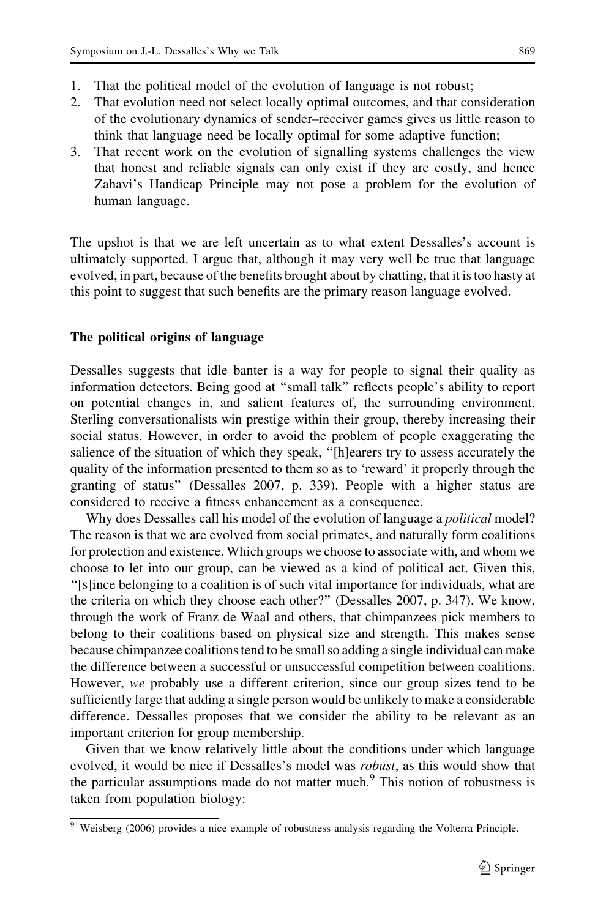1. That the political model of the evolution of language is not robust;
2. That evolution need not select locally optimal outcomes, and that consideration of the evolutionary dynamics of sender–receiver games gives us little reason to think that language need be locally optimal for some adaptive function;
3. That recent work on the evolution of signalling systems challenges the view that honest and reliable signals can only exist if they are costly, and hence Zahavi's Handicap Principle may not pose a problem for the evolution of human language.

The upshot is that we are left uncertain as to what extent Dessalles's account is ultimately supported. I argue that, although it may very well be true that language evolved, in part, because of the benefits brought about by chatting, that it is too hasty at this point to suggest that such benefits are the primary reason language evolved.

### The political origins of language

Dessalles suggests that idle banter is a way for people to signal their quality as information detectors. Being good at "small talk" reflects people's ability to report on potential changes in, and salient features of, the surrounding environment. Sterling conversationalists win prestige within their group, thereby increasing their social status. However, in order to avoid the problem of people exaggerating the salience of the situation of which they speak, "[h]earers try to assess accurately the quality of the information presented to them so as to 'reward' it properly through the granting of status" (Dessalles 2007, p. 339). People with a higher status are considered to receive a fitness enhancement as a consequence.

Why does Dessalles call his model of the evolution of language a *political* model? The reason is that we are evolved from social primates, and naturally form coalitions for protection and existence. Which groups we choose to associate with, and whom we choose to let into our group, can be viewed as a kind of political act. Given this, "[s]ince belonging to a coalition is of such vital importance for individuals, what are the criteria on which they choose each other?" (Dessalles 2007, p. 347). We know, through the work of Franz de Waal and others, that chimpanzees pick members to belong to their coalitions based on physical size and strength. This makes sense because chimpanzee coalitions tend to be small so adding a single individual can make the difference between a successful or unsuccessful competition between coalitions. However, *we* probably use a different criterion, since our group sizes tend to be sufficiently large that adding a single person would be unlikely to make a considerable difference. Dessalles proposes that we consider the ability to be relevant as an important criterion for group membership.

Given that we know relatively little about the conditions under which language evolved, it would be nice if Dessalles's model was *robust*, as this would show that the particular assumptions made do not matter much.[9] This notion of robustness is taken from population biology:

[9] Weisberg (2006) provides a nice example of robustness analysis regarding the Volterra Principle.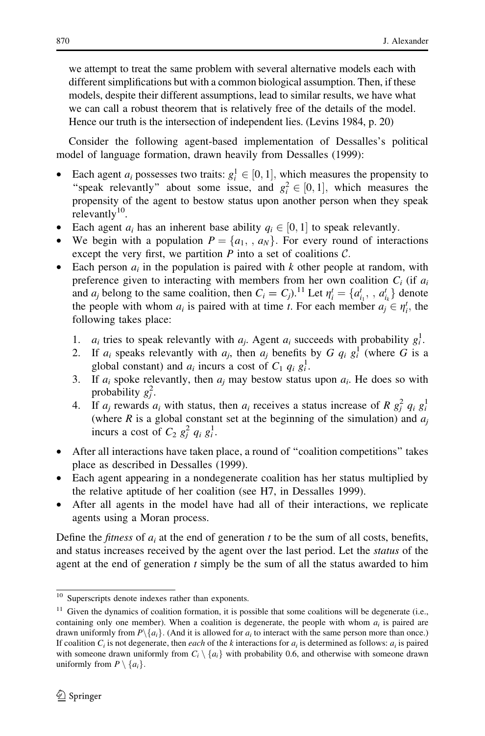we attempt to treat the same problem with several alternative models each with different simplifications but with a common biological assumption. Then, if these models, despite their different assumptions, lead to similar results, we have what we can call a robust theorem that is relatively free of the details of the model. Hence our truth is the intersection of independent lies. (Levins 1984, p. 20)

Consider the following agent-based implementation of Dessalles's political model of language formation, drawn heavily from Dessalles (1999):

- Each agent $a_i$ possesses two traits: $g_i^1 \in [0, 1]$, which measures the propensity to "speak relevantly" about some issue, and $g_i^2 \in [0, 1]$, which measures the propensity of the agent to bestow status upon another person when they speak relevantly[10].
- Each agent $a_i$ has an inherent base ability $q_i \in [0, 1]$ to speak relevantly.
- We begin with a population $P = \{a_1, , a_N\}$. For every round of interactions except the very first, we partition $P$ into a set of coalitions $\mathcal{C}$.
- Each person $a_i$ in the population is paired with $k$ other people at random, with preference given to interacting with members from her own coalition $C_i$ (if $a_i$ and $a_j$ belong to the same coalition, then $C_i = C_j$).[11] Let $\eta_i^t = \{a_{i_1}^t, , a_{i_k}^t\}$ denote the people with whom $a_i$ is paired with at time $t$. For each member $a_j \in \eta_i^t$, the following takes place:
  1. $a_i$ tries to speak relevantly with $a_j$. Agent $a_i$ succeeds with probability $g_i^1$.
  2. If $a_i$ speaks relevantly with $a_j$, then $a_j$ benefits by $G\ q_i\ g_i^1$ (where $G$ is a global constant) and $a_i$ incurs a cost of $C_1\ q_i\ g_i^1$.
  3. If $a_i$ spoke relevantly, then $a_j$ may bestow status upon $a_i$. He does so with probability $g_j^2$.
  4. If $a_j$ rewards $a_i$ with status, then $a_i$ receives a status increase of $R\ g_j^2\ q_i\ g_i^1$ (where $R$ is a global constant set at the beginning of the simulation) and $a_j$ incurs a cost of $C_2\ g_j^2\ q_i\ g_i^1$.
- After all interactions have taken place, a round of "coalition competitions" takes place as described in Dessalles (1999).
- Each agent appearing in a nondegenerate coalition has her status multiplied by the relative aptitude of her coalition (see H7, in Dessalles 1999).
- After all agents in the model have had all of their interactions, we replicate agents using a Moran process.

Define the *fitness* of $a_i$ at the end of generation $t$ to be the sum of all costs, benefits, and status increases received by the agent over the last period. Let the *status* of the agent at the end of generation $t$ simply be the sum of all the status awarded to him

---

[10] Superscripts denote indexes rather than exponents.

[11] Given the dynamics of coalition formation, it is possible that some coalitions will be degenerate (i.e., containing only one member). When a coalition is degenerate, the people with whom $a_i$ is paired are drawn uniformly from $P \backslash \{a_i\}$. (And it is allowed for $a_i$ to interact with the same person more than once.) If coalition $C_i$ is not degenerate, then *each* of the $k$ interactions for $a_i$ is determined as follows: $a_i$ is paired with someone drawn uniformly from $C_i \setminus \{a_i\}$ with probability 0.6, and otherwise with someone drawn uniformly from $P \setminus \{a_i\}$.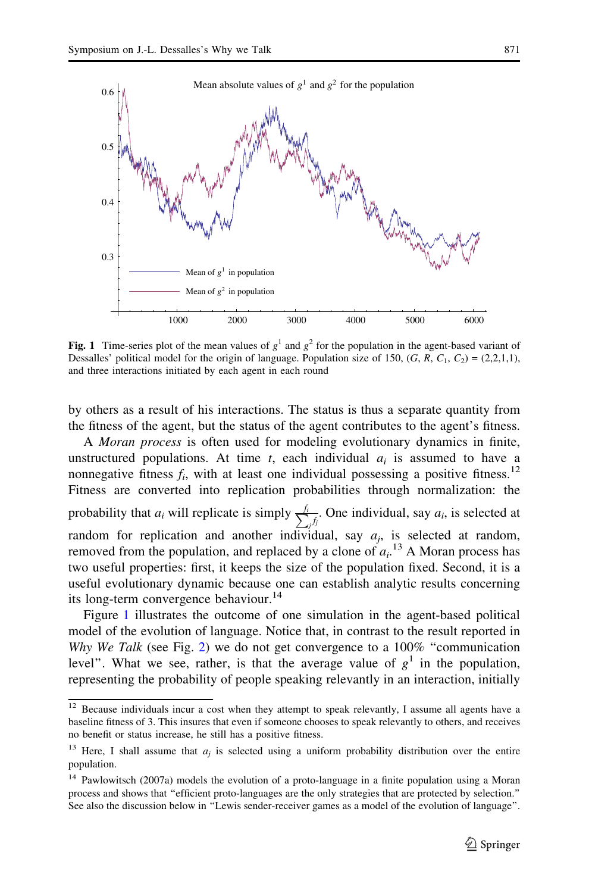Fig. 1 Time-series plot of the mean values of $g^1$ and $g^2$ for the population in the agent-based variant of Dessalles' political model for the origin of language. Population size of 150, $(G, R, C_1, C_2) = (2,2,1,1)$, and three interactions initiated by each agent in each round

by others as a result of his interactions. The status is thus a separate quantity from the fitness of the agent, but the status of the agent contributes to the agent's fitness.

A *Moran process* is often used for modeling evolutionary dynamics in finite, unstructured populations. At time $t$, each individual $a_i$ is assumed to have a nonnegative fitness $f_i$, with at least one individual possessing a positive fitness.[12] Fitness are converted into replication probabilities through normalization: the probability that $a_i$ will replicate is simply $\frac{f_i}{\sum_j f_j}$. One individual, say $a_i$, is selected at random for replication and another individual, say $a_j$, is selected at random, removed from the population, and replaced by a clone of $a_i$.[13] A Moran process has two useful properties: first, it keeps the size of the population fixed. Second, it is a useful evolutionary dynamic because one can establish analytic results concerning its long-term convergence behaviour.[14]

Figure 1 illustrates the outcome of one simulation in the agent-based political model of the evolution of language. Notice that, in contrast to the result reported in *Why We Talk* (see Fig. 2) we do not get convergence to a 100% "communication level". What we see, rather, is that the average value of $g^1$ in the population, representing the probability of people speaking relevantly in an interaction, initially

[12] Because individuals incur a cost when they attempt to speak relevantly, I assume all agents have a baseline fitness of 3. This insures that even if someone chooses to speak relevantly to others, and receives no benefit or status increase, he still has a positive fitness.

[13] Here, I shall assume that $a_j$ is selected using a uniform probability distribution over the entire population.

[14] Pawlowitsch (2007a) models the evolution of a proto-language in a finite population using a Moran process and shows that "efficient proto-languages are the only strategies that are protected by selection." See also the discussion below in "Lewis sender-receiver games as a model of the evolution of language".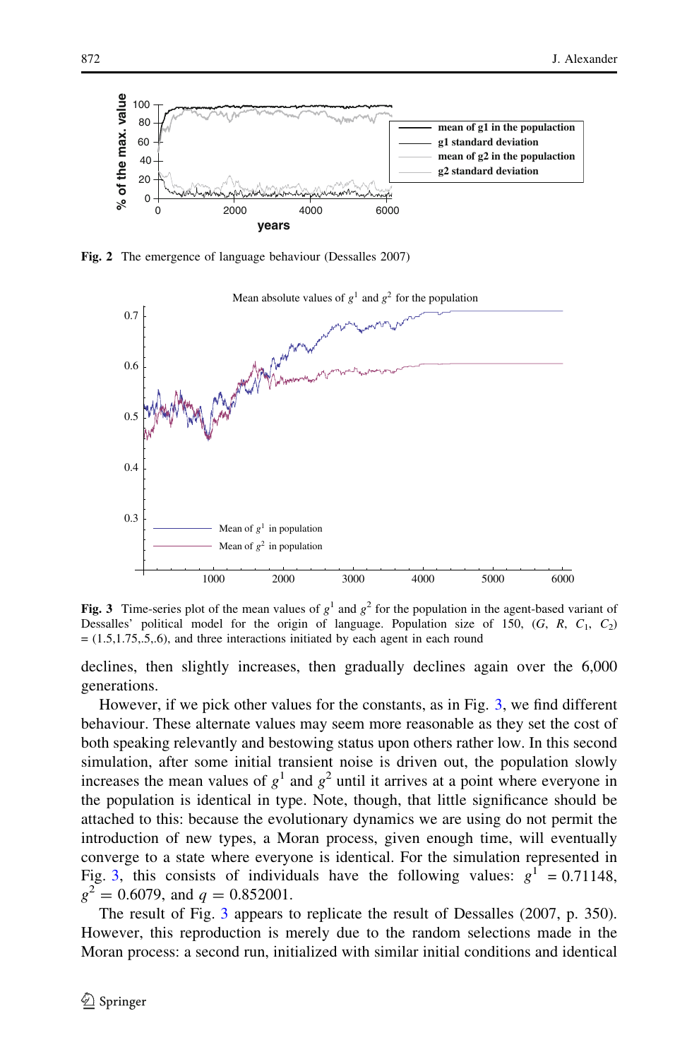**Fig. 2** The emergence of language behaviour (Dessalles 2007)

**Fig. 3** Time-series plot of the mean values of $g^1$ and $g^2$ for the population in the agent-based variant of Dessalles' political model for the origin of language. Population size of 150, ($G$, $R$, $C_1$, $C_2$) = (1.5,1.75,.5,.6), and three interactions initiated by each agent in each round

declines, then slightly increases, then gradually declines again over the 6,000 generations.

However, if we pick other values for the constants, as in Fig. 3, we find different behaviour. These alternate values may seem more reasonable as they set the cost of both speaking relevantly and bestowing status upon others rather low. In this second simulation, after some initial transient noise is driven out, the population slowly increases the mean values of $g^1$ and $g^2$ until it arrives at a point where everyone in the population is identical in type. Note, though, that little significance should be attached to this: because the evolutionary dynamics we are using do not permit the introduction of new types, a Moran process, given enough time, will eventually converge to a state where everyone is identical. For the simulation represented in Fig. 3, this consists of individuals have the following values: $g^1 = 0.71148$, $g^2 = 0.6079$, and $q = 0.852001$.

The result of Fig. 3 appears to replicate the result of Dessalles (2007, p. 350). However, this reproduction is merely due to the random selections made in the Moran process: a second run, initialized with similar initial conditions and identical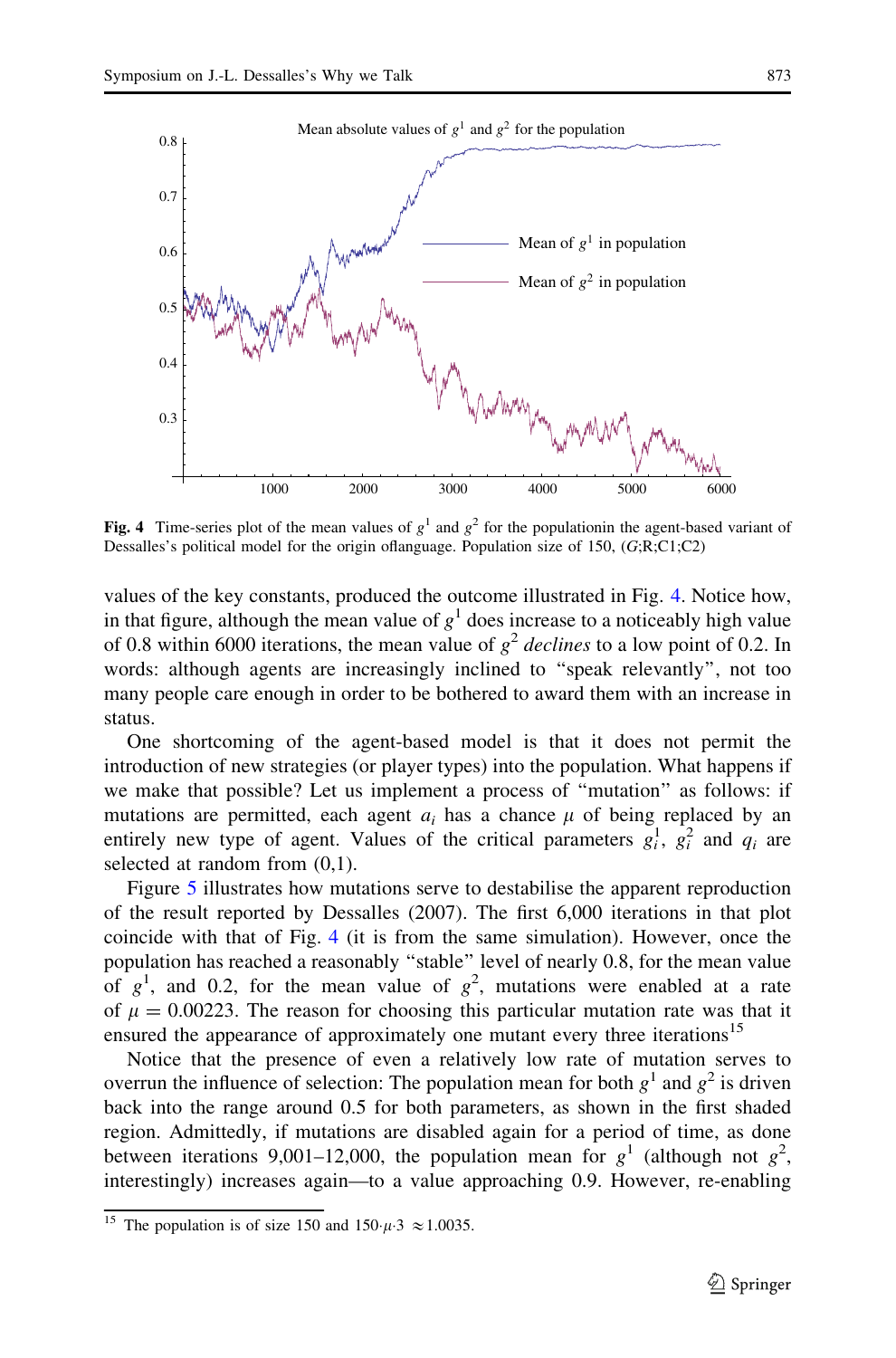Mean absolute values of $g^1$ and $g^2$ for the population

Fig. 4 Time-series plot of the mean values of $g^1$ and $g^2$ for the populationin the agent-based variant of Dessalles's political model for the origin oflanguage. Population size of 150, ($G$;R;C1;C2)

values of the key constants, produced the outcome illustrated in Fig. 4. Notice how, in that figure, although the mean value of $g^1$ does increase to a noticeably high value of 0.8 within 6000 iterations, the mean value of $g^2$ *declines* to a low point of 0.2. In words: although agents are increasingly inclined to "speak relevantly", not too many people care enough in order to be bothered to award them with an increase in status.

One shortcoming of the agent-based model is that it does not permit the introduction of new strategies (or player types) into the population. What happens if we make that possible? Let us implement a process of "mutation" as follows: if mutations are permitted, each agent $a_i$ has a chance $\mu$ of being replaced by an entirely new type of agent. Values of the critical parameters $g_i^1$, $g_i^2$ and $q_i$ are selected at random from (0,1).

Figure 5 illustrates how mutations serve to destabilise the apparent reproduction of the result reported by Dessalles (2007). The first 6,000 iterations in that plot coincide with that of Fig. 4 (it is from the same simulation). However, once the population has reached a reasonably "stable" level of nearly 0.8, for the mean value of $g^1$, and 0.2, for the mean value of $g^2$, mutations were enabled at a rate of $\mu = 0.00223$. The reason for choosing this particular mutation rate was that it ensured the appearance of approximately one mutant every three iterations[15]

Notice that the presence of even a relatively low rate of mutation serves to overrun the influence of selection: The population mean for both $g^1$ and $g^2$ is driven back into the range around 0.5 for both parameters, as shown in the first shaded region. Admittedly, if mutations are disabled again for a period of time, as done between iterations 9,001–12,000, the population mean for $g^1$ (although not $g^2$, interestingly) increases again—to a value approaching 0.9. However, re-enabling

[15] The population is of size 150 and $150 \cdot \mu \cdot 3 \approx 1.0035$.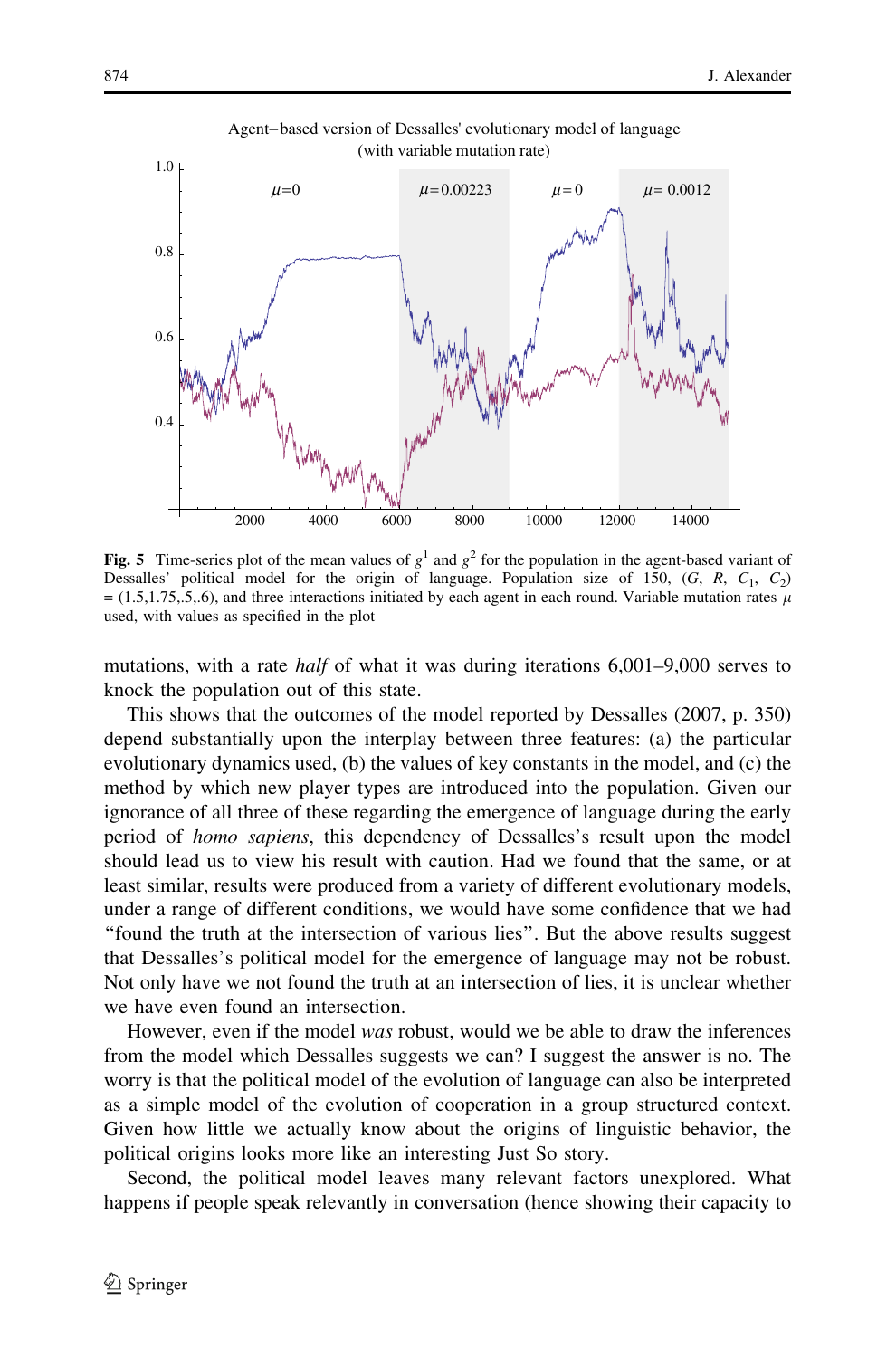**Fig. 5** Time-series plot of the mean values of $g^1$ and $g^2$ for the population in the agent-based variant of Dessalles' political model for the origin of language. Population size of 150, $(G, R, C_1, C_2) = (1.5, 1.75, .5, .6)$, and three interactions initiated by each agent in each round. Variable mutation rates $\mu$ used, with values as specified in the plot

mutations, with a rate *half* of what it was during iterations 6,001–9,000 serves to knock the population out of this state.

This shows that the outcomes of the model reported by Dessalles (2007, p. 350) depend substantially upon the interplay between three features: (a) the particular evolutionary dynamics used, (b) the values of key constants in the model, and (c) the method by which new player types are introduced into the population. Given our ignorance of all three of these regarding the emergence of language during the early period of *homo sapiens*, this dependency of Dessalles's result upon the model should lead us to view his result with caution. Had we found that the same, or at least similar, results were produced from a variety of different evolutionary models, under a range of different conditions, we would have some confidence that we had "found the truth at the intersection of various lies". But the above results suggest that Dessalles's political model for the emergence of language may not be robust. Not only have we not found the truth at an intersection of lies, it is unclear whether we have even found an intersection.

However, even if the model *was* robust, would we be able to draw the inferences from the model which Dessalles suggests we can? I suggest the answer is no. The worry is that the political model of the evolution of language can also be interpreted as a simple model of the evolution of cooperation in a group structured context. Given how little we actually know about the origins of linguistic behavior, the political origins looks more like an interesting Just So story.

Second, the political model leaves many relevant factors unexplored. What happens if people speak relevantly in conversation (hence showing their capacity to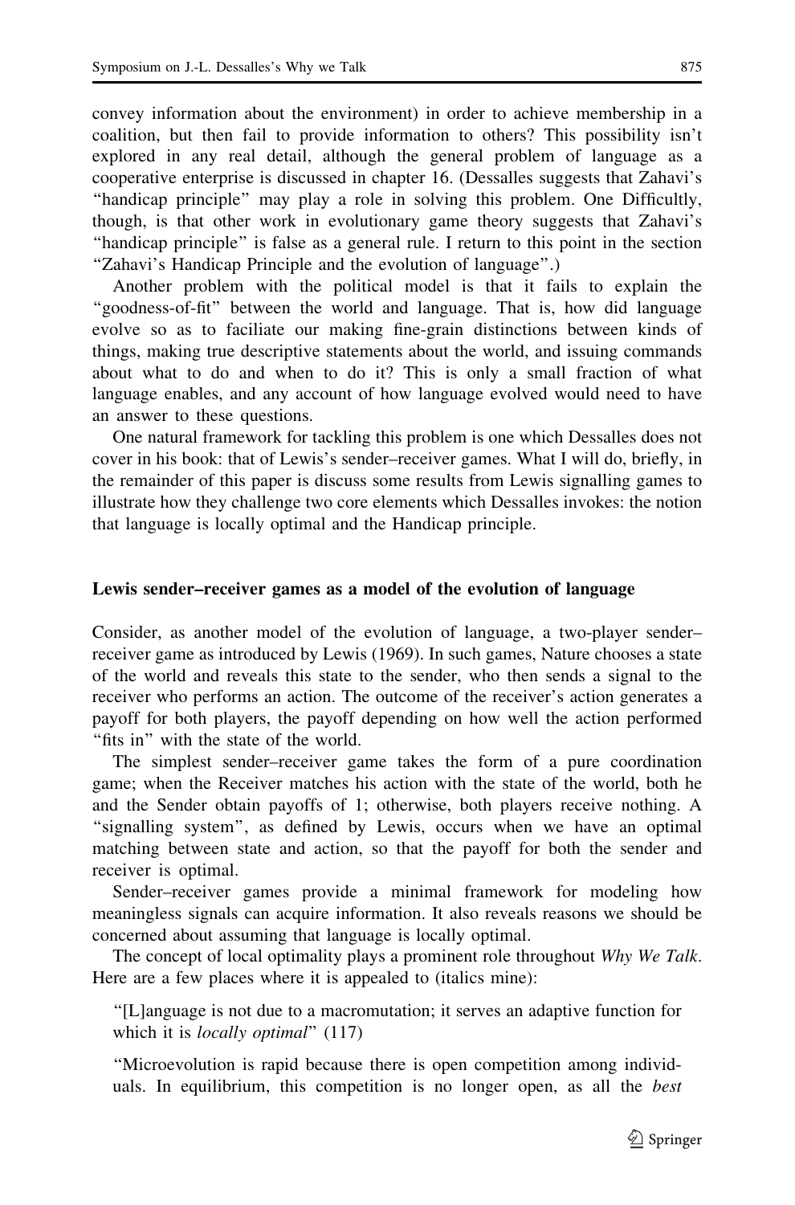convey information about the environment) in order to achieve membership in a coalition, but then fail to provide information to others? This possibility isn't explored in any real detail, although the general problem of language as a cooperative enterprise is discussed in chapter 16. (Dessalles suggests that Zahavi's "handicap principle" may play a role in solving this problem. One Difficultly, though, is that other work in evolutionary game theory suggests that Zahavi's "handicap principle" is false as a general rule. I return to this point in the section "Zahavi's Handicap Principle and the evolution of language".)

Another problem with the political model is that it fails to explain the "goodness-of-fit" between the world and language. That is, how did language evolve so as to faciliate our making fine-grain distinctions between kinds of things, making true descriptive statements about the world, and issuing commands about what to do and when to do it? This is only a small fraction of what language enables, and any account of how language evolved would need to have an answer to these questions.

One natural framework for tackling this problem is one which Dessalles does not cover in his book: that of Lewis's sender–receiver games. What I will do, briefly, in the remainder of this paper is discuss some results from Lewis signalling games to illustrate how they challenge two core elements which Dessalles invokes: the notion that language is locally optimal and the Handicap principle.

## Lewis sender–receiver games as a model of the evolution of language

Consider, as another model of the evolution of language, a two-player sender–receiver game as introduced by Lewis (1969). In such games, Nature chooses a state of the world and reveals this state to the sender, who then sends a signal to the receiver who performs an action. The outcome of the receiver's action generates a payoff for both players, the payoff depending on how well the action performed "fits in" with the state of the world.

The simplest sender–receiver game takes the form of a pure coordination game; when the Receiver matches his action with the state of the world, both he and the Sender obtain payoffs of 1; otherwise, both players receive nothing. A "signalling system", as defined by Lewis, occurs when we have an optimal matching between state and action, so that the payoff for both the sender and receiver is optimal.

Sender–receiver games provide a minimal framework for modeling how meaningless signals can acquire information. It also reveals reasons we should be concerned about assuming that language is locally optimal.

The concept of local optimality plays a prominent role throughout *Why We Talk*. Here are a few places where it is appealed to (italics mine):

> "[L]anguage is not due to a macromutation; it serves an adaptive function for which it is *locally optimal*" (117)

> "Microevolution is rapid because there is open competition among individuals. In equilibrium, this competition is no longer open, as all the *best*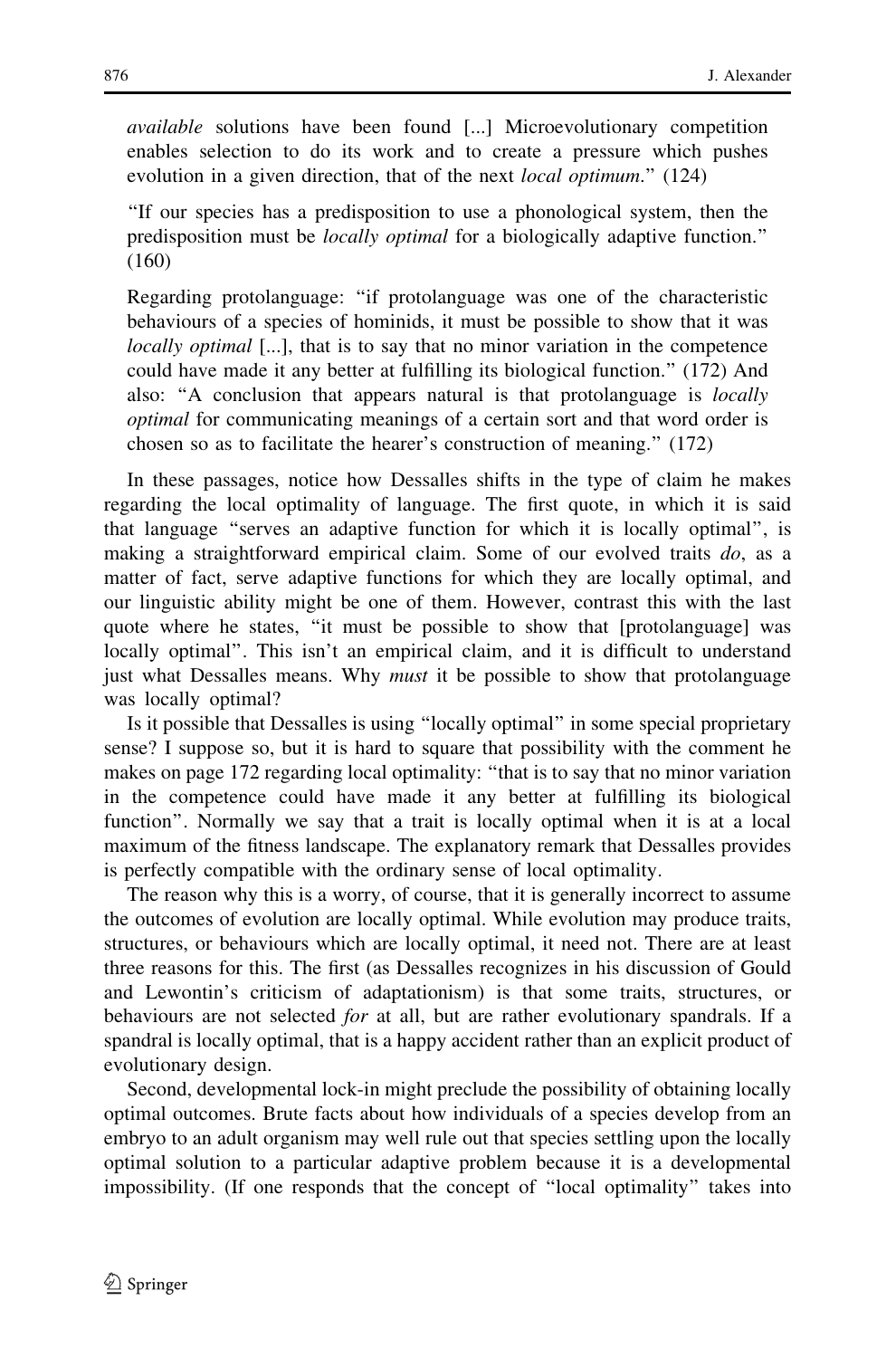*available* solutions have been found [...] Microevolutionary competition enables selection to do its work and to create a pressure which pushes evolution in a given direction, that of the next *local optimum*." (124)

"If our species has a predisposition to use a phonological system, then the predisposition must be *locally optimal* for a biologically adaptive function." (160)

Regarding protolanguage: "if protolanguage was one of the characteristic behaviours of a species of hominids, it must be possible to show that it was *locally optimal* [...], that is to say that no minor variation in the competence could have made it any better at fulfilling its biological function." (172) And also: "A conclusion that appears natural is that protolanguage is *locally optimal* for communicating meanings of a certain sort and that word order is chosen so as to facilitate the hearer's construction of meaning." (172)

In these passages, notice how Dessalles shifts in the type of claim he makes regarding the local optimality of language. The first quote, in which it is said that language "serves an adaptive function for which it is locally optimal", is making a straightforward empirical claim. Some of our evolved traits *do*, as a matter of fact, serve adaptive functions for which they are locally optimal, and our linguistic ability might be one of them. However, contrast this with the last quote where he states, "it must be possible to show that [protolanguage] was locally optimal". This isn't an empirical claim, and it is difficult to understand just what Dessalles means. Why *must* it be possible to show that protolanguage was locally optimal?

Is it possible that Dessalles is using "locally optimal" in some special proprietary sense? I suppose so, but it is hard to square that possibility with the comment he makes on page 172 regarding local optimality: "that is to say that no minor variation in the competence could have made it any better at fulfilling its biological function". Normally we say that a trait is locally optimal when it is at a local maximum of the fitness landscape. The explanatory remark that Dessalles provides is perfectly compatible with the ordinary sense of local optimality.

The reason why this is a worry, of course, that it is generally incorrect to assume the outcomes of evolution are locally optimal. While evolution may produce traits, structures, or behaviours which are locally optimal, it need not. There are at least three reasons for this. The first (as Dessalles recognizes in his discussion of Gould and Lewontin's criticism of adaptationism) is that some traits, structures, or behaviours are not selected *for* at all, but are rather evolutionary spandrals. If a spandral is locally optimal, that is a happy accident rather than an explicit product of evolutionary design.

Second, developmental lock-in might preclude the possibility of obtaining locally optimal outcomes. Brute facts about how individuals of a species develop from an embryo to an adult organism may well rule out that species settling upon the locally optimal solution to a particular adaptive problem because it is a developmental impossibility. (If one responds that the concept of "local optimality" takes into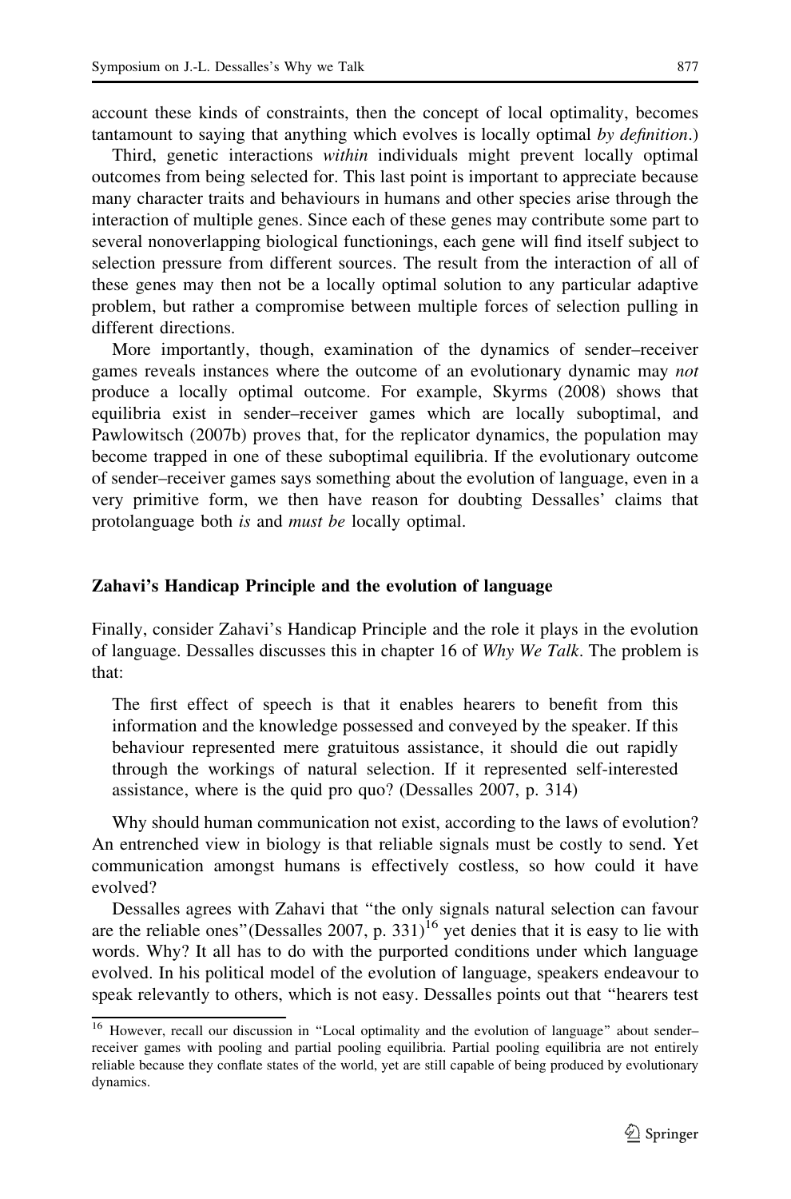account these kinds of constraints, then the concept of local optimality, becomes tantamount to saying that anything which evolves is locally optimal *by definition*.)

Third, genetic interactions *within* individuals might prevent locally optimal outcomes from being selected for. This last point is important to appreciate because many character traits and behaviours in humans and other species arise through the interaction of multiple genes. Since each of these genes may contribute some part to several nonoverlapping biological functionings, each gene will find itself subject to selection pressure from different sources. The result from the interaction of all of these genes may then not be a locally optimal solution to any particular adaptive problem, but rather a compromise between multiple forces of selection pulling in different directions.

More importantly, though, examination of the dynamics of sender–receiver games reveals instances where the outcome of an evolutionary dynamic may *not* produce a locally optimal outcome. For example, Skyrms (2008) shows that equilibria exist in sender–receiver games which are locally suboptimal, and Pawlowitsch (2007b) proves that, for the replicator dynamics, the population may become trapped in one of these suboptimal equilibria. If the evolutionary outcome of sender–receiver games says something about the evolution of language, even in a very primitive form, we then have reason for doubting Dessalles' claims that protolanguage both *is* and *must be* locally optimal.

## Zahavi's Handicap Principle and the evolution of language

Finally, consider Zahavi's Handicap Principle and the role it plays in the evolution of language. Dessalles discusses this in chapter 16 of *Why We Talk*. The problem is that:

> The first effect of speech is that it enables hearers to benefit from this information and the knowledge possessed and conveyed by the speaker. If this behaviour represented mere gratuitous assistance, it should die out rapidly through the workings of natural selection. If it represented self-interested assistance, where is the quid pro quo? (Dessalles 2007, p. 314)

Why should human communication not exist, according to the laws of evolution? An entrenched view in biology is that reliable signals must be costly to send. Yet communication amongst humans is effectively costless, so how could it have evolved?

Dessalles agrees with Zahavi that "the only signals natural selection can favour are the reliable ones"(Dessalles 2007, p. 331)[16] yet denies that it is easy to lie with words. Why? It all has to do with the purported conditions under which language evolved. In his political model of the evolution of language, speakers endeavour to speak relevantly to others, which is not easy. Dessalles points out that "hearers test

[16] However, recall our discussion in "Local optimality and the evolution of language" about sender–receiver games with pooling and partial pooling equilibria. Partial pooling equilibria are not entirely reliable because they conflate states of the world, yet are still capable of being produced by evolutionary dynamics.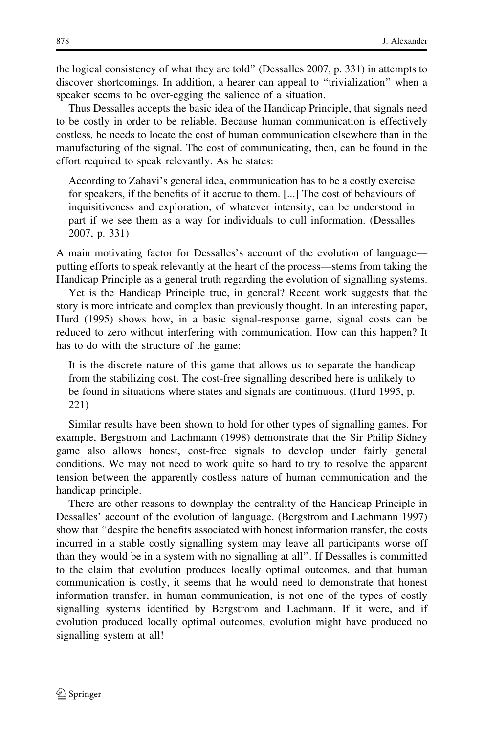the logical consistency of what they are told" (Dessalles 2007, p. 331) in attempts to discover shortcomings. In addition, a hearer can appeal to "trivialization" when a speaker seems to be over-egging the salience of a situation.

Thus Dessalles accepts the basic idea of the Handicap Principle, that signals need to be costly in order to be reliable. Because human communication is effectively costless, he needs to locate the cost of human communication elsewhere than in the manufacturing of the signal. The cost of communicating, then, can be found in the effort required to speak relevantly. As he states:

> According to Zahavi's general idea, communication has to be a costly exercise for speakers, if the benefits of it accrue to them. [...] The cost of behaviours of inquisitiveness and exploration, of whatever intensity, can be understood in part if we see them as a way for individuals to cull information. (Dessalles 2007, p. 331)

A main motivating factor for Dessalles's account of the evolution of language—putting efforts to speak relevantly at the heart of the process—stems from taking the Handicap Principle as a general truth regarding the evolution of signalling systems.

Yet is the Handicap Principle true, in general? Recent work suggests that the story is more intricate and complex than previously thought. In an interesting paper, Hurd (1995) shows how, in a basic signal-response game, signal costs can be reduced to zero without interfering with communication. How can this happen? It has to do with the structure of the game:

> It is the discrete nature of this game that allows us to separate the handicap from the stabilizing cost. The cost-free signalling described here is unlikely to be found in situations where states and signals are continuous. (Hurd 1995, p. 221)

Similar results have been shown to hold for other types of signalling games. For example, Bergstrom and Lachmann (1998) demonstrate that the Sir Philip Sidney game also allows honest, cost-free signals to develop under fairly general conditions. We may not need to work quite so hard to try to resolve the apparent tension between the apparently costless nature of human communication and the handicap principle.

There are other reasons to downplay the centrality of the Handicap Principle in Dessalles' account of the evolution of language. (Bergstrom and Lachmann 1997) show that "despite the benefits associated with honest information transfer, the costs incurred in a stable costly signalling system may leave all participants worse off than they would be in a system with no signalling at all". If Dessalles is committed to the claim that evolution produces locally optimal outcomes, and that human communication is costly, it seems that he would need to demonstrate that honest information transfer, in human communication, is not one of the types of costly signalling systems identified by Bergstrom and Lachmann. If it were, and if evolution produced locally optimal outcomes, evolution might have produced no signalling system at all!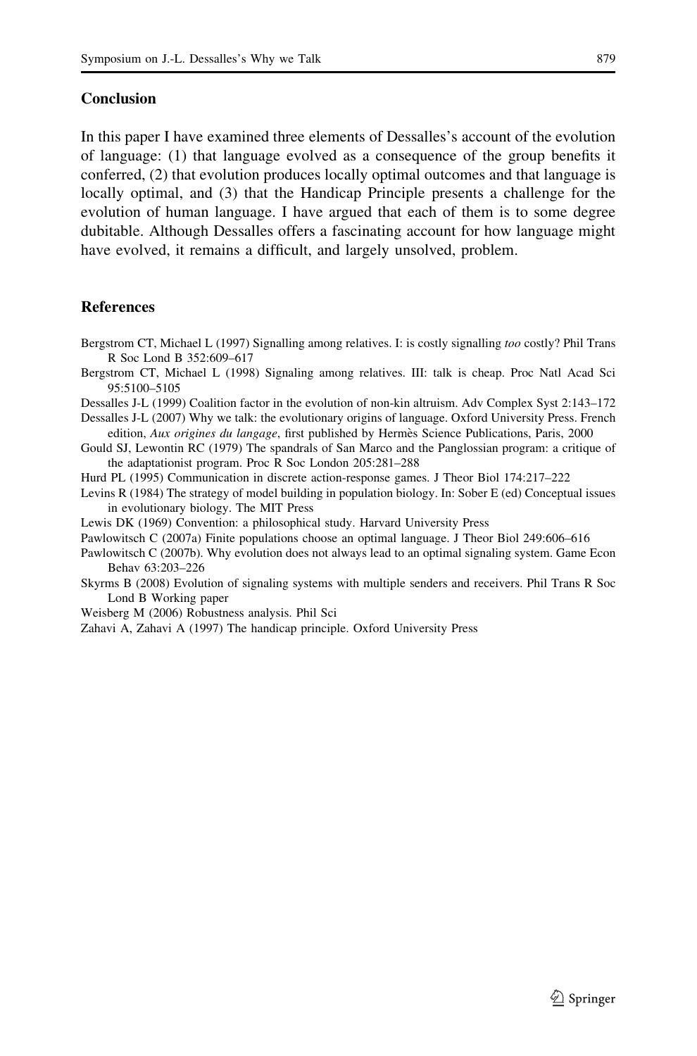## Conclusion

In this paper I have examined three elements of Dessalles's account of the evolution of language: (1) that language evolved as a consequence of the group benefits it conferred, (2) that evolution produces locally optimal outcomes and that language is locally optimal, and (3) that the Handicap Principle presents a challenge for the evolution of human language. I have argued that each of them is to some degree dubitable. Although Dessalles offers a fascinating account for how language might have evolved, it remains a difficult, and largely unsolved, problem.

## References

Bergstrom CT, Michael L (1997) Signalling among relatives. I: is costly signalling *too* costly? Phil Trans R Soc Lond B 352:609–617

Bergstrom CT, Michael L (1998) Signaling among relatives. III: talk is cheap. Proc Natl Acad Sci 95:5100–5105

Dessalles J-L (1999) Coalition factor in the evolution of non-kin altruism. Adv Complex Syst 2:143–172

Dessalles J-L (2007) Why we talk: the evolutionary origins of language. Oxford University Press. French edition, *Aux origines du langage*, first published by Hermès Science Publications, Paris, 2000

Gould SJ, Lewontin RC (1979) The spandrals of San Marco and the Panglossian program: a critique of the adaptationist program. Proc R Soc London 205:281–288

Hurd PL (1995) Communication in discrete action-response games. J Theor Biol 174:217–222

Levins R (1984) The strategy of model building in population biology. In: Sober E (ed) Conceptual issues in evolutionary biology. The MIT Press

Lewis DK (1969) Convention: a philosophical study. Harvard University Press

Pawlowitsch C (2007a) Finite populations choose an optimal language. J Theor Biol 249:606–616

Pawlowitsch C (2007b). Why evolution does not always lead to an optimal signaling system. Game Econ Behav 63:203–226

Skyrms B (2008) Evolution of signaling systems with multiple senders and receivers. Phil Trans R Soc Lond B Working paper

Weisberg M (2006) Robustness analysis. Phil Sci

Zahavi A, Zahavi A (1997) The handicap principle. Oxford University Press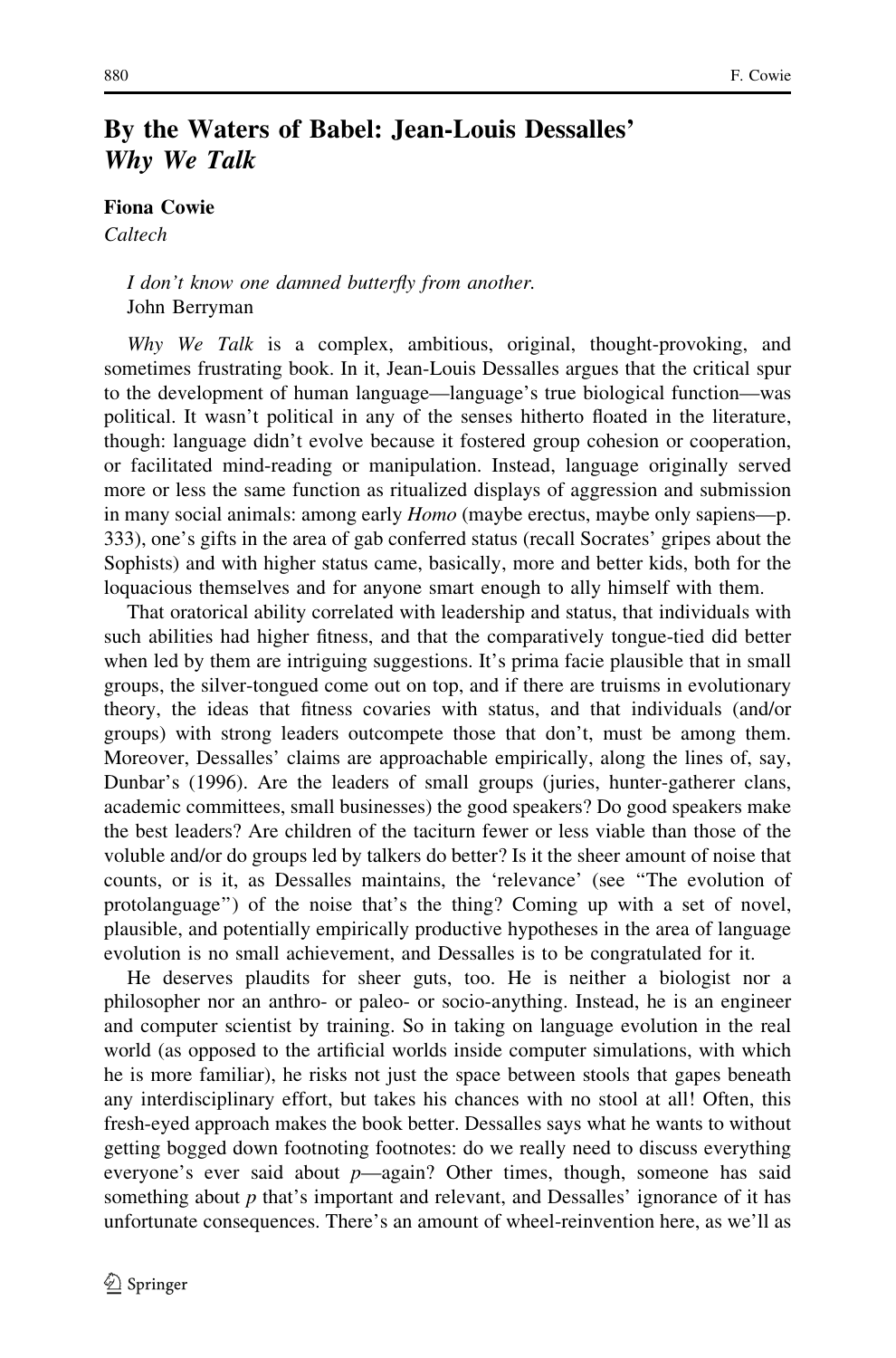## By the Waters of Babel: Jean-Louis Dessalles' *Why We Talk*

**Fiona Cowie**

*Caltech*

> *I don't know one damned butterfly from another.*
> John Berryman

*Why We Talk* is a complex, ambitious, original, thought-provoking, and sometimes frustrating book. In it, Jean-Louis Dessalles argues that the critical spur to the development of human language—language's true biological function—was political. It wasn't political in any of the senses hitherto floated in the literature, though: language didn't evolve because it fostered group cohesion or cooperation, or facilitated mind-reading or manipulation. Instead, language originally served more or less the same function as ritualized displays of aggression and submission in many social animals: among early *Homo* (maybe erectus, maybe only sapiens—p. 333), one's gifts in the area of gab conferred status (recall Socrates' gripes about the Sophists) and with higher status came, basically, more and better kids, both for the loquacious themselves and for anyone smart enough to ally himself with them.

That oratorical ability correlated with leadership and status, that individuals with such abilities had higher fitness, and that the comparatively tongue-tied did better when led by them are intriguing suggestions. It's prima facie plausible that in small groups, the silver-tongued come out on top, and if there are truisms in evolutionary theory, the ideas that fitness covaries with status, and that individuals (and/or groups) with strong leaders outcompete those that don't, must be among them. Moreover, Dessalles' claims are approachable empirically, along the lines of, say, Dunbar's (1996). Are the leaders of small groups (juries, hunter-gatherer clans, academic committees, small businesses) the good speakers? Do good speakers make the best leaders? Are children of the taciturn fewer or less viable than those of the voluble and/or do groups led by talkers do better? Is it the sheer amount of noise that counts, or is it, as Dessalles maintains, the 'relevance' (see "The evolution of protolanguage") of the noise that's the thing? Coming up with a set of novel, plausible, and potentially empirically productive hypotheses in the area of language evolution is no small achievement, and Dessalles is to be congratulated for it.

He deserves plaudits for sheer guts, too. He is neither a biologist nor a philosopher nor an anthro- or paleo- or socio-anything. Instead, he is an engineer and computer scientist by training. So in taking on language evolution in the real world (as opposed to the artificial worlds inside computer simulations, with which he is more familiar), he risks not just the space between stools that gapes beneath any interdisciplinary effort, but takes his chances with no stool at all! Often, this fresh-eyed approach makes the book better. Dessalles says what he wants to without getting bogged down footnoting footnotes: do we really need to discuss everything everyone's ever said about *p*—again? Other times, though, someone has said something about *p* that's important and relevant, and Dessalles' ignorance of it has unfortunate consequences. There's an amount of wheel-reinvention here, as we'll as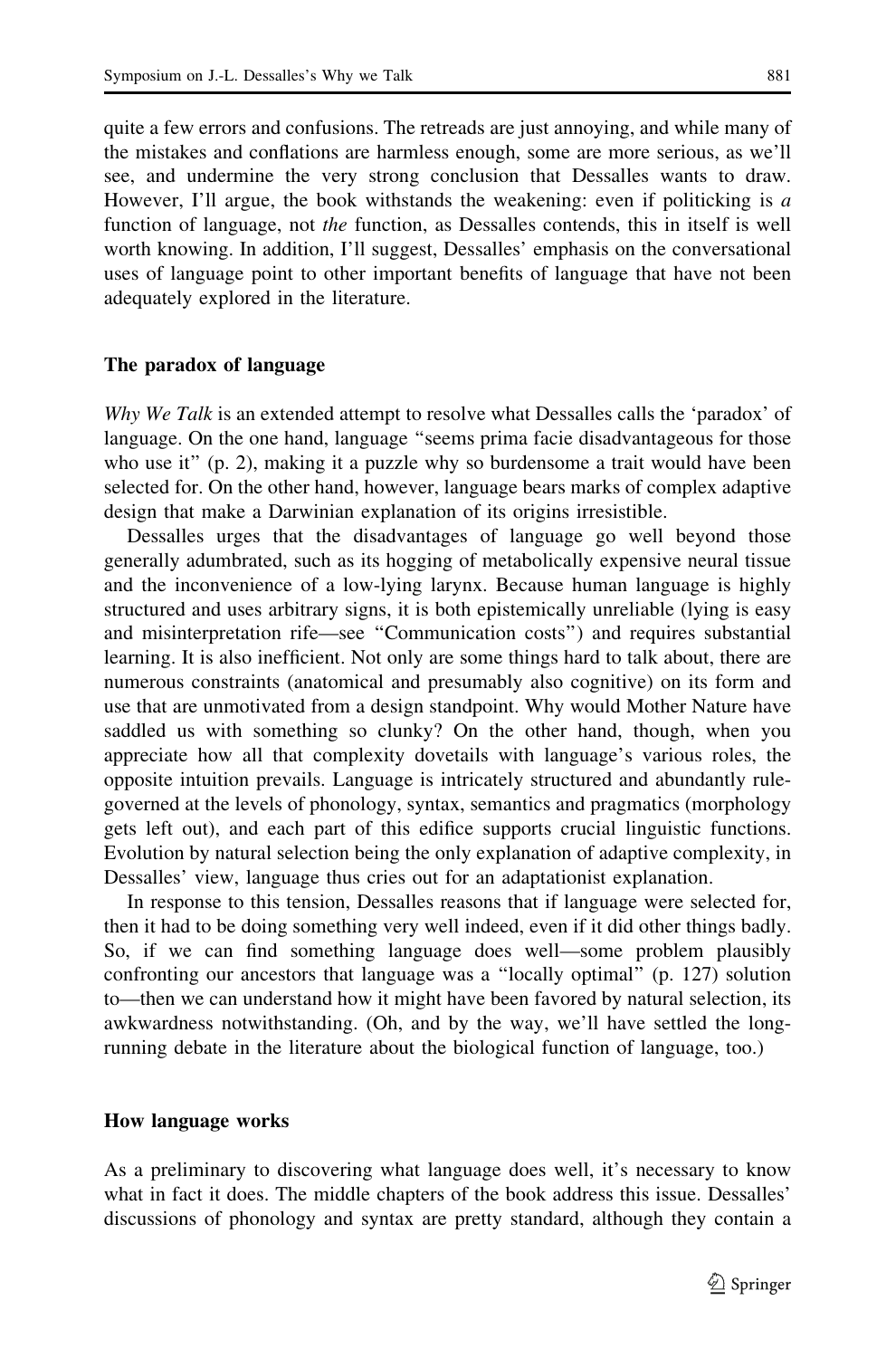quite a few errors and confusions. The retreads are just annoying, and while many of the mistakes and conflations are harmless enough, some are more serious, as we'll see, and undermine the very strong conclusion that Dessalles wants to draw. However, I'll argue, the book withstands the weakening: even if politicking is *a* function of language, not *the* function, as Dessalles contends, this in itself is well worth knowing. In addition, I'll suggest, Dessalles' emphasis on the conversational uses of language point to other important benefits of language that have not been adequately explored in the literature.

## The paradox of language

*Why We Talk* is an extended attempt to resolve what Dessalles calls the 'paradox' of language. On the one hand, language "seems prima facie disadvantageous for those who use it" (p. 2), making it a puzzle why so burdensome a trait would have been selected for. On the other hand, however, language bears marks of complex adaptive design that make a Darwinian explanation of its origins irresistible.

Dessalles urges that the disadvantages of language go well beyond those generally adumbrated, such as its hogging of metabolically expensive neural tissue and the inconvenience of a low-lying larynx. Because human language is highly structured and uses arbitrary signs, it is both epistemically unreliable (lying is easy and misinterpretation rife—see "Communication costs") and requires substantial learning. It is also inefficient. Not only are some things hard to talk about, there are numerous constraints (anatomical and presumably also cognitive) on its form and use that are unmotivated from a design standpoint. Why would Mother Nature have saddled us with something so clunky? On the other hand, though, when you appreciate how all that complexity dovetails with language's various roles, the opposite intuition prevails. Language is intricately structured and abundantly rule-governed at the levels of phonology, syntax, semantics and pragmatics (morphology gets left out), and each part of this edifice supports crucial linguistic functions. Evolution by natural selection being the only explanation of adaptive complexity, in Dessalles' view, language thus cries out for an adaptationist explanation.

In response to this tension, Dessalles reasons that if language were selected for, then it had to be doing something very well indeed, even if it did other things badly. So, if we can find something language does well—some problem plausibly confronting our ancestors that language was a "locally optimal" (p. 127) solution to—then we can understand how it might have been favored by natural selection, its awkwardness notwithstanding. (Oh, and by the way, we'll have settled the long-running debate in the literature about the biological function of language, too.)

## How language works

As a preliminary to discovering what language does well, it's necessary to know what in fact it does. The middle chapters of the book address this issue. Dessalles' discussions of phonology and syntax are pretty standard, although they contain a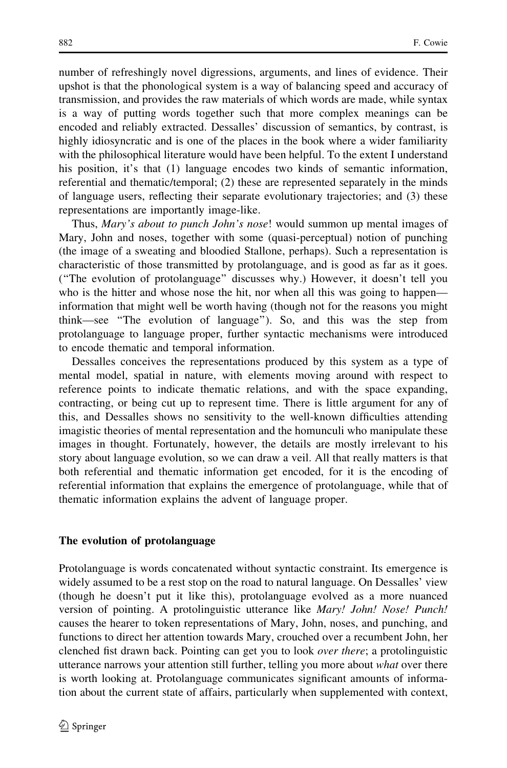number of refreshingly novel digressions, arguments, and lines of evidence. Their upshot is that the phonological system is a way of balancing speed and accuracy of transmission, and provides the raw materials of which words are made, while syntax is a way of putting words together such that more complex meanings can be encoded and reliably extracted. Dessalles' discussion of semantics, by contrast, is highly idiosyncratic and is one of the places in the book where a wider familiarity with the philosophical literature would have been helpful. To the extent I understand his position, it's that (1) language encodes two kinds of semantic information, referential and thematic/temporal; (2) these are represented separately in the minds of language users, reflecting their separate evolutionary trajectories; and (3) these representations are importantly image-like.

Thus, *Mary's about to punch John's nose*! would summon up mental images of Mary, John and noses, together with some (quasi-perceptual) notion of punching (the image of a sweating and bloodied Stallone, perhaps). Such a representation is characteristic of those transmitted by protolanguage, and is good as far as it goes. ("The evolution of protolanguage" discusses why.) However, it doesn't tell you who is the hitter and whose nose the hit, nor when all this was going to happen—information that might well be worth having (though not for the reasons you might think—see "The evolution of language"). So, and this was the step from protolanguage to language proper, further syntactic mechanisms were introduced to encode thematic and temporal information.

Dessalles conceives the representations produced by this system as a type of mental model, spatial in nature, with elements moving around with respect to reference points to indicate thematic relations, and with the space expanding, contracting, or being cut up to represent time. There is little argument for any of this, and Dessalles shows no sensitivity to the well-known difficulties attending imagistic theories of mental representation and the homunculi who manipulate these images in thought. Fortunately, however, the details are mostly irrelevant to his story about language evolution, so we can draw a veil. All that really matters is that both referential and thematic information get encoded, for it is the encoding of referential information that explains the emergence of protolanguage, while that of thematic information explains the advent of language proper.

## The evolution of protolanguage

Protolanguage is words concatenated without syntactic constraint. Its emergence is widely assumed to be a rest stop on the road to natural language. On Dessalles' view (though he doesn't put it like this), protolanguage evolved as a more nuanced version of pointing. A protolinguistic utterance like *Mary! John! Nose! Punch!* causes the hearer to token representations of Mary, John, noses, and punching, and functions to direct her attention towards Mary, crouched over a recumbent John, her clenched fist drawn back. Pointing can get you to look *over there*; a protolinguistic utterance narrows your attention still further, telling you more about *what* over there is worth looking at. Protolanguage communicates significant amounts of information about the current state of affairs, particularly when supplemented with context,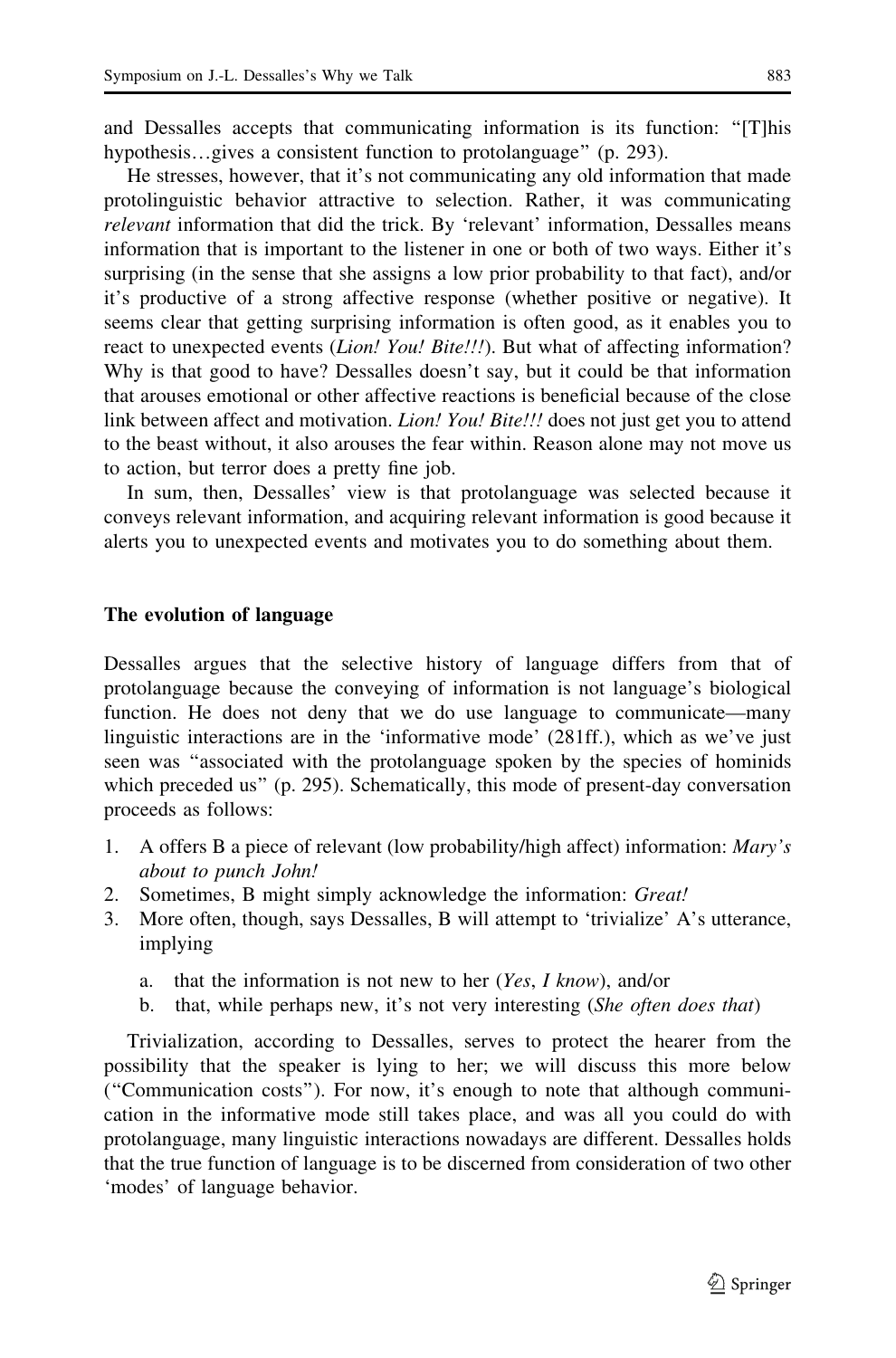and Dessalles accepts that communicating information is its function: "[T]his hypothesis…gives a consistent function to protolanguage" (p. 293).

He stresses, however, that it's not communicating any old information that made protolinguistic behavior attractive to selection. Rather, it was communicating *relevant* information that did the trick. By 'relevant' information, Dessalles means information that is important to the listener in one or both of two ways. Either it's surprising (in the sense that she assigns a low prior probability to that fact), and/or it's productive of a strong affective response (whether positive or negative). It seems clear that getting surprising information is often good, as it enables you to react to unexpected events (*Lion! You! Bite!!!*). But what of affecting information? Why is that good to have? Dessalles doesn't say, but it could be that information that arouses emotional or other affective reactions is beneficial because of the close link between affect and motivation. *Lion! You! Bite!!!* does not just get you to attend to the beast without, it also arouses the fear within. Reason alone may not move us to action, but terror does a pretty fine job.

In sum, then, Dessalles' view is that protolanguage was selected because it conveys relevant information, and acquiring relevant information is good because it alerts you to unexpected events and motivates you to do something about them.

## The evolution of language

Dessalles argues that the selective history of language differs from that of protolanguage because the conveying of information is not language's biological function. He does not deny that we do use language to communicate—many linguistic interactions are in the 'informative mode' (281ff.), which as we've just seen was "associated with the protolanguage spoken by the species of hominids which preceded us" (p. 295). Schematically, this mode of present-day conversation proceeds as follows:

1. A offers B a piece of relevant (low probability/high affect) information: *Mary's about to punch John!*
2. Sometimes, B might simply acknowledge the information: *Great!*
3. More often, though, says Dessalles, B will attempt to 'trivialize' A's utterance, implying
   a. that the information is not new to her (*Yes, I know*), and/or
   b. that, while perhaps new, it's not very interesting (*She often does that*)

Trivialization, according to Dessalles, serves to protect the hearer from the possibility that the speaker is lying to her; we will discuss this more below ("Communication costs"). For now, it's enough to note that although communication in the informative mode still takes place, and was all you could do with protolanguage, many linguistic interactions nowadays are different. Dessalles holds that the true function of language is to be discerned from consideration of two other 'modes' of language behavior.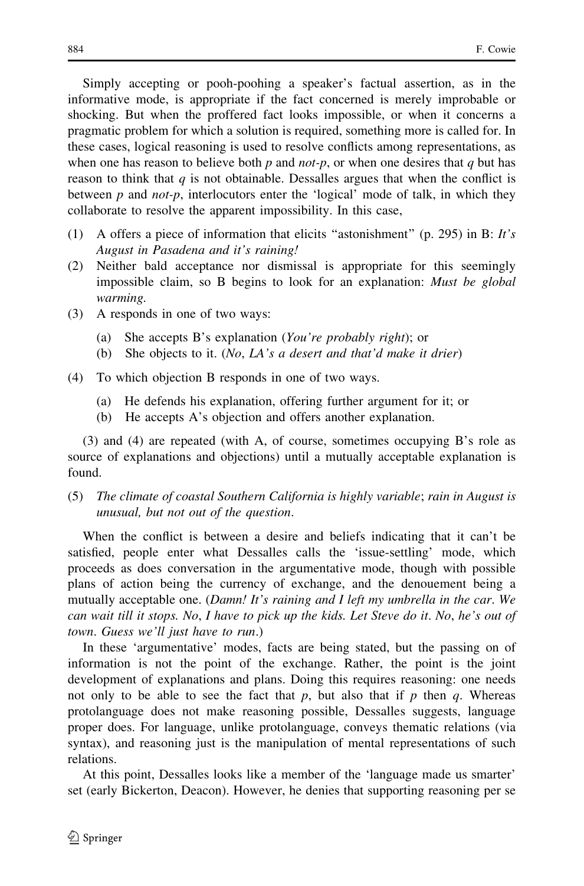Simply accepting or pooh-poohing a speaker's factual assertion, as in the informative mode, is appropriate if the fact concerned is merely improbable or shocking. But when the proffered fact looks impossible, or when it concerns a pragmatic problem for which a solution is required, something more is called for. In these cases, logical reasoning is used to resolve conflicts among representations, as when one has reason to believe both *p* and *not-p*, or when one desires that *q* but has reason to think that *q* is not obtainable. Dessalles argues that when the conflict is between *p* and *not-p*, interlocutors enter the 'logical' mode of talk, in which they collaborate to resolve the apparent impossibility. In this case,

(1) A offers a piece of information that elicits "astonishment" (p. 295) in B: *It's August in Pasadena and it's raining!*
(2) Neither bald acceptance nor dismissal is appropriate for this seemingly impossible claim, so B begins to look for an explanation: *Must be global warming.*
(3) A responds in one of two ways:
    (a) She accepts B's explanation (*You're probably right*); or
    (b) She objects to it. (*No, LA's a desert and that'd make it drier*)
(4) To which objection B responds in one of two ways.
    (a) He defends his explanation, offering further argument for it; or
    (b) He accepts A's objection and offers another explanation.

(3) and (4) are repeated (with A, of course, sometimes occupying B's role as source of explanations and objections) until a mutually acceptable explanation is found.

(5) *The climate of coastal Southern California is highly variable*; *rain in August is unusual, but not out of the question*.

When the conflict is between a desire and beliefs indicating that it can't be satisfied, people enter what Dessalles calls the 'issue-settling' mode, which proceeds as does conversation in the argumentative mode, though with possible plans of action being the currency of exchange, and the denouement being a mutually acceptable one. (*Damn! It's raining and I left my umbrella in the car. We can wait till it stops. No, I have to pick up the kids. Let Steve do it. No, he's out of town. Guess we'll just have to run.*)

In these 'argumentative' modes, facts are being stated, but the passing on of information is not the point of the exchange. Rather, the point is the joint development of explanations and plans. Doing this requires reasoning: one needs not only to be able to see the fact that *p*, but also that if *p* then *q*. Whereas protolanguage does not make reasoning possible, Dessalles suggests, language proper does. For language, unlike protolanguage, conveys thematic relations (via syntax), and reasoning just is the manipulation of mental representations of such relations.

At this point, Dessalles looks like a member of the 'language made us smarter' set (early Bickerton, Deacon). However, he denies that supporting reasoning per se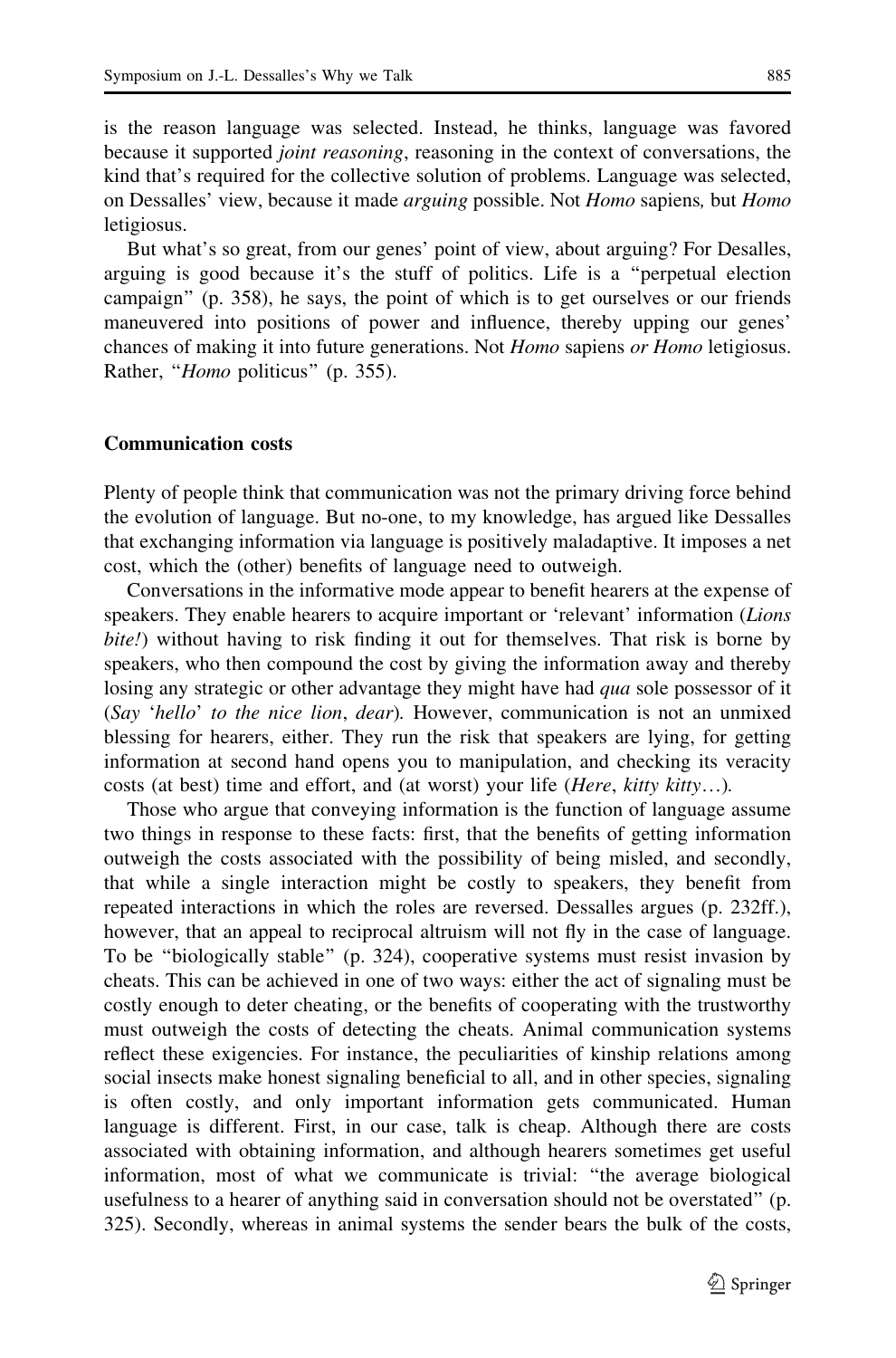is the reason language was selected. Instead, he thinks, language was favored because it supported *joint reasoning*, reasoning in the context of conversations, the kind that's required for the collective solution of problems. Language was selected, on Dessalles' view, because it made *arguing* possible. Not *Homo* sapiens*,* but *Homo* letigiosus.

But what's so great, from our genes' point of view, about arguing? For Desalles, arguing is good because it's the stuff of politics. Life is a "perpetual election campaign" (p. 358), he says, the point of which is to get ourselves or our friends maneuvered into positions of power and influence, thereby upping our genes' chances of making it into future generations. Not *Homo* sapiens *or Homo* letigiosus. Rather, "*Homo* politicus" (p. 355).

## Communication costs

Plenty of people think that communication was not the primary driving force behind the evolution of language. But no-one, to my knowledge, has argued like Dessalles that exchanging information via language is positively maladaptive. It imposes a net cost, which the (other) benefits of language need to outweigh.

Conversations in the informative mode appear to benefit hearers at the expense of speakers. They enable hearers to acquire important or 'relevant' information (*Lions bite!*) without having to risk finding it out for themselves. That risk is borne by speakers, who then compound the cost by giving the information away and thereby losing any strategic or other advantage they might have had *qua* sole possessor of it (*Say 'hello' to the nice lion, dear*). However, communication is not an unmixed blessing for hearers, either. They run the risk that speakers are lying, for getting information at second hand opens you to manipulation, and checking its veracity costs (at best) time and effort, and (at worst) your life (*Here, kitty kitty…*).

Those who argue that conveying information is the function of language assume two things in response to these facts: first, that the benefits of getting information outweigh the costs associated with the possibility of being misled, and secondly, that while a single interaction might be costly to speakers, they benefit from repeated interactions in which the roles are reversed. Dessalles argues (p. 232ff.), however, that an appeal to reciprocal altruism will not fly in the case of language. To be "biologically stable" (p. 324), cooperative systems must resist invasion by cheats. This can be achieved in one of two ways: either the act of signaling must be costly enough to deter cheating, or the benefits of cooperating with the trustworthy must outweigh the costs of detecting the cheats. Animal communication systems reflect these exigencies. For instance, the peculiarities of kinship relations among social insects make honest signaling beneficial to all, and in other species, signaling is often costly, and only important information gets communicated. Human language is different. First, in our case, talk is cheap. Although there are costs associated with obtaining information, and although hearers sometimes get useful information, most of what we communicate is trivial: "the average biological usefulness to a hearer of anything said in conversation should not be overstated" (p. 325). Secondly, whereas in animal systems the sender bears the bulk of the costs,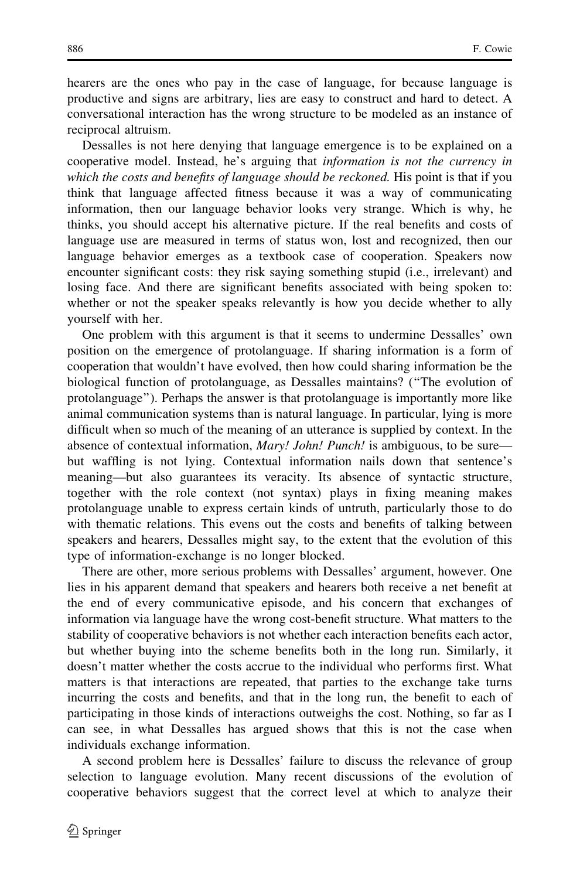hearers are the ones who pay in the case of language, for because language is productive and signs are arbitrary, lies are easy to construct and hard to detect. A conversational interaction has the wrong structure to be modeled as an instance of reciprocal altruism.

Dessalles is not here denying that language emergence is to be explained on a cooperative model. Instead, he's arguing that *information is not the currency in which the costs and benefits of language should be reckoned*. His point is that if you think that language affected fitness because it was a way of communicating information, then our language behavior looks very strange. Which is why, he thinks, you should accept his alternative picture. If the real benefits and costs of language use are measured in terms of status won, lost and recognized, then our language behavior emerges as a textbook case of cooperation. Speakers now encounter significant costs: they risk saying something stupid (i.e., irrelevant) and losing face. And there are significant benefits associated with being spoken to: whether or not the speaker speaks relevantly is how you decide whether to ally yourself with her.

One problem with this argument is that it seems to undermine Dessalles' own position on the emergence of protolanguage. If sharing information is a form of cooperation that wouldn't have evolved, then how could sharing information be the biological function of protolanguage, as Dessalles maintains? ("The evolution of protolanguage"). Perhaps the answer is that protolanguage is importantly more like animal communication systems than is natural language. In particular, lying is more difficult when so much of the meaning of an utterance is supplied by context. In the absence of contextual information, *Mary! John! Punch!* is ambiguous, to be sure—but waffling is not lying. Contextual information nails down that sentence's meaning—but also guarantees its veracity. Its absence of syntactic structure, together with the role context (not syntax) plays in fixing meaning makes protolanguage unable to express certain kinds of untruth, particularly those to do with thematic relations. This evens out the costs and benefits of talking between speakers and hearers, Dessalles might say, to the extent that the evolution of this type of information-exchange is no longer blocked.

There are other, more serious problems with Dessalles' argument, however. One lies in his apparent demand that speakers and hearers both receive a net benefit at the end of every communicative episode, and his concern that exchanges of information via language have the wrong cost-benefit structure. What matters to the stability of cooperative behaviors is not whether each interaction benefits each actor, but whether buying into the scheme benefits both in the long run. Similarly, it doesn't matter whether the costs accrue to the individual who performs first. What matters is that interactions are repeated, that parties to the exchange take turns incurring the costs and benefits, and that in the long run, the benefit to each of participating in those kinds of interactions outweighs the cost. Nothing, so far as I can see, in what Dessalles has argued shows that this is not the case when individuals exchange information.

A second problem here is Dessalles' failure to discuss the relevance of group selection to language evolution. Many recent discussions of the evolution of cooperative behaviors suggest that the correct level at which to analyze their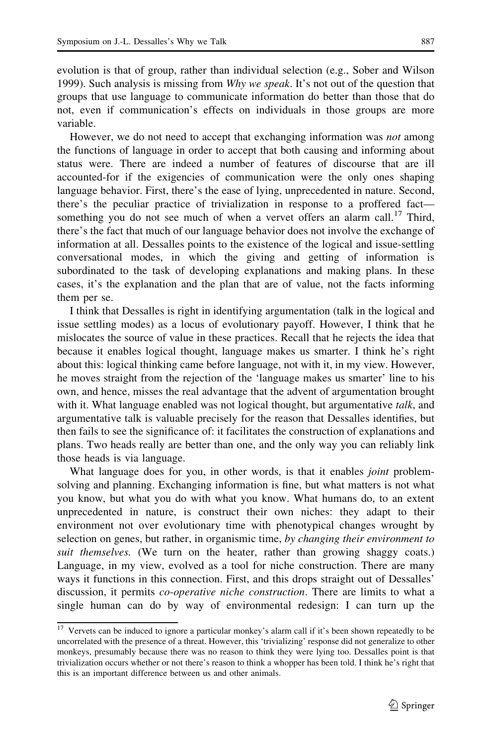evolution is that of group, rather than individual selection (e.g., Sober and Wilson 1999). Such analysis is missing from *Why we speak*. It's not out of the question that groups that use language to communicate information do better than those that do not, even if communication's effects on individuals in those groups are more variable.

However, we do not need to accept that exchanging information was *not* among the functions of language in order to accept that both causing and informing about status were. There are indeed a number of features of discourse that are ill accounted-for if the exigencies of communication were the only ones shaping language behavior. First, there's the ease of lying, unprecedented in nature. Second, there's the peculiar practice of trivialization in response to a proffered fact—something you do not see much of when a vervet offers an alarm call.[17] Third, there's the fact that much of our language behavior does not involve the exchange of information at all. Dessalles points to the existence of the logical and issue-settling conversational modes, in which the giving and getting of information is subordinated to the task of developing explanations and making plans. In these cases, it's the explanation and the plan that are of value, not the facts informing them per se.

I think that Dessalles is right in identifying argumentation (talk in the logical and issue settling modes) as a locus of evolutionary payoff. However, I think that he mislocates the source of value in these practices. Recall that he rejects the idea that because it enables logical thought, language makes us smarter. I think he's right about this: logical thinking came before language, not with it, in my view. However, he moves straight from the rejection of the 'language makes us smarter' line to his own, and hence, misses the real advantage that the advent of argumentation brought with it. What language enabled was not logical thought, but argumentative *talk*, and argumentative talk is valuable precisely for the reason that Dessalles identifies, but then fails to see the significance of: it facilitates the construction of explanations and plans. Two heads really are better than one, and the only way you can reliably link those heads is via language.

What language does for you, in other words, is that it enables *joint* problem-solving and planning. Exchanging information is fine, but what matters is not what you know, but what you do with what you know. What humans do, to an extent unprecedented in nature, is construct their own niches: they adapt to their environment not over evolutionary time with phenotypical changes wrought by selection on genes, but rather, in organismic time, *by changing their environment to suit themselves.* (We turn on the heater, rather than growing shaggy coats.) Language, in my view, evolved as a tool for niche construction. There are many ways it functions in this connection. First, and this drops straight out of Dessalles' discussion, it permits *co-operative niche construction*. There are limits to what a single human can do by way of environmental redesign: I can turn up the

[17] Vervets can be induced to ignore a particular monkey's alarm call if it's been shown repeatedly to be uncorrelated with the presence of a threat. However, this 'trivializing' response did not generalize to other monkeys, presumably because there was no reason to think they were lying too. Dessalles point is that trivialization occurs whether or not there's reason to think a whopper has been told. I think he's right that this is an important difference between us and other animals.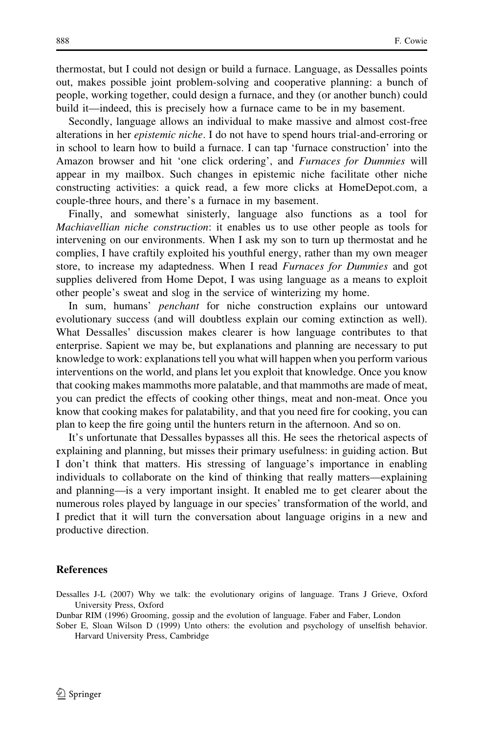thermostat, but I could not design or build a furnace. Language, as Dessalles points out, makes possible joint problem-solving and cooperative planning: a bunch of people, working together, could design a furnace, and they (or another bunch) could build it—indeed, this is precisely how a furnace came to be in my basement.

Secondly, language allows an individual to make massive and almost cost-free alterations in her *epistemic niche*. I do not have to spend hours trial-and-erroring or in school to learn how to build a furnace. I can tap 'furnace construction' into the Amazon browser and hit 'one click ordering', and *Furnaces for Dummies* will appear in my mailbox. Such changes in epistemic niche facilitate other niche constructing activities: a quick read, a few more clicks at HomeDepot.com, a couple-three hours, and there's a furnace in my basement.

Finally, and somewhat sinisterly, language also functions as a tool for *Machiavellian niche construction*: it enables us to use other people as tools for intervening on our environments. When I ask my son to turn up thermostat and he complies, I have craftily exploited his youthful energy, rather than my own meager store, to increase my adaptedness. When I read *Furnaces for Dummies* and got supplies delivered from Home Depot, I was using language as a means to exploit other people's sweat and slog in the service of winterizing my home.

In sum, humans' *penchant* for niche construction explains our untoward evolutionary success (and will doubtless explain our coming extinction as well). What Dessalles' discussion makes clearer is how language contributes to that enterprise. Sapient we may be, but explanations and planning are necessary to put knowledge to work: explanations tell you what will happen when you perform various interventions on the world, and plans let you exploit that knowledge. Once you know that cooking makes mammoths more palatable, and that mammoths are made of meat, you can predict the effects of cooking other things, meat and non-meat. Once you know that cooking makes for palatability, and that you need fire for cooking, you can plan to keep the fire going until the hunters return in the afternoon. And so on.

It's unfortunate that Dessalles bypasses all this. He sees the rhetorical aspects of explaining and planning, but misses their primary usefulness: in guiding action. But I don't think that matters. His stressing of language's importance in enabling individuals to collaborate on the kind of thinking that really matters—explaining and planning—is a very important insight. It enabled me to get clearer about the numerous roles played by language in our species' transformation of the world, and I predict that it will turn the conversation about language origins in a new and productive direction.

## References

Dessalles J-L (2007) Why we talk: the evolutionary origins of language. Trans J Grieve, Oxford University Press, Oxford

Dunbar RIM (1996) Grooming, gossip and the evolution of language. Faber and Faber, London

Sober E, Sloan Wilson D (1999) Unto others: the evolution and psychology of unselfish behavior. Harvard University Press, Cambridge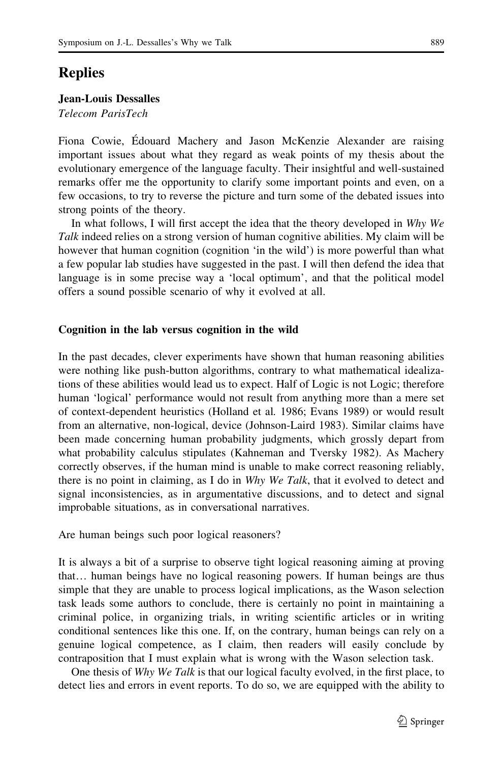## Replies

**Jean-Louis Dessalles**

*Telecom ParisTech*

Fiona Cowie, Édouard Machery and Jason McKenzie Alexander are raising important issues about what they regard as weak points of my thesis about the evolutionary emergence of the language faculty. Their insightful and well-sustained remarks offer me the opportunity to clarify some important points and even, on a few occasions, to try to reverse the picture and turn some of the debated issues into strong points of the theory.

In what follows, I will first accept the idea that the theory developed in *Why We Talk* indeed relies on a strong version of human cognitive abilities. My claim will be however that human cognition (cognition 'in the wild') is more powerful than what a few popular lab studies have suggested in the past. I will then defend the idea that language is in some precise way a 'local optimum', and that the political model offers a sound possible scenario of why it evolved at all.

### Cognition in the lab versus cognition in the wild

In the past decades, clever experiments have shown that human reasoning abilities were nothing like push-button algorithms, contrary to what mathematical idealizations of these abilities would lead us to expect. Half of Logic is not Logic; therefore human 'logical' performance would not result from anything more than a mere set of context-dependent heuristics (Holland et al. 1986; Evans 1989) or would result from an alternative, non-logical, device (Johnson-Laird 1983). Similar claims have been made concerning human probability judgments, which grossly depart from what probability calculus stipulates (Kahneman and Tversky 1982). As Machery correctly observes, if the human mind is unable to make correct reasoning reliably, there is no point in claiming, as I do in *Why We Talk*, that it evolved to detect and signal inconsistencies, as in argumentative discussions, and to detect and signal improbable situations, as in conversational narratives.

Are human beings such poor logical reasoners?

It is always a bit of a surprise to observe tight logical reasoning aiming at proving that… human beings have no logical reasoning powers. If human beings are thus simple that they are unable to process logical implications, as the Wason selection task leads some authors to conclude, there is certainly no point in maintaining a criminal police, in organizing trials, in writing scientific articles or in writing conditional sentences like this one. If, on the contrary, human beings can rely on a genuine logical competence, as I claim, then readers will easily conclude by contraposition that I must explain what is wrong with the Wason selection task.

One thesis of *Why We Talk* is that our logical faculty evolved, in the first place, to detect lies and errors in event reports. To do so, we are equipped with the ability to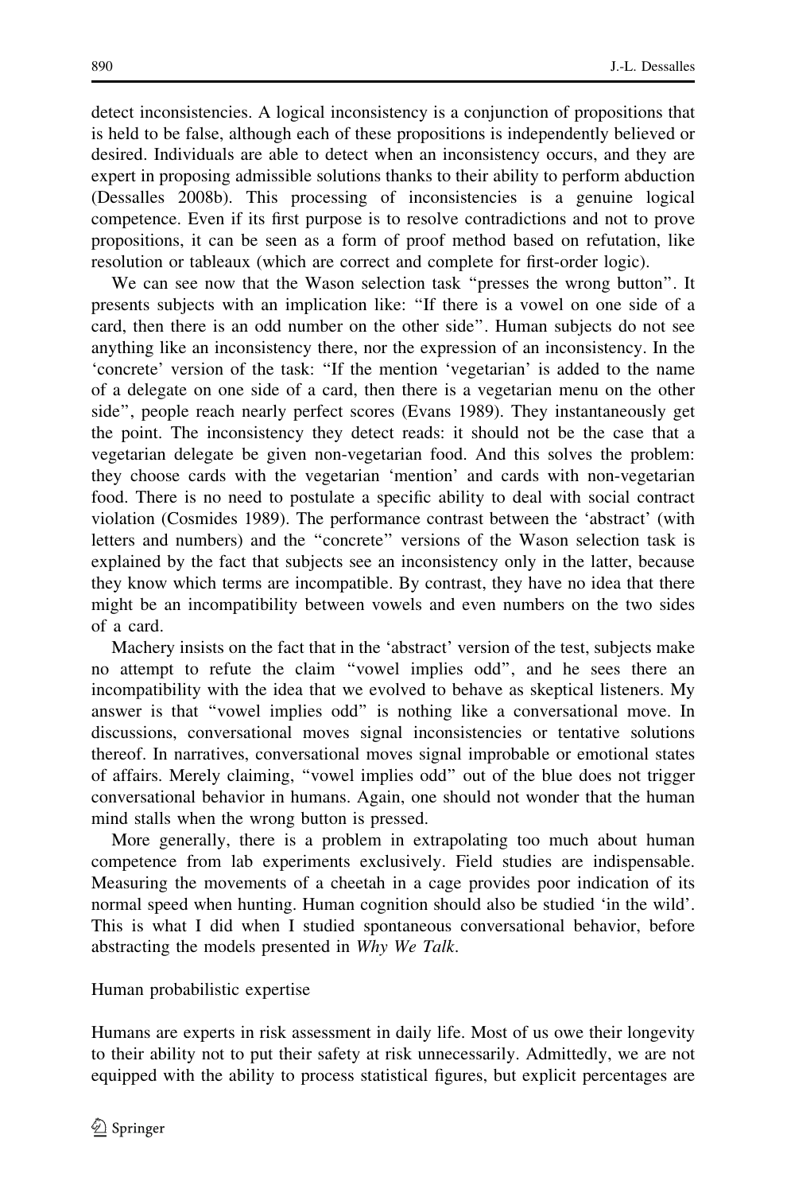detect inconsistencies. A logical inconsistency is a conjunction of propositions that is held to be false, although each of these propositions is independently believed or desired. Individuals are able to detect when an inconsistency occurs, and they are expert in proposing admissible solutions thanks to their ability to perform abduction (Dessalles 2008b). This processing of inconsistencies is a genuine logical competence. Even if its first purpose is to resolve contradictions and not to prove propositions, it can be seen as a form of proof method based on refutation, like resolution or tableaux (which are correct and complete for first-order logic).

We can see now that the Wason selection task "presses the wrong button". It presents subjects with an implication like: "If there is a vowel on one side of a card, then there is an odd number on the other side". Human subjects do not see anything like an inconsistency there, nor the expression of an inconsistency. In the 'concrete' version of the task: "If the mention 'vegetarian' is added to the name of a delegate on one side of a card, then there is a vegetarian menu on the other side", people reach nearly perfect scores (Evans 1989). They instantaneously get the point. The inconsistency they detect reads: it should not be the case that a vegetarian delegate be given non-vegetarian food. And this solves the problem: they choose cards with the vegetarian 'mention' and cards with non-vegetarian food. There is no need to postulate a specific ability to deal with social contract violation (Cosmides 1989). The performance contrast between the 'abstract' (with letters and numbers) and the "concrete" versions of the Wason selection task is explained by the fact that subjects see an inconsistency only in the latter, because they know which terms are incompatible. By contrast, they have no idea that there might be an incompatibility between vowels and even numbers on the two sides of a card.

Machery insists on the fact that in the 'abstract' version of the test, subjects make no attempt to refute the claim "vowel implies odd", and he sees there an incompatibility with the idea that we evolved to behave as skeptical listeners. My answer is that "vowel implies odd" is nothing like a conversational move. In discussions, conversational moves signal inconsistencies or tentative solutions thereof. In narratives, conversational moves signal improbable or emotional states of affairs. Merely claiming, "vowel implies odd" out of the blue does not trigger conversational behavior in humans. Again, one should not wonder that the human mind stalls when the wrong button is pressed.

More generally, there is a problem in extrapolating too much about human competence from lab experiments exclusively. Field studies are indispensable. Measuring the movements of a cheetah in a cage provides poor indication of its normal speed when hunting. Human cognition should also be studied 'in the wild'. This is what I did when I studied spontaneous conversational behavior, before abstracting the models presented in *Why We Talk*.

## Human probabilistic expertise

Humans are experts in risk assessment in daily life. Most of us owe their longevity to their ability not to put their safety at risk unnecessarily. Admittedly, we are not equipped with the ability to process statistical figures, but explicit percentages are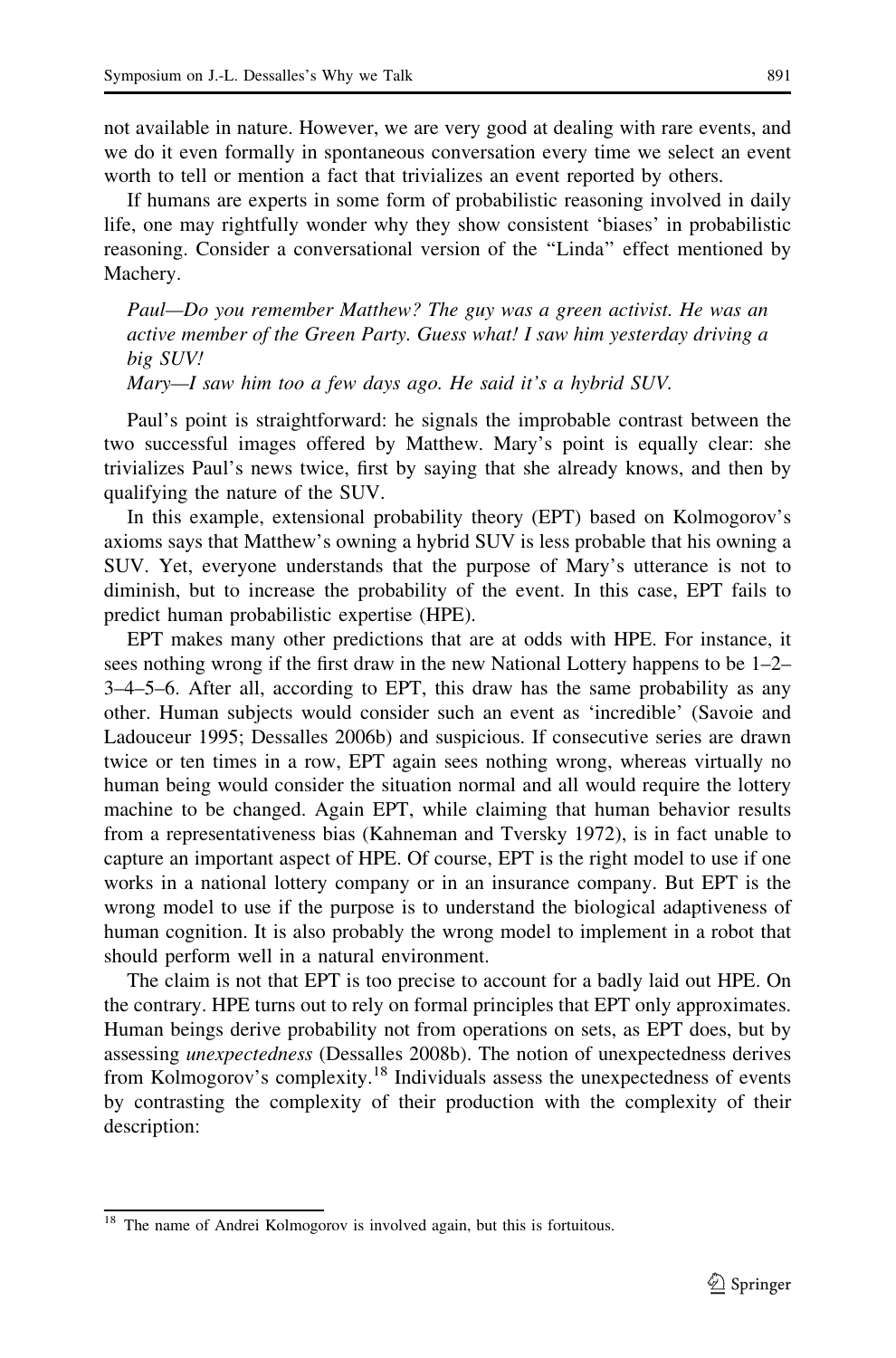not available in nature. However, we are very good at dealing with rare events, and we do it even formally in spontaneous conversation every time we select an event worth to tell or mention a fact that trivializes an event reported by others.

If humans are experts in some form of probabilistic reasoning involved in daily life, one may rightfully wonder why they show consistent 'biases' in probabilistic reasoning. Consider a conversational version of the "Linda" effect mentioned by Machery.

> *Paul—Do you remember Matthew? The guy was a green activist. He was an active member of the Green Party. Guess what! I saw him yesterday driving a big SUV!*
>
> *Mary—I saw him too a few days ago. He said it's a hybrid SUV.*

Paul's point is straightforward: he signals the improbable contrast between the two successful images offered by Matthew. Mary's point is equally clear: she trivializes Paul's news twice, first by saying that she already knows, and then by qualifying the nature of the SUV.

In this example, extensional probability theory (EPT) based on Kolmogorov's axioms says that Matthew's owning a hybrid SUV is less probable that his owning a SUV. Yet, everyone understands that the purpose of Mary's utterance is not to diminish, but to increase the probability of the event. In this case, EPT fails to predict human probabilistic expertise (HPE).

EPT makes many other predictions that are at odds with HPE. For instance, it sees nothing wrong if the first draw in the new National Lottery happens to be 1–2–3–4–5–6. After all, according to EPT, this draw has the same probability as any other. Human subjects would consider such an event as 'incredible' (Savoie and Ladouceur 1995; Dessalles 2006b) and suspicious. If consecutive series are drawn twice or ten times in a row, EPT again sees nothing wrong, whereas virtually no human being would consider the situation normal and all would require the lottery machine to be changed. Again EPT, while claiming that human behavior results from a representativeness bias (Kahneman and Tversky 1972), is in fact unable to capture an important aspect of HPE. Of course, EPT is the right model to use if one works in a national lottery company or in an insurance company. But EPT is the wrong model to use if the purpose is to understand the biological adaptiveness of human cognition. It is also probably the wrong model to implement in a robot that should perform well in a natural environment.

The claim is not that EPT is too precise to account for a badly laid out HPE. On the contrary. HPE turns out to rely on formal principles that EPT only approximates. Human beings derive probability not from operations on sets, as EPT does, but by assessing *unexpectedness* (Dessalles 2008b). The notion of unexpectedness derives from Kolmogorov's complexity.[18] Individuals assess the unexpectedness of events by contrasting the complexity of their production with the complexity of their description:

---

[18] The name of Andrei Kolmogorov is involved again, but this is fortuitous.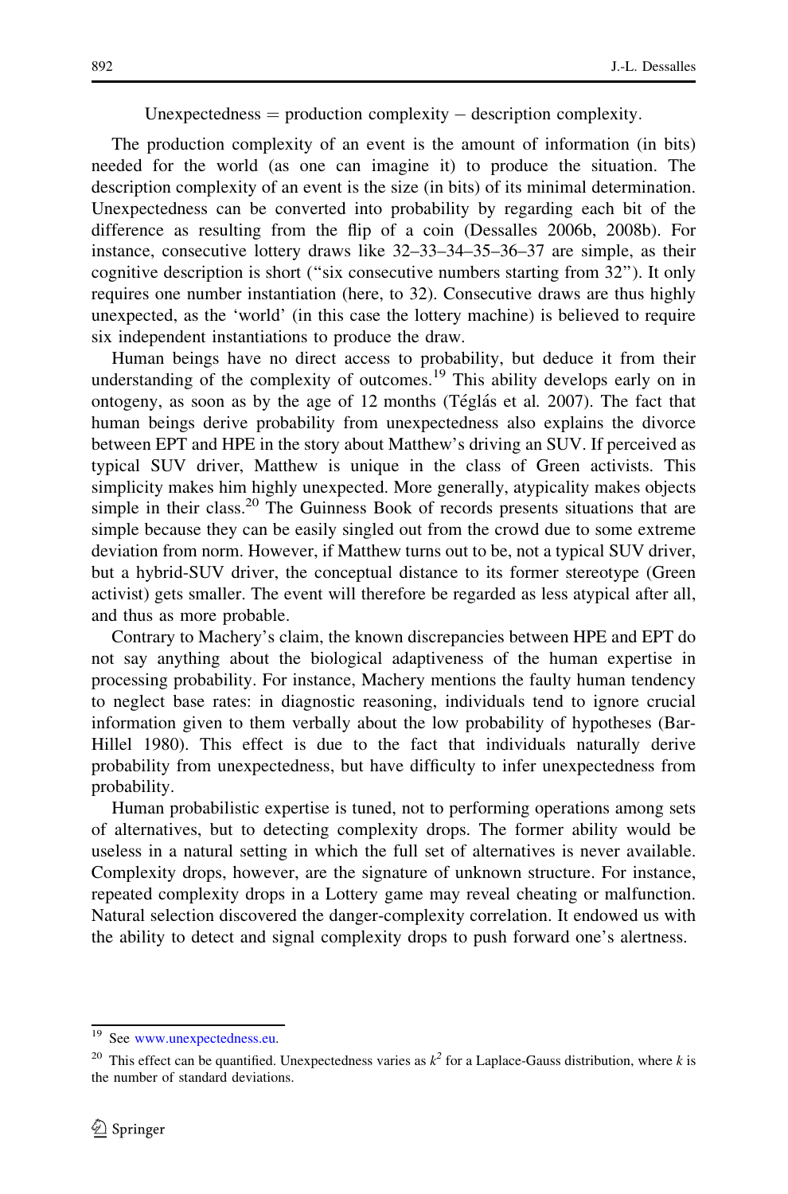Unexpectedness = production complexity − description complexity.

The production complexity of an event is the amount of information (in bits) needed for the world (as one can imagine it) to produce the situation. The description complexity of an event is the size (in bits) of its minimal determination. Unexpectedness can be converted into probability by regarding each bit of the difference as resulting from the flip of a coin (Dessalles 2006b, 2008b). For instance, consecutive lottery draws like 32–33–34–35–36–37 are simple, as their cognitive description is short ("six consecutive numbers starting from 32"). It only requires one number instantiation (here, to 32). Consecutive draws are thus highly unexpected, as the 'world' (in this case the lottery machine) is believed to require six independent instantiations to produce the draw.

Human beings have no direct access to probability, but deduce it from their understanding of the complexity of outcomes.[19] This ability develops early on in ontogeny, as soon as by the age of 12 months (Téglás et al. 2007). The fact that human beings derive probability from unexpectedness also explains the divorce between EPT and HPE in the story about Matthew's driving an SUV. If perceived as typical SUV driver, Matthew is unique in the class of Green activists. This simplicity makes him highly unexpected. More generally, atypicality makes objects simple in their class.[20] The Guinness Book of records presents situations that are simple because they can be easily singled out from the crowd due to some extreme deviation from norm. However, if Matthew turns out to be, not a typical SUV driver, but a hybrid-SUV driver, the conceptual distance to its former stereotype (Green activist) gets smaller. The event will therefore be regarded as less atypical after all, and thus as more probable.

Contrary to Machery's claim, the known discrepancies between HPE and EPT do not say anything about the biological adaptiveness of the human expertise in processing probability. For instance, Machery mentions the faulty human tendency to neglect base rates: in diagnostic reasoning, individuals tend to ignore crucial information given to them verbally about the low probability of hypotheses (Bar-Hillel 1980). This effect is due to the fact that individuals naturally derive probability from unexpectedness, but have difficulty to infer unexpectedness from probability.

Human probabilistic expertise is tuned, not to performing operations among sets of alternatives, but to detecting complexity drops. The former ability would be useless in a natural setting in which the full set of alternatives is never available. Complexity drops, however, are the signature of unknown structure. For instance, repeated complexity drops in a Lottery game may reveal cheating or malfunction. Natural selection discovered the danger-complexity correlation. It endowed us with the ability to detect and signal complexity drops to push forward one's alertness.

---

[19] See www.unexpectedness.eu.

[20] This effect can be quantified. Unexpectedness varies as $k^2$ for a Laplace-Gauss distribution, where $k$ is the number of standard deviations.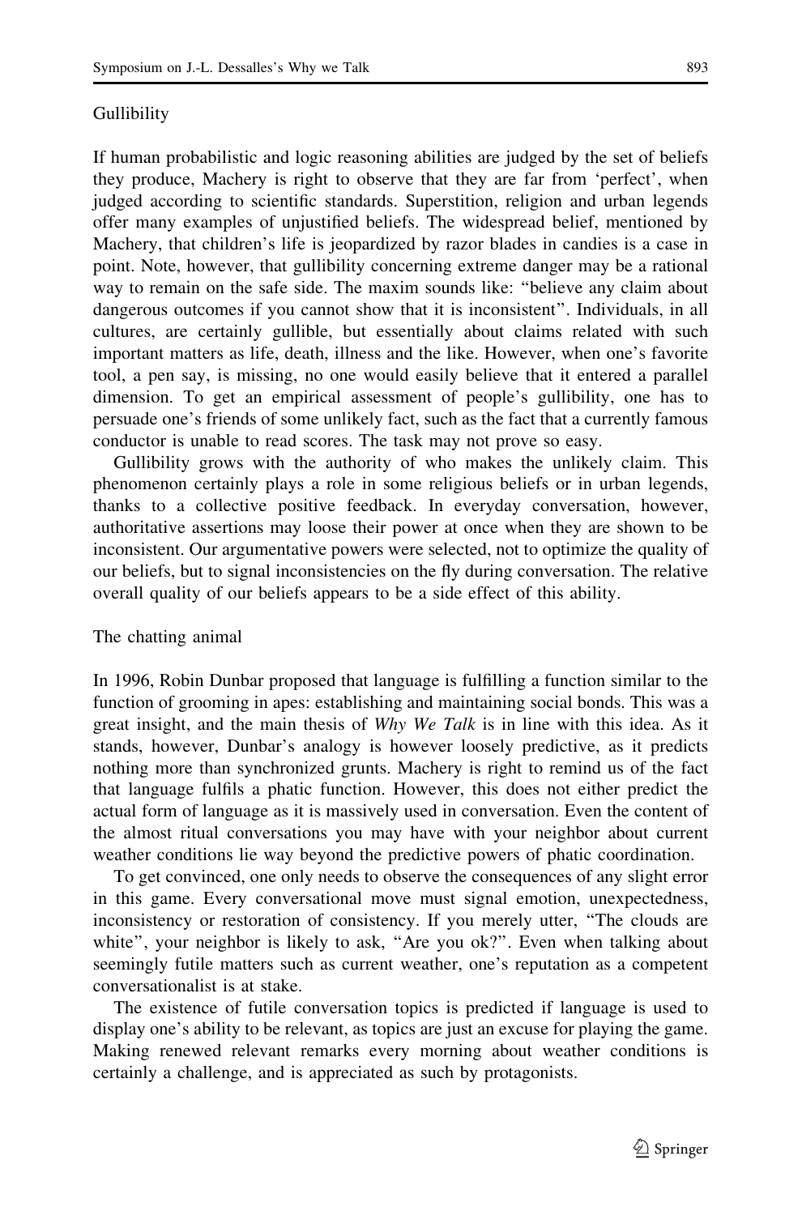### Gullibility

If human probabilistic and logic reasoning abilities are judged by the set of beliefs they produce, Machery is right to observe that they are far from 'perfect', when judged according to scientific standards. Superstition, religion and urban legends offer many examples of unjustified beliefs. The widespread belief, mentioned by Machery, that children's life is jeopardized by razor blades in candies is a case in point. Note, however, that gullibility concerning extreme danger may be a rational way to remain on the safe side. The maxim sounds like: "believe any claim about dangerous outcomes if you cannot show that it is inconsistent". Individuals, in all cultures, are certainly gullible, but essentially about claims related with such important matters as life, death, illness and the like. However, when one's favorite tool, a pen say, is missing, no one would easily believe that it entered a parallel dimension. To get an empirical assessment of people's gullibility, one has to persuade one's friends of some unlikely fact, such as the fact that a currently famous conductor is unable to read scores. The task may not prove so easy.

Gullibility grows with the authority of who makes the unlikely claim. This phenomenon certainly plays a role in some religious beliefs or in urban legends, thanks to a collective positive feedback. In everyday conversation, however, authoritative assertions may loose their power at once when they are shown to be inconsistent. Our argumentative powers were selected, not to optimize the quality of our beliefs, but to signal inconsistencies on the fly during conversation. The relative overall quality of our beliefs appears to be a side effect of this ability.

### The chatting animal

In 1996, Robin Dunbar proposed that language is fulfilling a function similar to the function of grooming in apes: establishing and maintaining social bonds. This was a great insight, and the main thesis of *Why We Talk* is in line with this idea. As it stands, however, Dunbar's analogy is however loosely predictive, as it predicts nothing more than synchronized grunts. Machery is right to remind us of the fact that language fulfils a phatic function. However, this does not either predict the actual form of language as it is massively used in conversation. Even the content of the almost ritual conversations you may have with your neighbor about current weather conditions lie way beyond the predictive powers of phatic coordination.

To get convinced, one only needs to observe the consequences of any slight error in this game. Every conversational move must signal emotion, unexpectedness, inconsistency or restoration of consistency. If you merely utter, "The clouds are white", your neighbor is likely to ask, "Are you ok?". Even when talking about seemingly futile matters such as current weather, one's reputation as a competent conversationalist is at stake.

The existence of futile conversation topics is predicted if language is used to display one's ability to be relevant, as topics are just an excuse for playing the game. Making renewed relevant remarks every morning about weather conditions is certainly a challenge, and is appreciated as such by protagonists.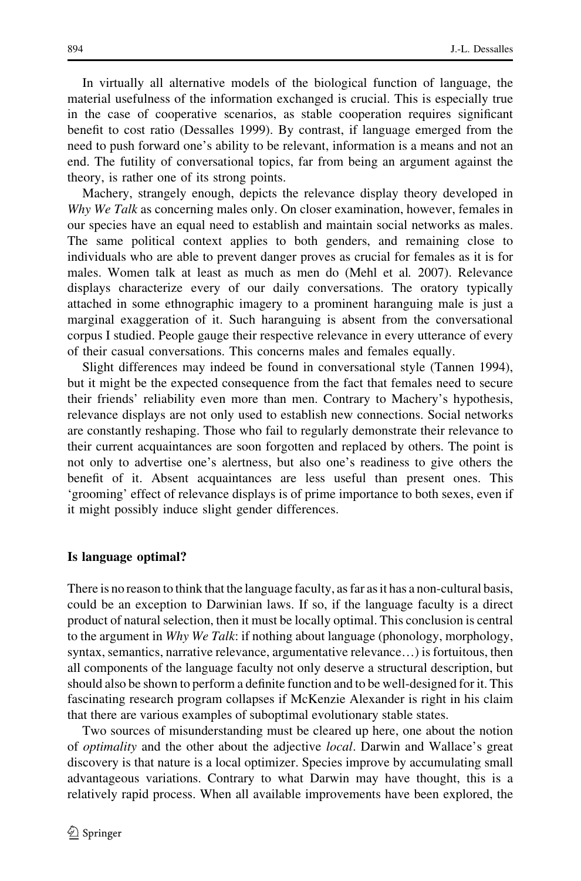In virtually all alternative models of the biological function of language, the material usefulness of the information exchanged is crucial. This is especially true in the case of cooperative scenarios, as stable cooperation requires significant benefit to cost ratio (Dessalles 1999). By contrast, if language emerged from the need to push forward one's ability to be relevant, information is a means and not an end. The futility of conversational topics, far from being an argument against the theory, is rather one of its strong points.

Machery, strangely enough, depicts the relevance display theory developed in *Why We Talk* as concerning males only. On closer examination, however, females in our species have an equal need to establish and maintain social networks as males. The same political context applies to both genders, and remaining close to individuals who are able to prevent danger proves as crucial for females as it is for males. Women talk at least as much as men do (Mehl et al. 2007). Relevance displays characterize every of our daily conversations. The oratory typically attached in some ethnographic imagery to a prominent haranguing male is just a marginal exaggeration of it. Such haranguing is absent from the conversational corpus I studied. People gauge their respective relevance in every utterance of every of their casual conversations. This concerns males and females equally.

Slight differences may indeed be found in conversational style (Tannen 1994), but it might be the expected consequence from the fact that females need to secure their friends' reliability even more than men. Contrary to Machery's hypothesis, relevance displays are not only used to establish new connections. Social networks are constantly reshaping. Those who fail to regularly demonstrate their relevance to their current acquaintances are soon forgotten and replaced by others. The point is not only to advertise one's alertness, but also one's readiness to give others the benefit of it. Absent acquaintances are less useful than present ones. This 'grooming' effect of relevance displays is of prime importance to both sexes, even if it might possibly induce slight gender differences.

## Is language optimal?

There is no reason to think that the language faculty, as far as it has a non-cultural basis, could be an exception to Darwinian laws. If so, if the language faculty is a direct product of natural selection, then it must be locally optimal. This conclusion is central to the argument in *Why We Talk*: if nothing about language (phonology, morphology, syntax, semantics, narrative relevance, argumentative relevance…) is fortuitous, then all components of the language faculty not only deserve a structural description, but should also be shown to perform a definite function and to be well-designed for it. This fascinating research program collapses if McKenzie Alexander is right in his claim that there are various examples of suboptimal evolutionary stable states.

Two sources of misunderstanding must be cleared up here, one about the notion of *optimality* and the other about the adjective *local*. Darwin and Wallace's great discovery is that nature is a local optimizer. Species improve by accumulating small advantageous variations. Contrary to what Darwin may have thought, this is a relatively rapid process. When all available improvements have been explored, the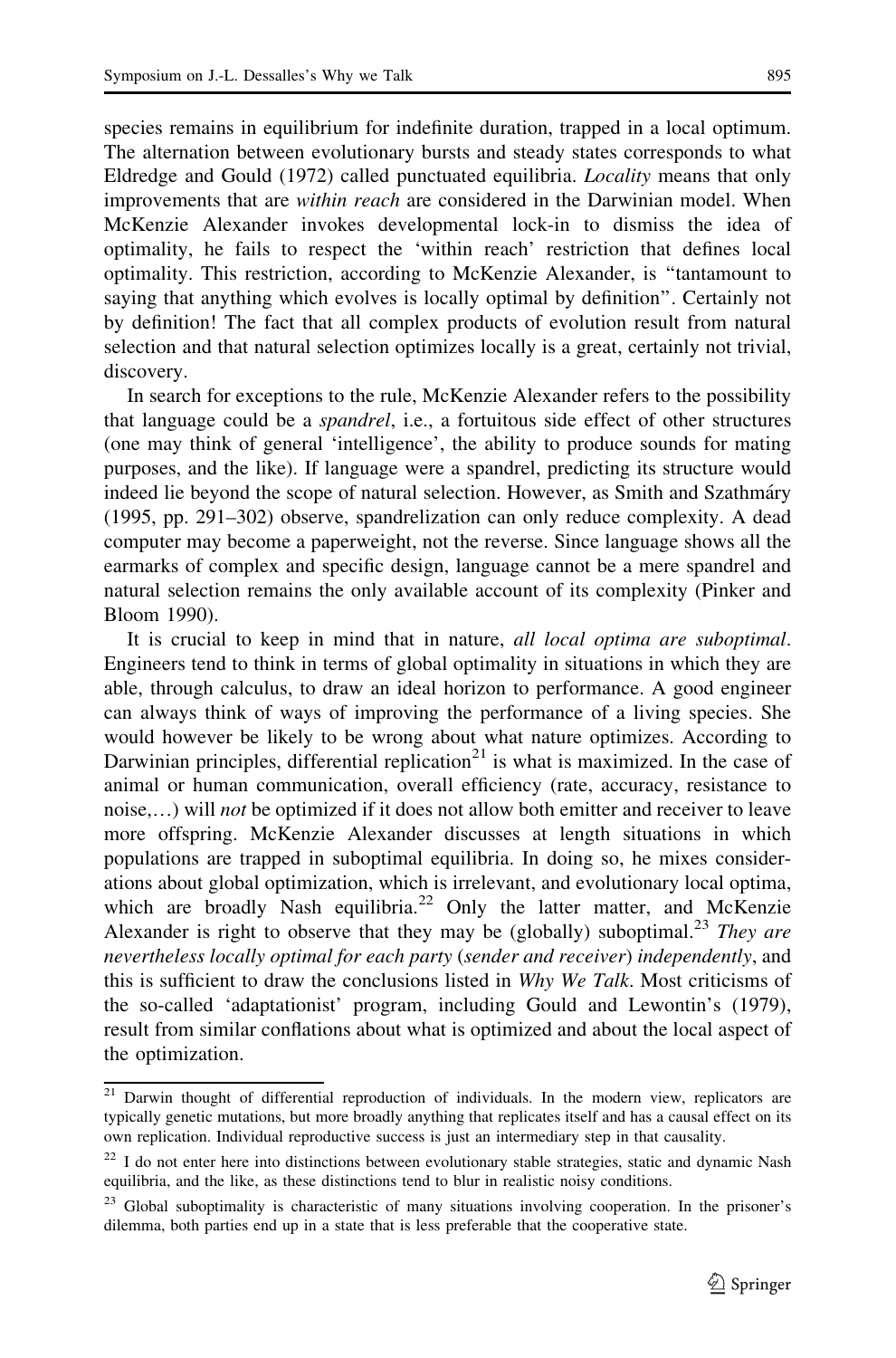species remains in equilibrium for indefinite duration, trapped in a local optimum. The alternation between evolutionary bursts and steady states corresponds to what Eldredge and Gould (1972) called punctuated equilibria. *Locality* means that only improvements that are *within reach* are considered in the Darwinian model. When McKenzie Alexander invokes developmental lock-in to dismiss the idea of optimality, he fails to respect the 'within reach' restriction that defines local optimality. This restriction, according to McKenzie Alexander, is "tantamount to saying that anything which evolves is locally optimal by definition". Certainly not by definition! The fact that all complex products of evolution result from natural selection and that natural selection optimizes locally is a great, certainly not trivial, discovery.

In search for exceptions to the rule, McKenzie Alexander refers to the possibility that language could be a *spandrel*, i.e., a fortuitous side effect of other structures (one may think of general 'intelligence', the ability to produce sounds for mating purposes, and the like). If language were a spandrel, predicting its structure would indeed lie beyond the scope of natural selection. However, as Smith and Szathmáry (1995, pp. 291–302) observe, spandrelization can only reduce complexity. A dead computer may become a paperweight, not the reverse. Since language shows all the earmarks of complex and specific design, language cannot be a mere spandrel and natural selection remains the only available account of its complexity (Pinker and Bloom 1990).

It is crucial to keep in mind that in nature, *all local optima are suboptimal*. Engineers tend to think in terms of global optimality in situations in which they are able, through calculus, to draw an ideal horizon to performance. A good engineer can always think of ways of improving the performance of a living species. She would however be likely to be wrong about what nature optimizes. According to Darwinian principles, differential replication[21] is what is maximized. In the case of animal or human communication, overall efficiency (rate, accuracy, resistance to noise,…) will *not* be optimized if it does not allow both emitter and receiver to leave more offspring. McKenzie Alexander discusses at length situations in which populations are trapped in suboptimal equilibria. In doing so, he mixes considerations about global optimization, which is irrelevant, and evolutionary local optima, which are broadly Nash equilibria.[22] Only the latter matter, and McKenzie Alexander is right to observe that they may be (globally) suboptimal.[23] *They are nevertheless locally optimal for each party* (*sender and receiver*) *independently*, and this is sufficient to draw the conclusions listed in *Why We Talk*. Most criticisms of the so-called 'adaptationist' program, including Gould and Lewontin's (1979), result from similar conflations about what is optimized and about the local aspect of the optimization.

[21] Darwin thought of differential reproduction of individuals. In the modern view, replicators are typically genetic mutations, but more broadly anything that replicates itself and has a causal effect on its own replication. Individual reproductive success is just an intermediary step in that causality.

[22] I do not enter here into distinctions between evolutionary stable strategies, static and dynamic Nash equilibria, and the like, as these distinctions tend to blur in realistic noisy conditions.

[23] Global suboptimality is characteristic of many situations involving cooperation. In the prisoner's dilemma, both parties end up in a state that is less preferable that the cooperative state.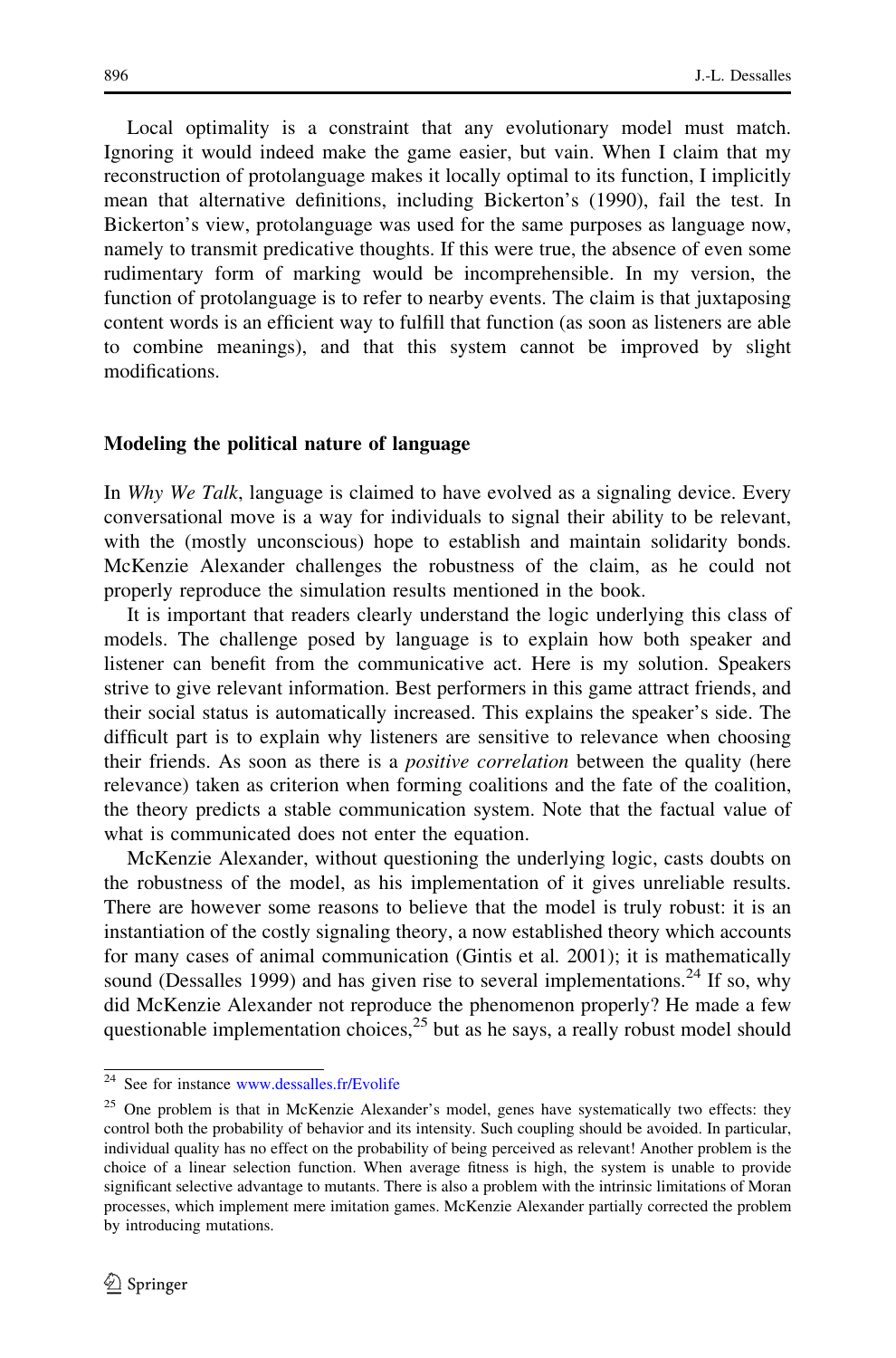Local optimality is a constraint that any evolutionary model must match. Ignoring it would indeed make the game easier, but vain. When I claim that my reconstruction of protolanguage makes it locally optimal to its function, I implicitly mean that alternative definitions, including Bickerton's (1990), fail the test. In Bickerton's view, protolanguage was used for the same purposes as language now, namely to transmit predicative thoughts. If this were true, the absence of even some rudimentary form of marking would be incomprehensible. In my version, the function of protolanguage is to refer to nearby events. The claim is that juxtaposing content words is an efficient way to fulfill that function (as soon as listeners are able to combine meanings), and that this system cannot be improved by slight modifications.

#### Modeling the political nature of language

In *Why We Talk*, language is claimed to have evolved as a signaling device. Every conversational move is a way for individuals to signal their ability to be relevant, with the (mostly unconscious) hope to establish and maintain solidarity bonds. McKenzie Alexander challenges the robustness of the claim, as he could not properly reproduce the simulation results mentioned in the book.

It is important that readers clearly understand the logic underlying this class of models. The challenge posed by language is to explain how both speaker and listener can benefit from the communicative act. Here is my solution. Speakers strive to give relevant information. Best performers in this game attract friends, and their social status is automatically increased. This explains the speaker's side. The difficult part is to explain why listeners are sensitive to relevance when choosing their friends. As soon as there is a *positive correlation* between the quality (here relevance) taken as criterion when forming coalitions and the fate of the coalition, the theory predicts a stable communication system. Note that the factual value of what is communicated does not enter the equation.

McKenzie Alexander, without questioning the underlying logic, casts doubts on the robustness of the model, as his implementation of it gives unreliable results. There are however some reasons to believe that the model is truly robust: it is an instantiation of the costly signaling theory, a now established theory which accounts for many cases of animal communication (Gintis et al. 2001); it is mathematically sound (Dessalles 1999) and has given rise to several implementations.[24] If so, why did McKenzie Alexander not reproduce the phenomenon properly? He made a few questionable implementation choices,[25] but as he says, a really robust model should

---

[24] See for instance www.dessalles.fr/Evolife

[25] One problem is that in McKenzie Alexander's model, genes have systematically two effects: they control both the probability of behavior and its intensity. Such coupling should be avoided. In particular, individual quality has no effect on the probability of being perceived as relevant! Another problem is the choice of a linear selection function. When average fitness is high, the system is unable to provide significant selective advantage to mutants. There is also a problem with the intrinsic limitations of Moran processes, which implement mere imitation games. McKenzie Alexander partially corrected the problem by introducing mutations.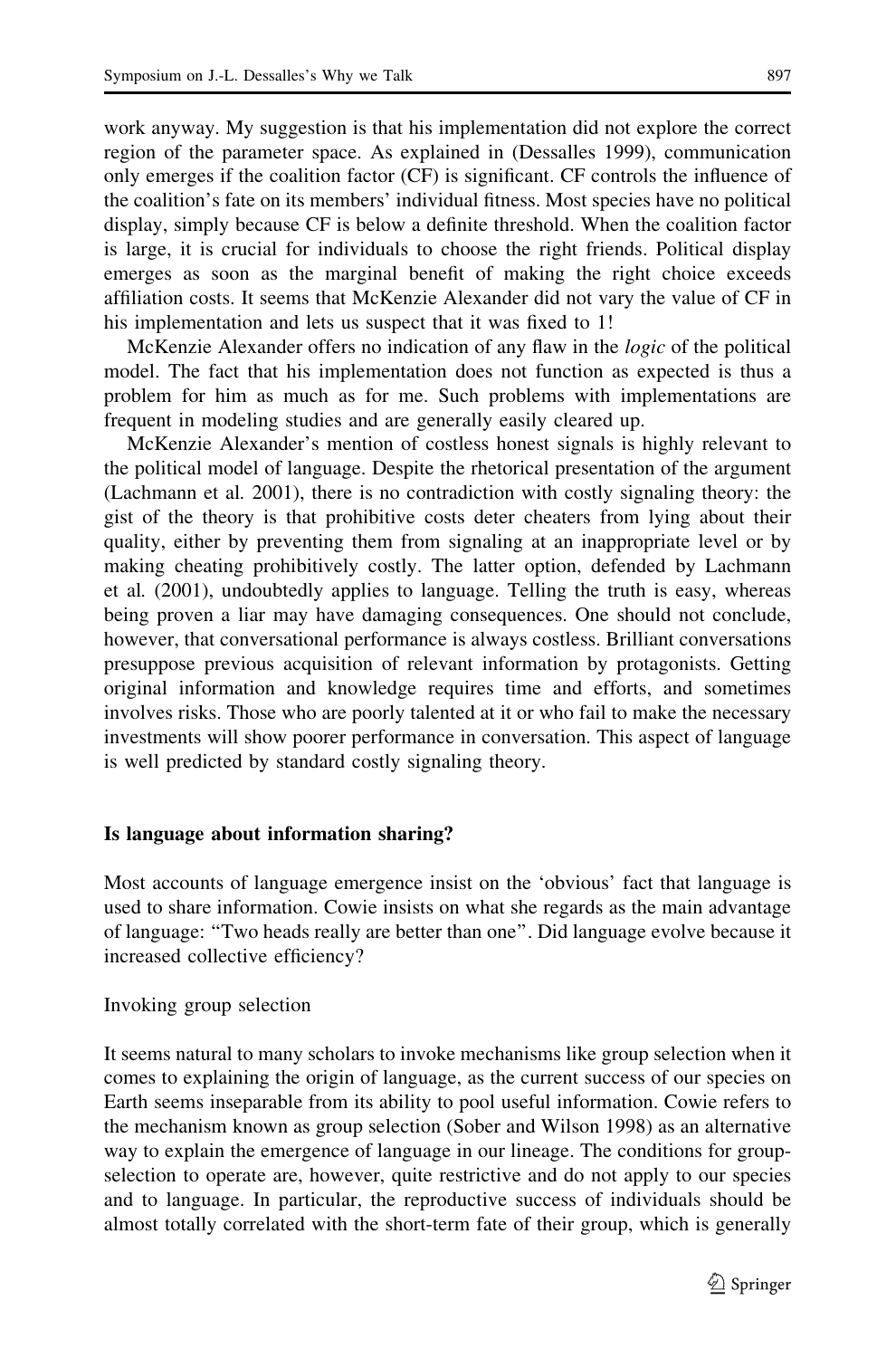work anyway. My suggestion is that his implementation did not explore the correct region of the parameter space. As explained in (Dessalles 1999), communication only emerges if the coalition factor (CF) is significant. CF controls the influence of the coalition's fate on its members' individual fitness. Most species have no political display, simply because CF is below a definite threshold. When the coalition factor is large, it is crucial for individuals to choose the right friends. Political display emerges as soon as the marginal benefit of making the right choice exceeds affiliation costs. It seems that McKenzie Alexander did not vary the value of CF in his implementation and lets us suspect that it was fixed to 1!

McKenzie Alexander offers no indication of any flaw in the *logic* of the political model. The fact that his implementation does not function as expected is thus a problem for him as much as for me. Such problems with implementations are frequent in modeling studies and are generally easily cleared up.

McKenzie Alexander's mention of costless honest signals is highly relevant to the political model of language. Despite the rhetorical presentation of the argument (Lachmann et al. 2001), there is no contradiction with costly signaling theory: the gist of the theory is that prohibitive costs deter cheaters from lying about their quality, either by preventing them from signaling at an inappropriate level or by making cheating prohibitively costly. The latter option, defended by Lachmann et al. (2001), undoubtedly applies to language. Telling the truth is easy, whereas being proven a liar may have damaging consequences. One should not conclude, however, that conversational performance is always costless. Brilliant conversations presuppose previous acquisition of relevant information by protagonists. Getting original information and knowledge requires time and efforts, and sometimes involves risks. Those who are poorly talented at it or who fail to make the necessary investments will show poorer performance in conversation. This aspect of language is well predicted by standard costly signaling theory.

## Is language about information sharing?

Most accounts of language emergence insist on the 'obvious' fact that language is used to share information. Cowie insists on what she regards as the main advantage of language: "Two heads really are better than one". Did language evolve because it increased collective efficiency?

### Invoking group selection

It seems natural to many scholars to invoke mechanisms like group selection when it comes to explaining the origin of language, as the current success of our species on Earth seems inseparable from its ability to pool useful information. Cowie refers to the mechanism known as group selection (Sober and Wilson 1998) as an alternative way to explain the emergence of language in our lineage. The conditions for group-selection to operate are, however, quite restrictive and do not apply to our species and to language. In particular, the reproductive success of individuals should be almost totally correlated with the short-term fate of their group, which is generally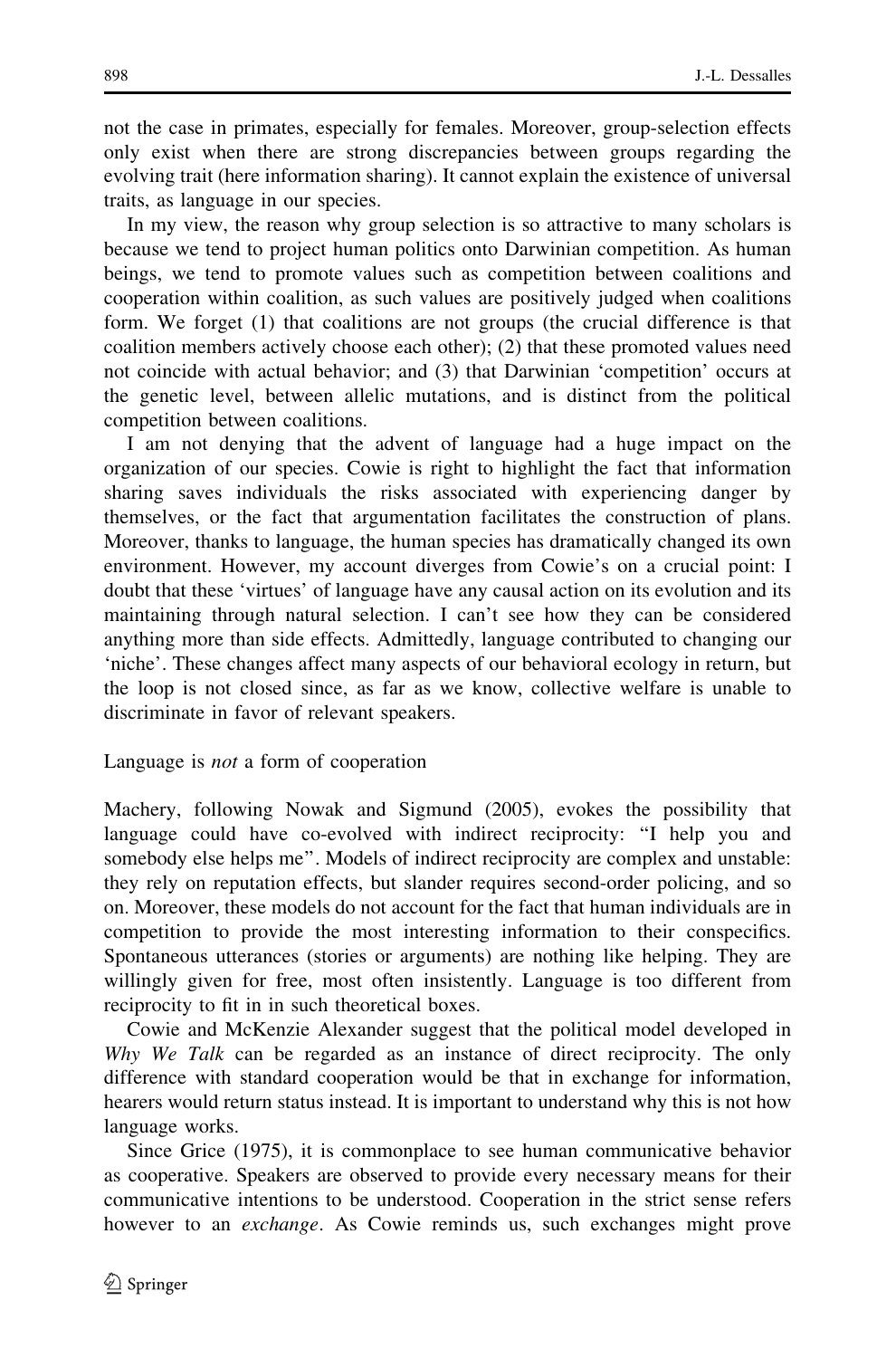not the case in primates, especially for females. Moreover, group-selection effects only exist when there are strong discrepancies between groups regarding the evolving trait (here information sharing). It cannot explain the existence of universal traits, as language in our species.

In my view, the reason why group selection is so attractive to many scholars is because we tend to project human politics onto Darwinian competition. As human beings, we tend to promote values such as competition between coalitions and cooperation within coalition, as such values are positively judged when coalitions form. We forget (1) that coalitions are not groups (the crucial difference is that coalition members actively choose each other); (2) that these promoted values need not coincide with actual behavior; and (3) that Darwinian 'competition' occurs at the genetic level, between allelic mutations, and is distinct from the political competition between coalitions.

I am not denying that the advent of language had a huge impact on the organization of our species. Cowie is right to highlight the fact that information sharing saves individuals the risks associated with experiencing danger by themselves, or the fact that argumentation facilitates the construction of plans. Moreover, thanks to language, the human species has dramatically changed its own environment. However, my account diverges from Cowie's on a crucial point: I doubt that these 'virtues' of language have any causal action on its evolution and its maintaining through natural selection. I can't see how they can be considered anything more than side effects. Admittedly, language contributed to changing our 'niche'. These changes affect many aspects of our behavioral ecology in return, but the loop is not closed since, as far as we know, collective welfare is unable to discriminate in favor of relevant speakers.

## Language is *not* a form of cooperation

Machery, following Nowak and Sigmund (2005), evokes the possibility that language could have co-evolved with indirect reciprocity: "I help you and somebody else helps me". Models of indirect reciprocity are complex and unstable: they rely on reputation effects, but slander requires second-order policing, and so on. Moreover, these models do not account for the fact that human individuals are in competition to provide the most interesting information to their conspecifics. Spontaneous utterances (stories or arguments) are nothing like helping. They are willingly given for free, most often insistently. Language is too different from reciprocity to fit in in such theoretical boxes.

Cowie and McKenzie Alexander suggest that the political model developed in *Why We Talk* can be regarded as an instance of direct reciprocity. The only difference with standard cooperation would be that in exchange for information, hearers would return status instead. It is important to understand why this is not how language works.

Since Grice (1975), it is commonplace to see human communicative behavior as cooperative. Speakers are observed to provide every necessary means for their communicative intentions to be understood. Cooperation in the strict sense refers however to an *exchange*. As Cowie reminds us, such exchanges might prove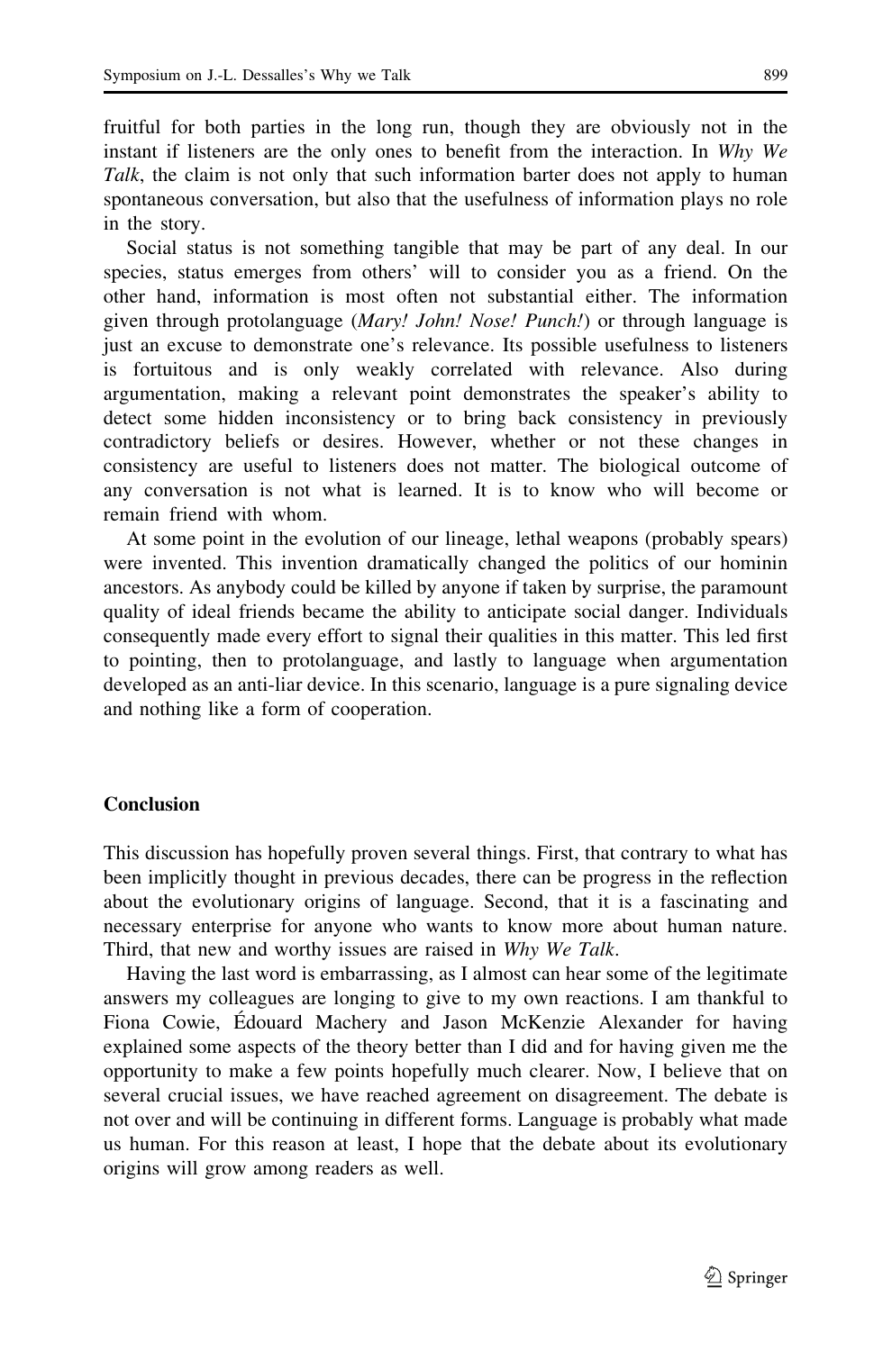fruitful for both parties in the long run, though they are obviously not in the instant if listeners are the only ones to benefit from the interaction. In *Why We Talk*, the claim is not only that such information barter does not apply to human spontaneous conversation, but also that the usefulness of information plays no role in the story.

Social status is not something tangible that may be part of any deal. In our species, status emerges from others' will to consider you as a friend. On the other hand, information is most often not substantial either. The information given through protolanguage (*Mary! John! Nose! Punch!*) or through language is just an excuse to demonstrate one's relevance. Its possible usefulness to listeners is fortuitous and is only weakly correlated with relevance. Also during argumentation, making a relevant point demonstrates the speaker's ability to detect some hidden inconsistency or to bring back consistency in previously contradictory beliefs or desires. However, whether or not these changes in consistency are useful to listeners does not matter. The biological outcome of any conversation is not what is learned. It is to know who will become or remain friend with whom.

At some point in the evolution of our lineage, lethal weapons (probably spears) were invented. This invention dramatically changed the politics of our hominin ancestors. As anybody could be killed by anyone if taken by surprise, the paramount quality of ideal friends became the ability to anticipate social danger. Individuals consequently made every effort to signal their qualities in this matter. This led first to pointing, then to protolanguage, and lastly to language when argumentation developed as an anti-liar device. In this scenario, language is a pure signaling device and nothing like a form of cooperation.

## Conclusion

This discussion has hopefully proven several things. First, that contrary to what has been implicitly thought in previous decades, there can be progress in the reflection about the evolutionary origins of language. Second, that it is a fascinating and necessary enterprise for anyone who wants to know more about human nature. Third, that new and worthy issues are raised in *Why We Talk*.

Having the last word is embarrassing, as I almost can hear some of the legitimate answers my colleagues are longing to give to my own reactions. I am thankful to Fiona Cowie, Édouard Machery and Jason McKenzie Alexander for having explained some aspects of the theory better than I did and for having given me the opportunity to make a few points hopefully much clearer. Now, I believe that on several crucial issues, we have reached agreement on disagreement. The debate is not over and will be continuing in different forms. Language is probably what made us human. For this reason at least, I hope that the debate about its evolutionary origins will grow among readers as well.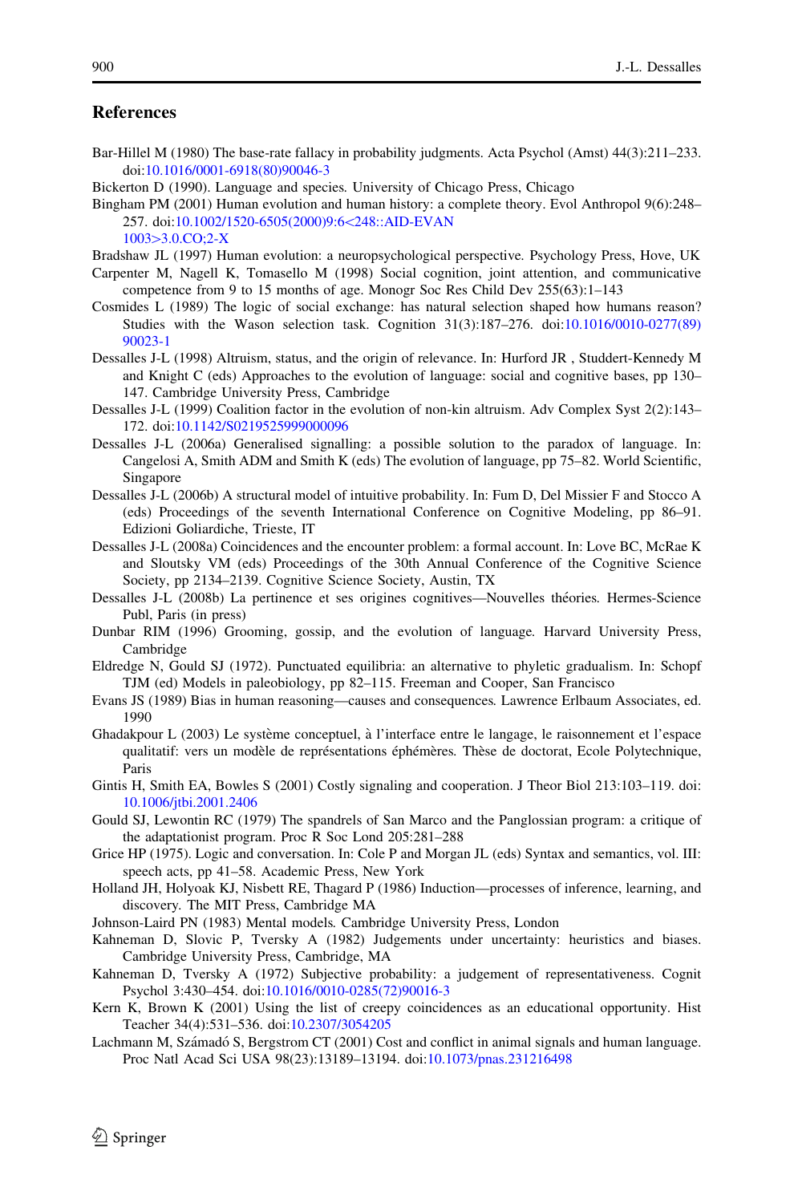## References

Bar-Hillel M (1980) The base-rate fallacy in probability judgments. Acta Psychol (Amst) 44(3):211–233. doi:10.1016/0001-6918(80)90046-3

Bickerton D (1990). Language and species. University of Chicago Press, Chicago

Bingham PM (2001) Human evolution and human history: a complete theory. Evol Anthropol 9(6):248–257. doi:10.1002/1520-6505(2000)9:6<248::AID-EVAN1003>3.0.CO;2-X

Bradshaw JL (1997) Human evolution: a neuropsychological perspective. Psychology Press, Hove, UK

Carpenter M, Nagell K, Tomasello M (1998) Social cognition, joint attention, and communicative competence from 9 to 15 months of age. Monogr Soc Res Child Dev 255(63):1–143

Cosmides L (1989) The logic of social exchange: has natural selection shaped how humans reason? Studies with the Wason selection task. Cognition 31(3):187–276. doi:10.1016/0010-0277(89)90023-1

Dessalles J-L (1998) Altruism, status, and the origin of relevance. In: Hurford JR , Studdert-Kennedy M and Knight C (eds) Approaches to the evolution of language: social and cognitive bases, pp 130–147. Cambridge University Press, Cambridge

Dessalles J-L (1999) Coalition factor in the evolution of non-kin altruism. Adv Complex Syst 2(2):143–172. doi:10.1142/S0219525999000096

Dessalles J-L (2006a) Generalised signalling: a possible solution to the paradox of language. In: Cangelosi A, Smith ADM and Smith K (eds) The evolution of language, pp 75–82. World Scientific, Singapore

Dessalles J-L (2006b) A structural model of intuitive probability. In: Fum D, Del Missier F and Stocco A (eds) Proceedings of the seventh International Conference on Cognitive Modeling, pp 86–91. Edizioni Goliardiche, Trieste, IT

Dessalles J-L (2008a) Coincidences and the encounter problem: a formal account. In: Love BC, McRae K and Sloutsky VM (eds) Proceedings of the 30th Annual Conference of the Cognitive Science Society, pp 2134–2139. Cognitive Science Society, Austin, TX

Dessalles J-L (2008b) La pertinence et ses origines cognitives—Nouvelles théories. Hermes-Science Publ, Paris (in press)

Dunbar RIM (1996) Grooming, gossip, and the evolution of language. Harvard University Press, Cambridge

Eldredge N, Gould SJ (1972). Punctuated equilibria: an alternative to phyletic gradualism. In: Schopf TJM (ed) Models in paleobiology, pp 82–115. Freeman and Cooper, San Francisco

Evans JS (1989) Bias in human reasoning—causes and consequences. Lawrence Erlbaum Associates, ed. 1990

Ghadakpour L (2003) Le système conceptuel, à l'interface entre le langage, le raisonnement et l'espace qualitatif: vers un modèle de représentations éphémères. Thèse de doctorat, Ecole Polytechnique, Paris

Gintis H, Smith EA, Bowles S (2001) Costly signaling and cooperation. J Theor Biol 213:103–119. doi:10.1006/jtbi.2001.2406

Gould SJ, Lewontin RC (1979) The spandrels of San Marco and the Panglossian program: a critique of the adaptationist program. Proc R Soc Lond 205:281–288

Grice HP (1975). Logic and conversation. In: Cole P and Morgan JL (eds) Syntax and semantics, vol. III: speech acts, pp 41–58. Academic Press, New York

Holland JH, Holyoak KJ, Nisbett RE, Thagard P (1986) Induction—processes of inference, learning, and discovery. The MIT Press, Cambridge MA

Johnson-Laird PN (1983) Mental models. Cambridge University Press, London

Kahneman D, Slovic P, Tversky A (1982) Judgements under uncertainty: heuristics and biases. Cambridge University Press, Cambridge, MA

Kahneman D, Tversky A (1972) Subjective probability: a judgement of representativeness. Cognit Psychol 3:430–454. doi:10.1016/0010-0285(72)90016-3

Kern K, Brown K (2001) Using the list of creepy coincidences as an educational opportunity. Hist Teacher 34(4):531–536. doi:10.2307/3054205

Lachmann M, Számadó S, Bergstrom CT (2001) Cost and conflict in animal signals and human language. Proc Natl Acad Sci USA 98(23):13189–13194. doi:10.1073/pnas.231216498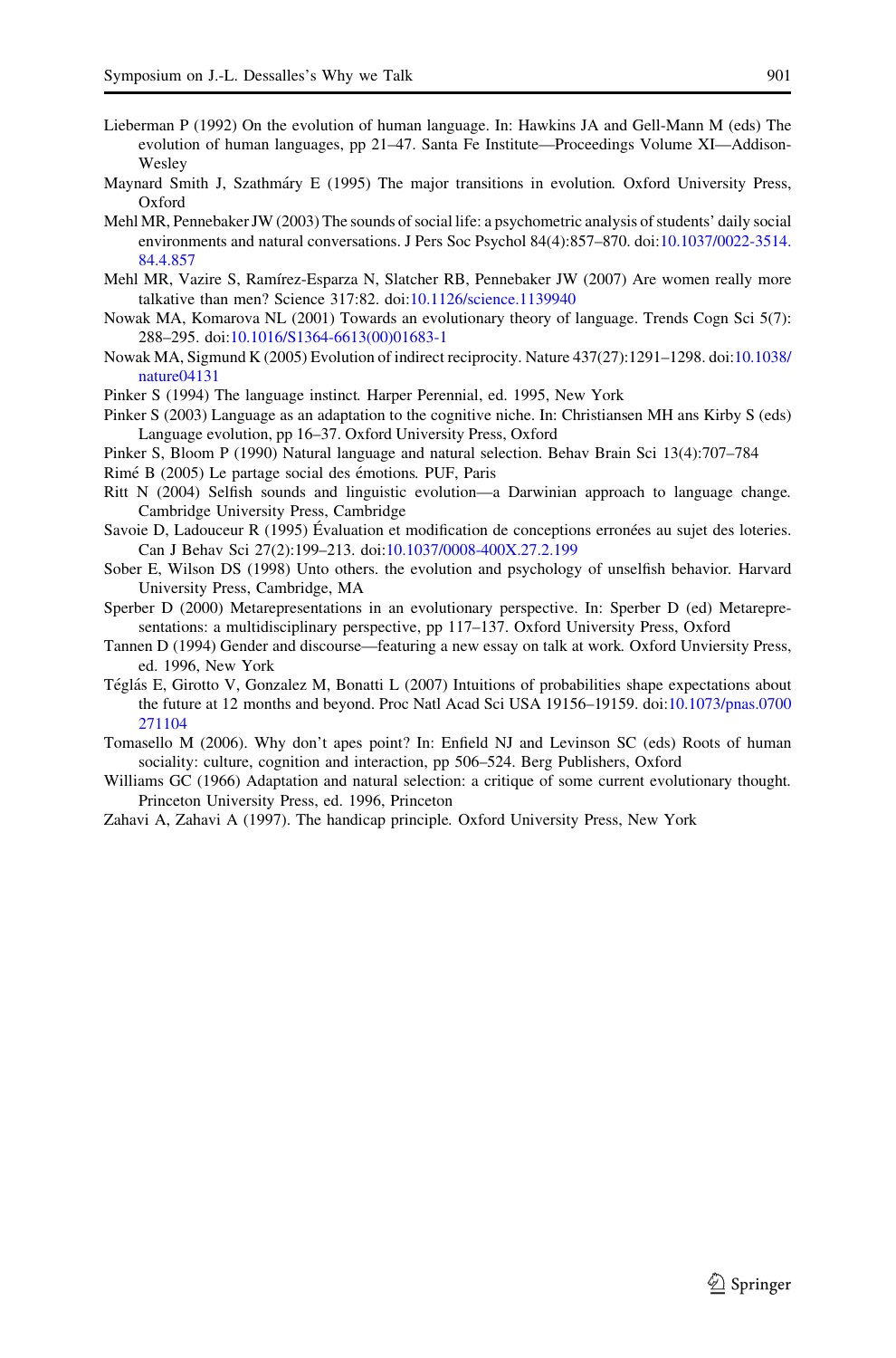Lieberman P (1992) On the evolution of human language. In: Hawkins JA and Gell-Mann M (eds) The evolution of human languages, pp 21–47. Santa Fe Institute—Proceedings Volume XI—Addison-Wesley

Maynard Smith J, Szathmáry E (1995) The major transitions in evolution. Oxford University Press, Oxford

Mehl MR, Pennebaker JW (2003) The sounds of social life: a psychometric analysis of students' daily social environments and natural conversations. J Pers Soc Psychol 84(4):857–870. doi:10.1037/0022-3514.84.4.857

Mehl MR, Vazire S, Ramírez-Esparza N, Slatcher RB, Pennebaker JW (2007) Are women really more talkative than men? Science 317:82. doi:10.1126/science.1139940

Nowak MA, Komarova NL (2001) Towards an evolutionary theory of language. Trends Cogn Sci 5(7): 288–295. doi:10.1016/S1364-6613(00)01683-1

Nowak MA, Sigmund K (2005) Evolution of indirect reciprocity. Nature 437(27):1291–1298. doi:10.1038/nature04131

Pinker S (1994) The language instinct. Harper Perennial, ed. 1995, New York

Pinker S (2003) Language as an adaptation to the cognitive niche. In: Christiansen MH ans Kirby S (eds) Language evolution, pp 16–37. Oxford University Press, Oxford

Pinker S, Bloom P (1990) Natural language and natural selection. Behav Brain Sci 13(4):707–784

Rimé B (2005) Le partage social des émotions. PUF, Paris

Ritt N (2004) Selfish sounds and linguistic evolution—a Darwinian approach to language change. Cambridge University Press, Cambridge

Savoie D, Ladouceur R (1995) Évaluation et modification de conceptions erronées au sujet des loteries. Can J Behav Sci 27(2):199–213. doi:10.1037/0008-400X.27.2.199

Sober E, Wilson DS (1998) Unto others. the evolution and psychology of unselfish behavior. Harvard University Press, Cambridge, MA

Sperber D (2000) Metarepresentations in an evolutionary perspective. In: Sperber D (ed) Metarepresentations: a multidisciplinary perspective, pp 117–137. Oxford University Press, Oxford

Tannen D (1994) Gender and discourse—featuring a new essay on talk at work. Oxford Unviersity Press, ed. 1996, New York

Téglás E, Girotto V, Gonzalez M, Bonatti L (2007) Intuitions of probabilities shape expectations about the future at 12 months and beyond. Proc Natl Acad Sci USA 19156–19159. doi:10.1073/pnas.0700271104

Tomasello M (2006). Why don't apes point? In: Enfield NJ and Levinson SC (eds) Roots of human sociality: culture, cognition and interaction, pp 506–524. Berg Publishers, Oxford

Williams GC (1966) Adaptation and natural selection: a critique of some current evolutionary thought. Princeton University Press, ed. 1996, Princeton

Zahavi A, Zahavi A (1997). The handicap principle. Oxford University Press, New York